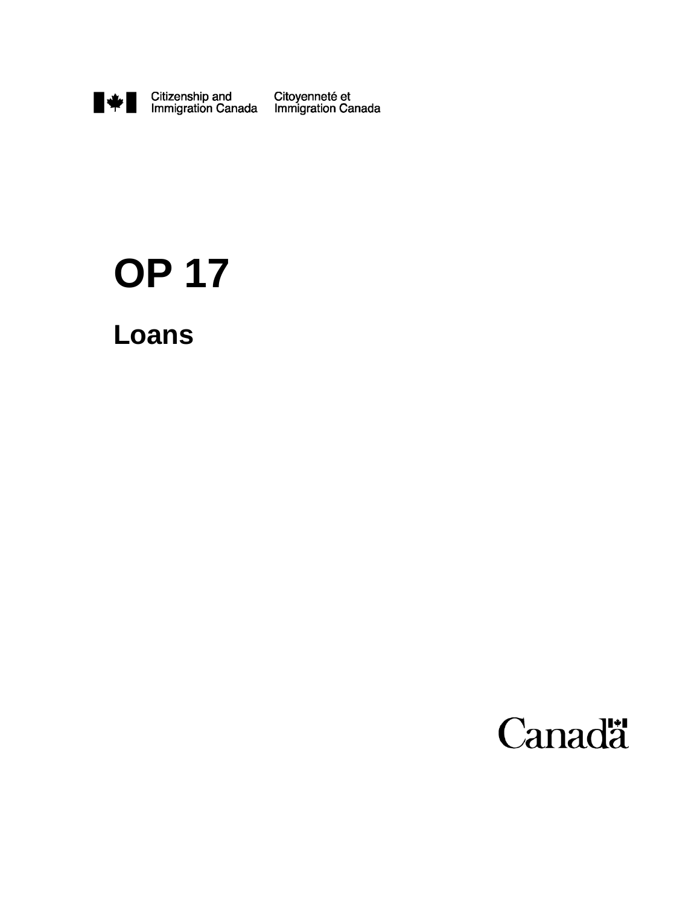Citizenship and Immigration Canada    Citoyenneté et Immigration Canada

# OP 17

## Loans

Canada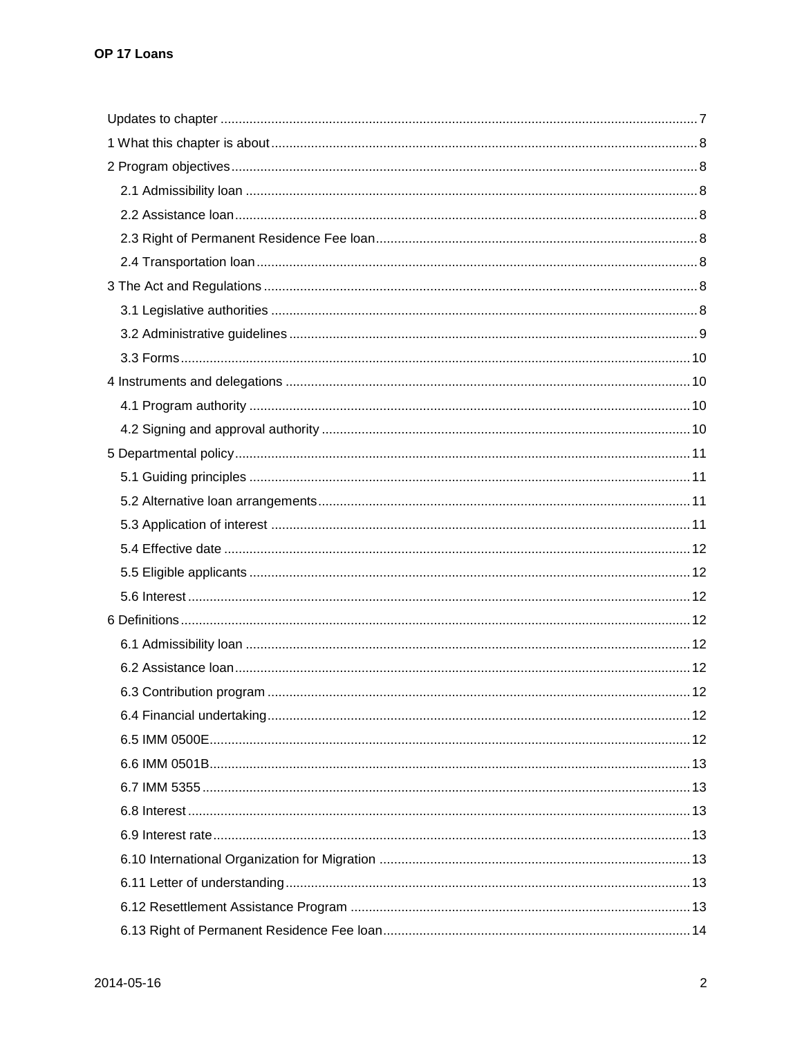Updates to chapter ... 7

1 What this chapter is about ... 8

2 Program objectives ... 8

- 2.1 Admissibility loan ... 8
- 2.2 Assistance loan ... 8
- 2.3 Right of Permanent Residence Fee loan ... 8
- 2.4 Transportation loan ... 8

3 The Act and Regulations ... 8

- 3.1 Legislative authorities ... 8
- 3.2 Administrative guidelines ... 9
- 3.3 Forms ... 10

4 Instruments and delegations ... 10

- 4.1 Program authority ... 10
- 4.2 Signing and approval authority ... 10

5 Departmental policy ... 11

- 5.1 Guiding principles ... 11
- 5.2 Alternative loan arrangements ... 11
- 5.3 Application of interest ... 11
- 5.4 Effective date ... 12
- 5.5 Eligible applicants ... 12
- 5.6 Interest ... 12

6 Definitions ... 12

- 6.1 Admissibility loan ... 12
- 6.2 Assistance loan ... 12
- 6.3 Contribution program ... 12
- 6.4 Financial undertaking ... 12
- 6.5 IMM 0500E ... 12
- 6.6 IMM 0501B ... 13
- 6.7 IMM 5355 ... 13
- 6.8 Interest ... 13
- 6.9 Interest rate ... 13
- 6.10 International Organization for Migration ... 13
- 6.11 Letter of understanding ... 13
- 6.12 Resettlement Assistance Program ... 13
- 6.13 Right of Permanent Residence Fee loan ... 14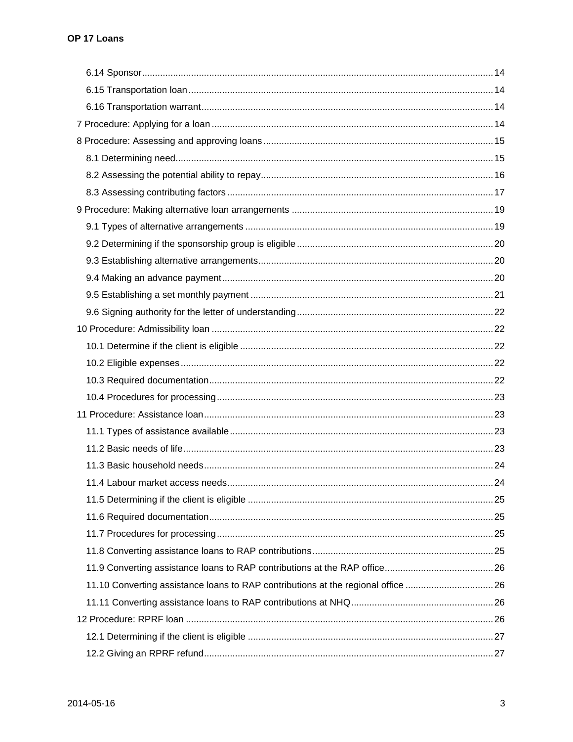6.14 Sponsor ... 14
6.15 Transportation loan ... 14
6.16 Transportation warrant ... 14
7 Procedure: Applying for a loan ... 14
8 Procedure: Assessing and approving loans ... 15
8.1 Determining need ... 15
8.2 Assessing the potential ability to repay ... 16
8.3 Assessing contributing factors ... 17
9 Procedure: Making alternative loan arrangements ... 19
9.1 Types of alternative arrangements ... 19
9.2 Determining if the sponsorship group is eligible ... 20
9.3 Establishing alternative arrangements ... 20
9.4 Making an advance payment ... 20
9.5 Establishing a set monthly payment ... 21
9.6 Signing authority for the letter of understanding ... 22
10 Procedure: Admissibility loan ... 22
10.1 Determine if the client is eligible ... 22
10.2 Eligible expenses ... 22
10.3 Required documentation ... 22
10.4 Procedures for processing ... 23
11 Procedure: Assistance loan ... 23
11.1 Types of assistance available ... 23
11.2 Basic needs of life ... 23
11.3 Basic household needs ... 24
11.4 Labour market access needs ... 24
11.5 Determining if the client is eligible ... 25
11.6 Required documentation ... 25
11.7 Procedures for processing ... 25
11.8 Converting assistance loans to RAP contributions ... 25
11.9 Converting assistance loans to RAP contributions at the RAP office ... 26
11.10 Converting assistance loans to RAP contributions at the regional office ... 26
11.11 Converting assistance loans to RAP contributions at NHQ ... 26
12 Procedure: RPRF loan ... 26
12.1 Determining if the client is eligible ... 27
12.2 Giving an RPRF refund ... 27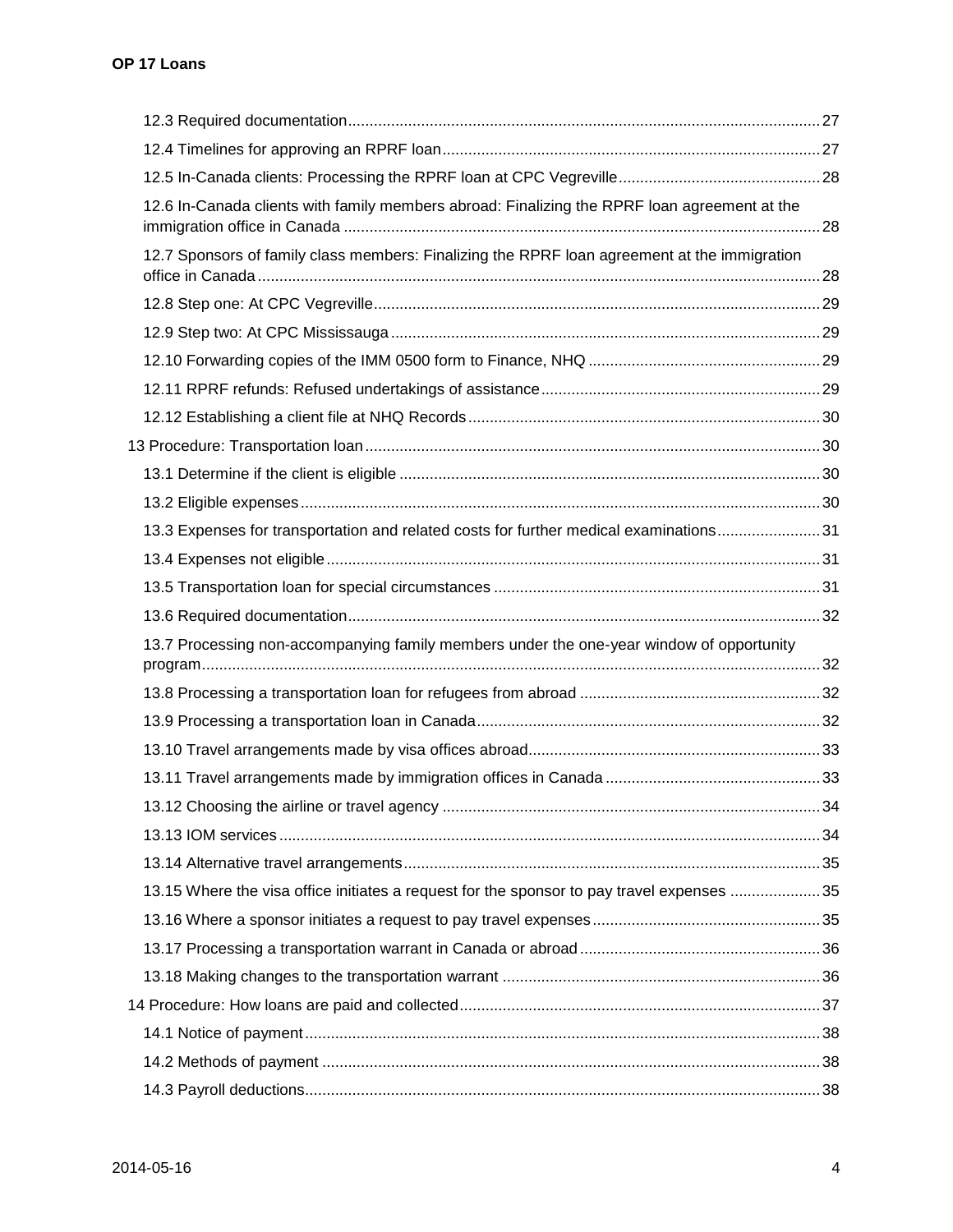12.3 Required documentation ... 27

12.4 Timelines for approving an RPRF loan ... 27

12.5 In-Canada clients: Processing the RPRF loan at CPC Vegreville ... 28

12.6 In-Canada clients with family members abroad: Finalizing the RPRF loan agreement at the immigration office in Canada ... 28

12.7 Sponsors of family class members: Finalizing the RPRF loan agreement at the immigration office in Canada ... 28

12.8 Step one: At CPC Vegreville ... 29

12.9 Step two: At CPC Mississauga ... 29

12.10 Forwarding copies of the IMM 0500 form to Finance, NHQ ... 29

12.11 RPRF refunds: Refused undertakings of assistance ... 29

12.12 Establishing a client file at NHQ Records ... 30

13 Procedure: Transportation loan ... 30

13.1 Determine if the client is eligible ... 30

13.2 Eligible expenses ... 30

13.3 Expenses for transportation and related costs for further medical examinations ... 31

13.4 Expenses not eligible ... 31

13.5 Transportation loan for special circumstances ... 31

13.6 Required documentation ... 32

13.7 Processing non-accompanying family members under the one-year window of opportunity program ... 32

13.8 Processing a transportation loan for refugees from abroad ... 32

13.9 Processing a transportation loan in Canada ... 32

13.10 Travel arrangements made by visa offices abroad ... 33

13.11 Travel arrangements made by immigration offices in Canada ... 33

13.12 Choosing the airline or travel agency ... 34

13.13 IOM services ... 34

13.14 Alternative travel arrangements ... 35

13.15 Where the visa office initiates a request for the sponsor to pay travel expenses ... 35

13.16 Where a sponsor initiates a request to pay travel expenses ... 35

13.17 Processing a transportation warrant in Canada or abroad ... 36

13.18 Making changes to the transportation warrant ... 36

14 Procedure: How loans are paid and collected ... 37

14.1 Notice of payment ... 38

14.2 Methods of payment ... 38

14.3 Payroll deductions ... 38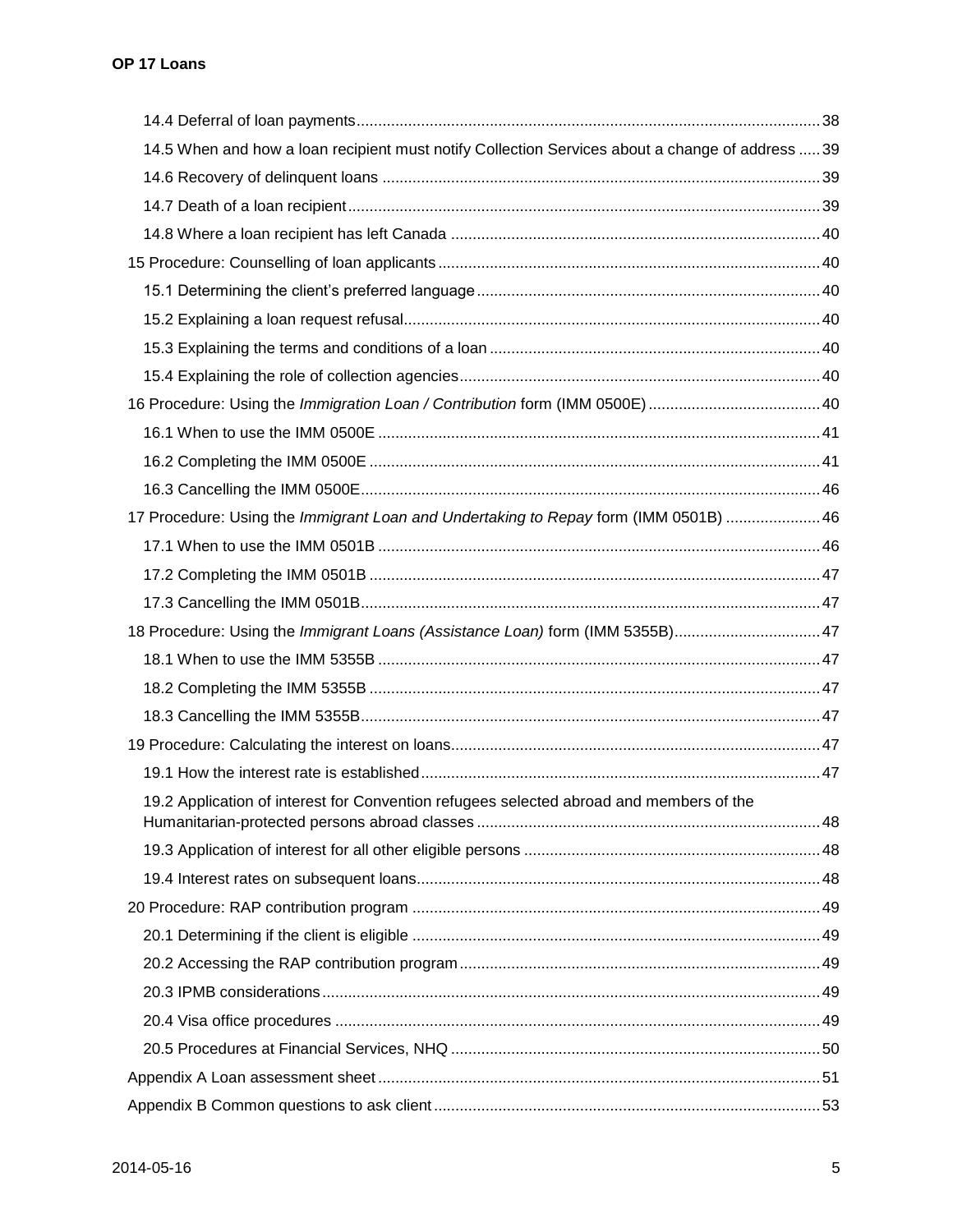14.4 Deferral of loan payments ........................................................................................................ 38

14.5 When and how a loan recipient must notify Collection Services about a change of address ..... 39

14.6 Recovery of delinquent loans .................................................................................................... 39

14.7 Death of a loan recipient ........................................................................................................... 39

14.8 Where a loan recipient has left Canada .................................................................................... 40

15 Procedure: Counselling of loan applicants ..................................................................................... 40

15.1 Determining the client's preferred language .............................................................................. 40

15.2 Explaining a loan request refusal ............................................................................................... 40

15.3 Explaining the terms and conditions of a loan ........................................................................... 40

15.4 Explaining the role of collection agencies .................................................................................. 40

16 Procedure: Using the *Immigration Loan / Contribution* form (IMM 0500E) ........................................ 40

16.1 When to use the IMM 0500E ..................................................................................................... 41

16.2 Completing the IMM 0500E ....................................................................................................... 41

16.3 Cancelling the IMM 0500E ......................................................................................................... 46

17 Procedure: Using the *Immigrant Loan and Undertaking to Repay* form (IMM 0501B) ...................... 46

17.1 When to use the IMM 0501B ..................................................................................................... 46

17.2 Completing the IMM 0501B ....................................................................................................... 47

17.3 Cancelling the IMM 0501B ......................................................................................................... 47

18 Procedure: Using the *Immigrant Loans (Assistance Loan)* form (IMM 5355B) .................................. 47

18.1 When to use the IMM 5355B ..................................................................................................... 47

18.2 Completing the IMM 5355B ....................................................................................................... 47

18.3 Cancelling the IMM 5355B ......................................................................................................... 47

19 Procedure: Calculating the interest on loans .................................................................................... 47

19.1 How the interest rate is established ........................................................................................... 47

19.2 Application of interest for Convention refugees selected abroad and members of the Humanitarian-protected persons abroad classes ............................................................................... 48

19.3 Application of interest for all other eligible persons .................................................................... 48

19.4 Interest rates on subsequent loans ............................................................................................. 48

20 Procedure: RAP contribution program ............................................................................................. 49

20.1 Determining if the client is eligible .............................................................................................. 49

20.2 Accessing the RAP contribution program ................................................................................... 49

20.3 IPMB considerations ................................................................................................................... 49

20.4 Visa office procedures ............................................................................................................... 49

20.5 Procedures at Financial Services, NHQ ..................................................................................... 50

Appendix A Loan assessment sheet ..................................................................................................... 51

Appendix B Common questions to ask client ........................................................................................ 53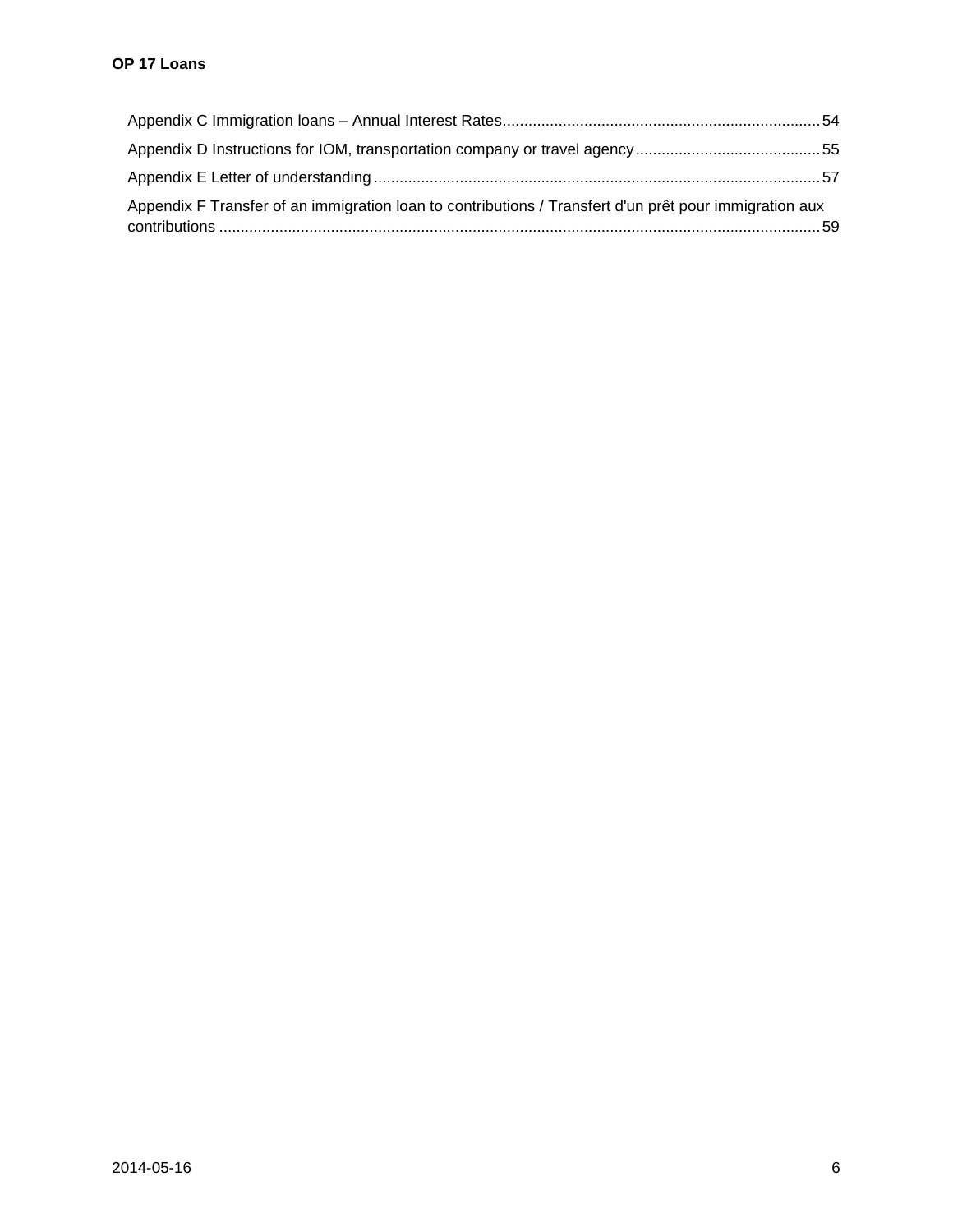Appendix C Immigration loans – Annual Interest Rates ........ 54

Appendix D Instructions for IOM, transportation company or travel agency ........ 55

Appendix E Letter of understanding ........ 57

Appendix F Transfer of an immigration loan to contributions / Transfert d'un prêt pour immigration aux contributions ........ 59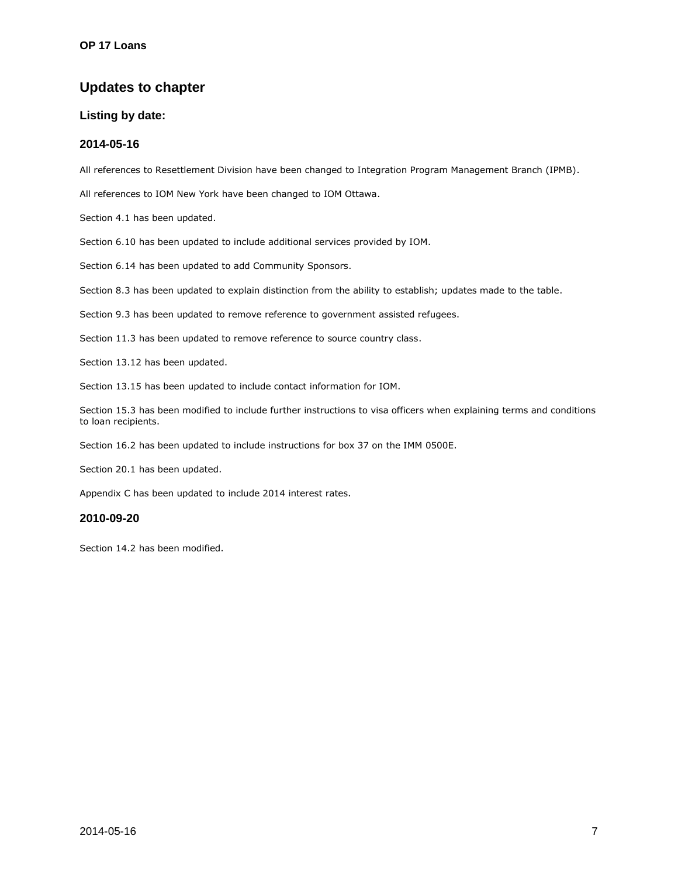# Updates to chapter

## Listing by date:

### 2014-05-16

All references to Resettlement Division have been changed to Integration Program Management Branch (IPMB).

All references to IOM New York have been changed to IOM Ottawa.

Section 4.1 has been updated.

Section 6.10 has been updated to include additional services provided by IOM.

Section 6.14 has been updated to add Community Sponsors.

Section 8.3 has been updated to explain distinction from the ability to establish; updates made to the table.

Section 9.3 has been updated to remove reference to government assisted refugees.

Section 11.3 has been updated to remove reference to source country class.

Section 13.12 has been updated.

Section 13.15 has been updated to include contact information for IOM.

Section 15.3 has been modified to include further instructions to visa officers when explaining terms and conditions to loan recipients.

Section 16.2 has been updated to include instructions for box 37 on the IMM 0500E.

Section 20.1 has been updated.

Appendix C has been updated to include 2014 interest rates.

### 2010-09-20

Section 14.2 has been modified.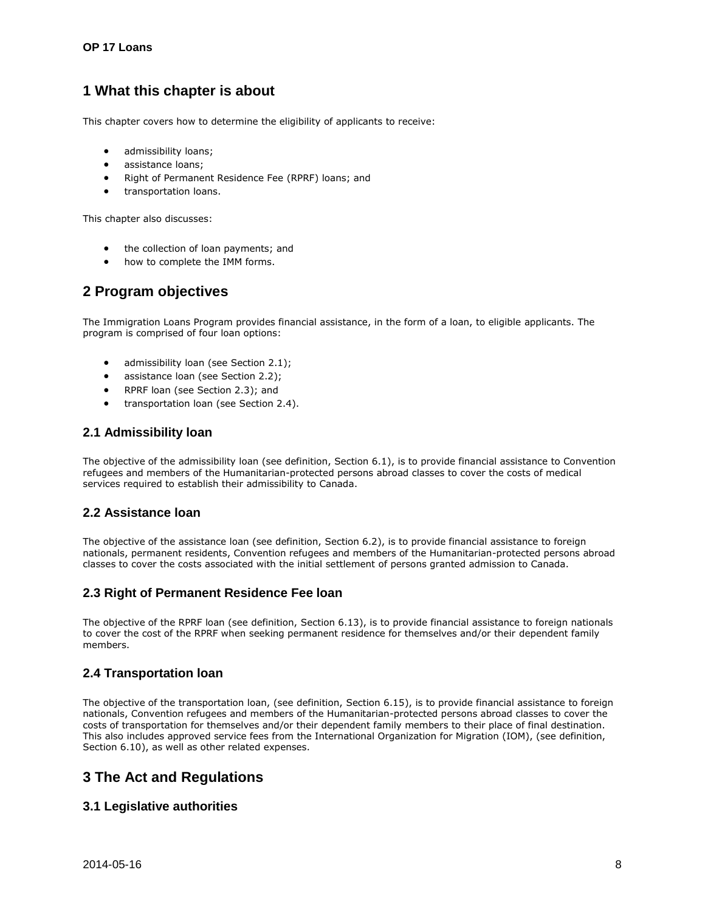# 1 What this chapter is about

This chapter covers how to determine the eligibility of applicants to receive:

- admissibility loans;
- assistance loans;
- Right of Permanent Residence Fee (RPRF) loans; and
- transportation loans.

This chapter also discusses:

- the collection of loan payments; and
- how to complete the IMM forms.

# 2 Program objectives

The Immigration Loans Program provides financial assistance, in the form of a loan, to eligible applicants. The program is comprised of four loan options:

- admissibility loan (see Section 2.1);
- assistance loan (see Section 2.2);
- RPRF loan (see Section 2.3); and
- transportation loan (see Section 2.4).

## 2.1 Admissibility loan

The objective of the admissibility loan (see definition, Section 6.1), is to provide financial assistance to Convention refugees and members of the Humanitarian-protected persons abroad classes to cover the costs of medical services required to establish their admissibility to Canada.

## 2.2 Assistance loan

The objective of the assistance loan (see definition, Section 6.2), is to provide financial assistance to foreign nationals, permanent residents, Convention refugees and members of the Humanitarian-protected persons abroad classes to cover the costs associated with the initial settlement of persons granted admission to Canada.

## 2.3 Right of Permanent Residence Fee loan

The objective of the RPRF loan (see definition, Section 6.13), is to provide financial assistance to foreign nationals to cover the cost of the RPRF when seeking permanent residence for themselves and/or their dependent family members.

## 2.4 Transportation loan

The objective of the transportation loan, (see definition, Section 6.15), is to provide financial assistance to foreign nationals, Convention refugees and members of the Humanitarian-protected persons abroad classes to cover the costs of transportation for themselves and/or their dependent family members to their place of final destination. This also includes approved service fees from the International Organization for Migration (IOM), (see definition, Section 6.10), as well as other related expenses.

# 3 The Act and Regulations

## 3.1 Legislative authorities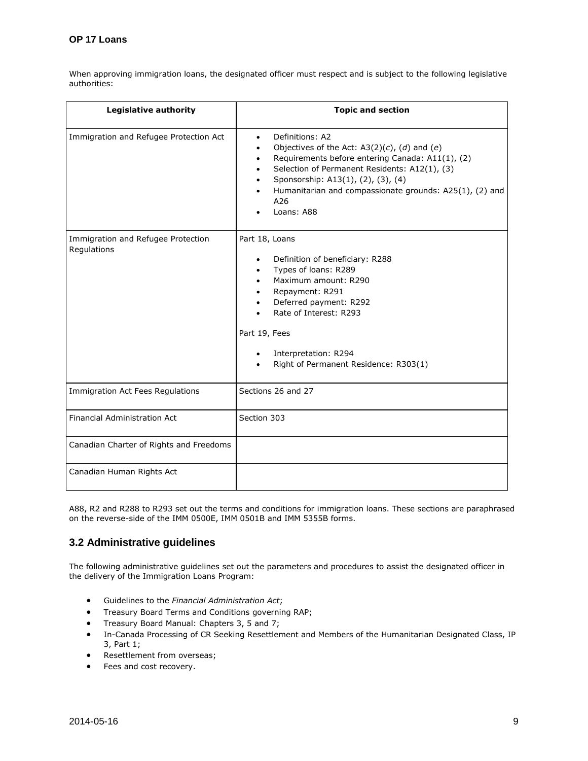When approving immigration loans, the designated officer must respect and is subject to the following legislative authorities:

| Legislative authority | Topic and section |
| --- | --- |
| Immigration and Refugee Protection Act | • Definitions: A2<br>• Objectives of the Act: A3(2)(*c*), (*d*) and (*e*)<br>• Requirements before entering Canada: A11(1), (2)<br>• Selection of Permanent Residents: A12(1), (3)<br>• Sponsorship: A13(1), (2), (3), (4)<br>• Humanitarian and compassionate grounds: A25(1), (2) and A26<br>• Loans: A88 |
| Immigration and Refugee Protection Regulations | Part 18, Loans<br>• Definition of beneficiary: R288<br>• Types of loans: R289<br>• Maximum amount: R290<br>• Repayment: R291<br>• Deferred payment: R292<br>• Rate of Interest: R293<br>Part 19, Fees<br>• Interpretation: R294<br>• Right of Permanent Residence: R303(1) |
| Immigration Act Fees Regulations | Sections 26 and 27 |
| Financial Administration Act | Section 303 |
| Canadian Charter of Rights and Freedoms | |
| Canadian Human Rights Act | |

A88, R2 and R288 to R293 set out the terms and conditions for immigration loans. These sections are paraphrased on the reverse-side of the IMM 0500E, IMM 0501B and IMM 5355B forms.

## 3.2 Administrative guidelines

The following administrative guidelines set out the parameters and procedures to assist the designated officer in the delivery of the Immigration Loans Program:

- Guidelines to the *Financial Administration Act*;
- Treasury Board Terms and Conditions governing RAP;
- Treasury Board Manual: Chapters 3, 5 and 7;
- In-Canada Processing of CR Seeking Resettlement and Members of the Humanitarian Designated Class, IP 3, Part 1;
- Resettlement from overseas;
- Fees and cost recovery.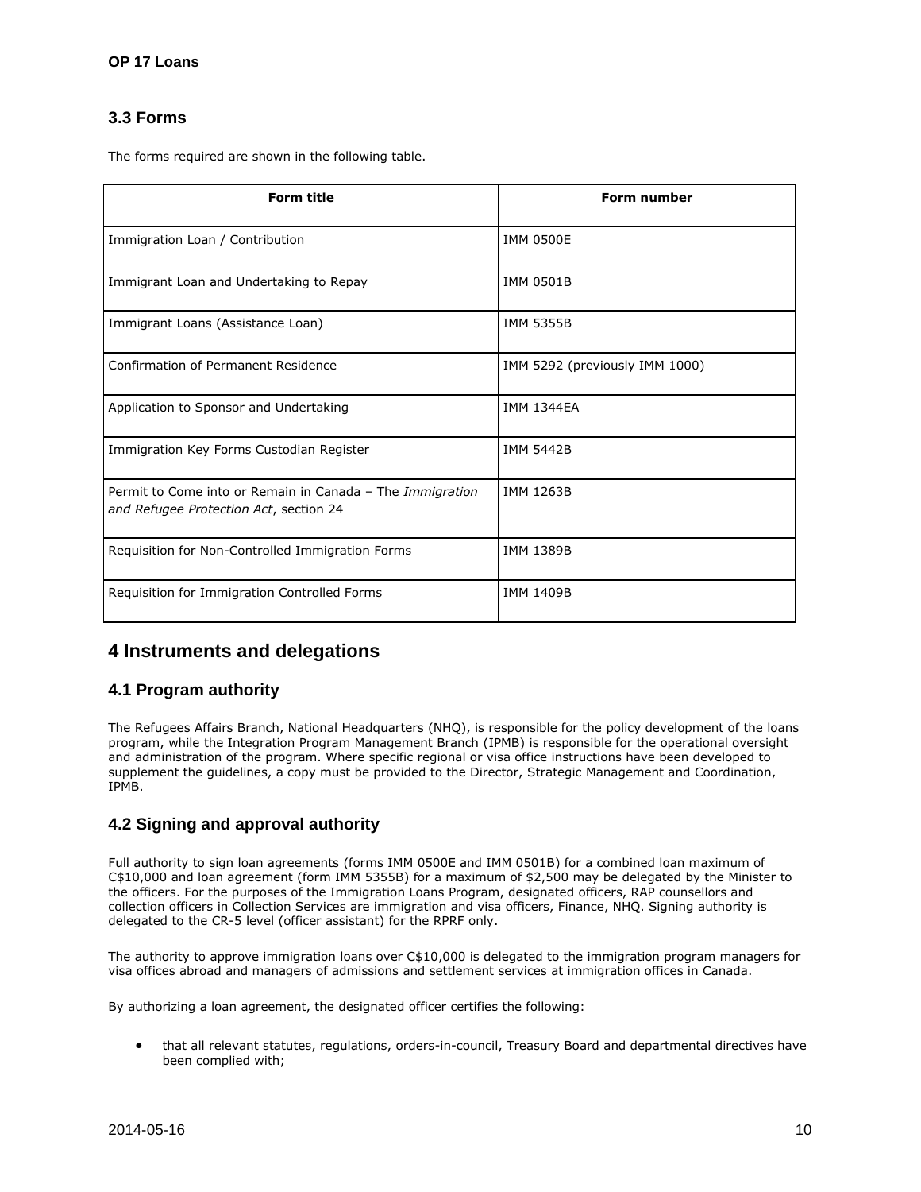### 3.3 Forms

The forms required are shown in the following table.

| Form title | Form number |
| --- | --- |
| Immigration Loan / Contribution | IMM 0500E |
| Immigrant Loan and Undertaking to Repay | IMM 0501B |
| Immigrant Loans (Assistance Loan) | IMM 5355B |
| Confirmation of Permanent Residence | IMM 5292 (previously IMM 1000) |
| Application to Sponsor and Undertaking | IMM 1344EA |
| Immigration Key Forms Custodian Register | IMM 5442B |
| Permit to Come into or Remain in Canada – The *Immigration and Refugee Protection Act*, section 24 | IMM 1263B |
| Requisition for Non-Controlled Immigration Forms | IMM 1389B |
| Requisition for Immigration Controlled Forms | IMM 1409B |

## 4 Instruments and delegations

### 4.1 Program authority

The Refugees Affairs Branch, National Headquarters (NHQ), is responsible for the policy development of the loans program, while the Integration Program Management Branch (IPMB) is responsible for the operational oversight and administration of the program. Where specific regional or visa office instructions have been developed to supplement the guidelines, a copy must be provided to the Director, Strategic Management and Coordination, IPMB.

### 4.2 Signing and approval authority

Full authority to sign loan agreements (forms IMM 0500E and IMM 0501B) for a combined loan maximum of C$10,000 and loan agreement (form IMM 5355B) for a maximum of $2,500 may be delegated by the Minister to the officers. For the purposes of the Immigration Loans Program, designated officers, RAP counsellors and collection officers in Collection Services are immigration and visa officers, Finance, NHQ. Signing authority is delegated to the CR-5 level (officer assistant) for the RPRF only.

The authority to approve immigration loans over C$10,000 is delegated to the immigration program managers for visa offices abroad and managers of admissions and settlement services at immigration offices in Canada.

By authorizing a loan agreement, the designated officer certifies the following:

- that all relevant statutes, regulations, orders-in-council, Treasury Board and departmental directives have been complied with;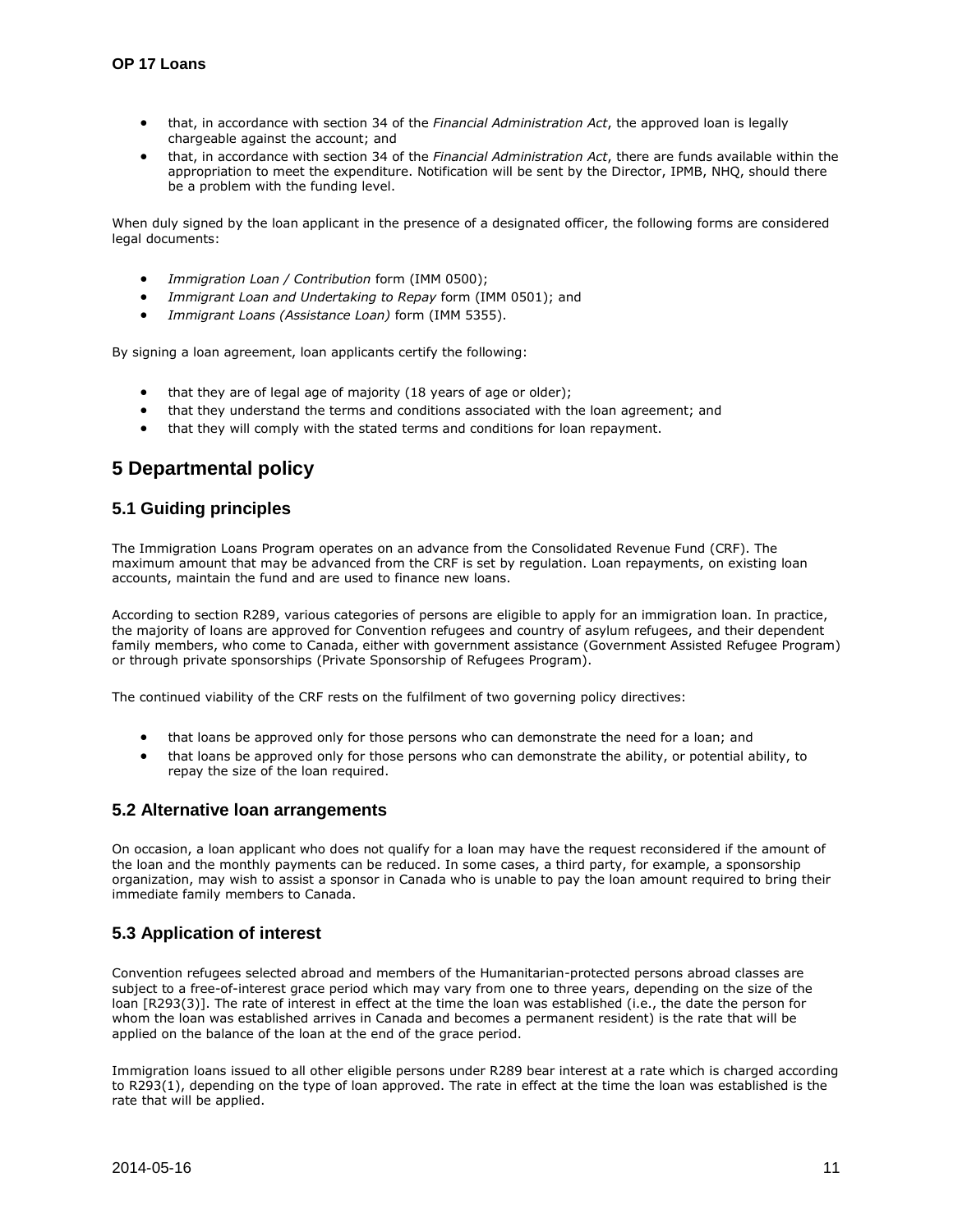- that, in accordance with section 34 of the *Financial Administration Act*, the approved loan is legally chargeable against the account; and
- that, in accordance with section 34 of the *Financial Administration Act*, there are funds available within the appropriation to meet the expenditure. Notification will be sent by the Director, IPMB, NHQ, should there be a problem with the funding level.

When duly signed by the loan applicant in the presence of a designated officer, the following forms are considered legal documents:

- *Immigration Loan / Contribution* form (IMM 0500);
- *Immigrant Loan and Undertaking to Repay* form (IMM 0501); and
- *Immigrant Loans (Assistance Loan)* form (IMM 5355).

By signing a loan agreement, loan applicants certify the following:

- that they are of legal age of majority (18 years of age or older);
- that they understand the terms and conditions associated with the loan agreement; and
- that they will comply with the stated terms and conditions for loan repayment.

# 5 Departmental policy

## 5.1 Guiding principles

The Immigration Loans Program operates on an advance from the Consolidated Revenue Fund (CRF). The maximum amount that may be advanced from the CRF is set by regulation. Loan repayments, on existing loan accounts, maintain the fund and are used to finance new loans.

According to section R289, various categories of persons are eligible to apply for an immigration loan. In practice, the majority of loans are approved for Convention refugees and country of asylum refugees, and their dependent family members, who come to Canada, either with government assistance (Government Assisted Refugee Program) or through private sponsorships (Private Sponsorship of Refugees Program).

The continued viability of the CRF rests on the fulfilment of two governing policy directives:

- that loans be approved only for those persons who can demonstrate the need for a loan; and
- that loans be approved only for those persons who can demonstrate the ability, or potential ability, to repay the size of the loan required.

## 5.2 Alternative loan arrangements

On occasion, a loan applicant who does not qualify for a loan may have the request reconsidered if the amount of the loan and the monthly payments can be reduced. In some cases, a third party, for example, a sponsorship organization, may wish to assist a sponsor in Canada who is unable to pay the loan amount required to bring their immediate family members to Canada.

## 5.3 Application of interest

Convention refugees selected abroad and members of the Humanitarian-protected persons abroad classes are subject to a free-of-interest grace period which may vary from one to three years, depending on the size of the loan [R293(3)]. The rate of interest in effect at the time the loan was established (i.e., the date the person for whom the loan was established arrives in Canada and becomes a permanent resident) is the rate that will be applied on the balance of the loan at the end of the grace period.

Immigration loans issued to all other eligible persons under R289 bear interest at a rate which is charged according to R293(1), depending on the type of loan approved. The rate in effect at the time the loan was established is the rate that will be applied.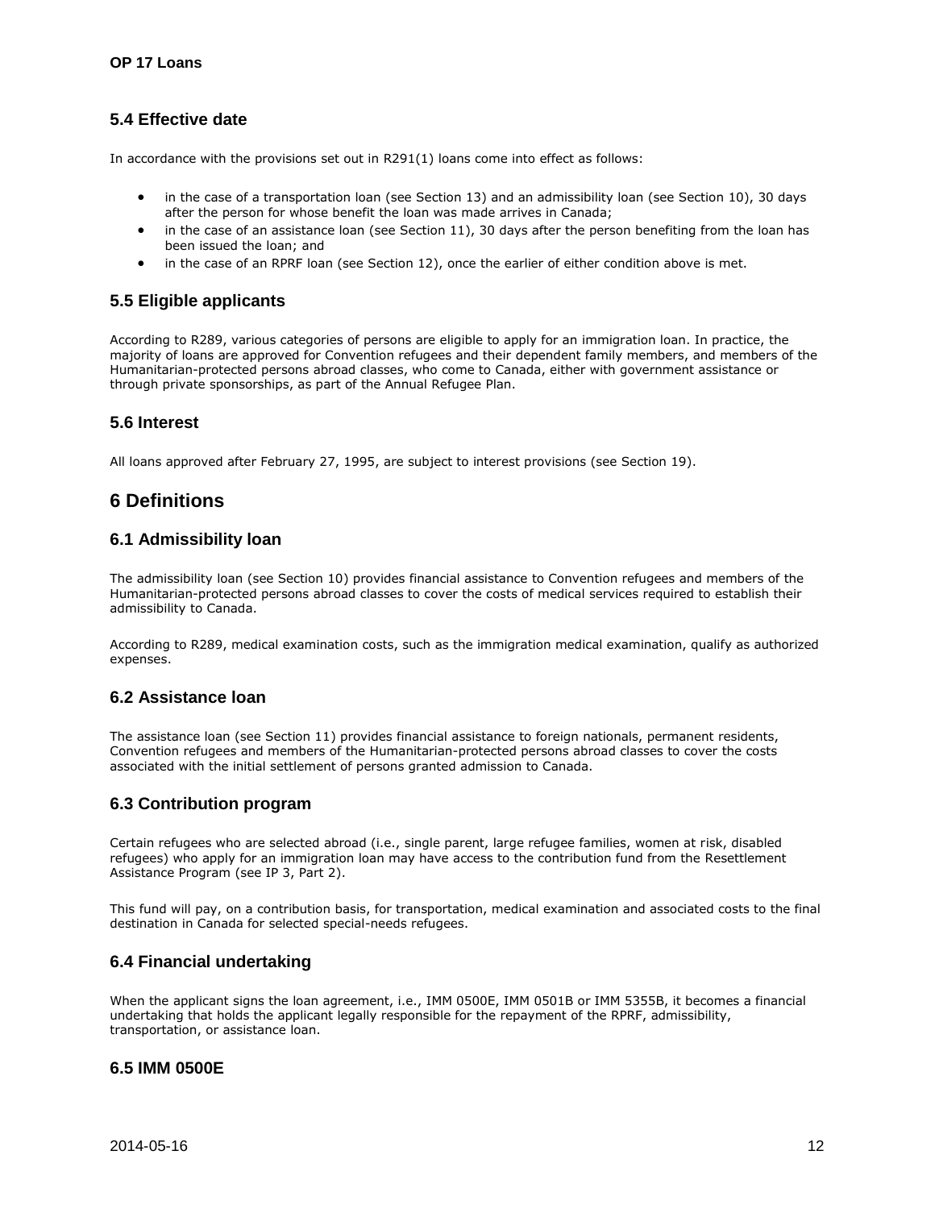## 5.4 Effective date

In accordance with the provisions set out in R291(1) loans come into effect as follows:

- in the case of a transportation loan (see Section 13) and an admissibility loan (see Section 10), 30 days after the person for whose benefit the loan was made arrives in Canada;
- in the case of an assistance loan (see Section 11), 30 days after the person benefiting from the loan has been issued the loan; and
- in the case of an RPRF loan (see Section 12), once the earlier of either condition above is met.

## 5.5 Eligible applicants

According to R289, various categories of persons are eligible to apply for an immigration loan. In practice, the majority of loans are approved for Convention refugees and their dependent family members, and members of the Humanitarian-protected persons abroad classes, who come to Canada, either with government assistance or through private sponsorships, as part of the Annual Refugee Plan.

## 5.6 Interest

All loans approved after February 27, 1995, are subject to interest provisions (see Section 19).

# 6 Definitions

## 6.1 Admissibility loan

The admissibility loan (see Section 10) provides financial assistance to Convention refugees and members of the Humanitarian-protected persons abroad classes to cover the costs of medical services required to establish their admissibility to Canada.

According to R289, medical examination costs, such as the immigration medical examination, qualify as authorized expenses.

## 6.2 Assistance loan

The assistance loan (see Section 11) provides financial assistance to foreign nationals, permanent residents, Convention refugees and members of the Humanitarian-protected persons abroad classes to cover the costs associated with the initial settlement of persons granted admission to Canada.

## 6.3 Contribution program

Certain refugees who are selected abroad (i.e., single parent, large refugee families, women at risk, disabled refugees) who apply for an immigration loan may have access to the contribution fund from the Resettlement Assistance Program (see IP 3, Part 2).

This fund will pay, on a contribution basis, for transportation, medical examination and associated costs to the final destination in Canada for selected special-needs refugees.

## 6.4 Financial undertaking

When the applicant signs the loan agreement, i.e., IMM 0500E, IMM 0501B or IMM 5355B, it becomes a financial undertaking that holds the applicant legally responsible for the repayment of the RPRF, admissibility, transportation, or assistance loan.

## 6.5 IMM 0500E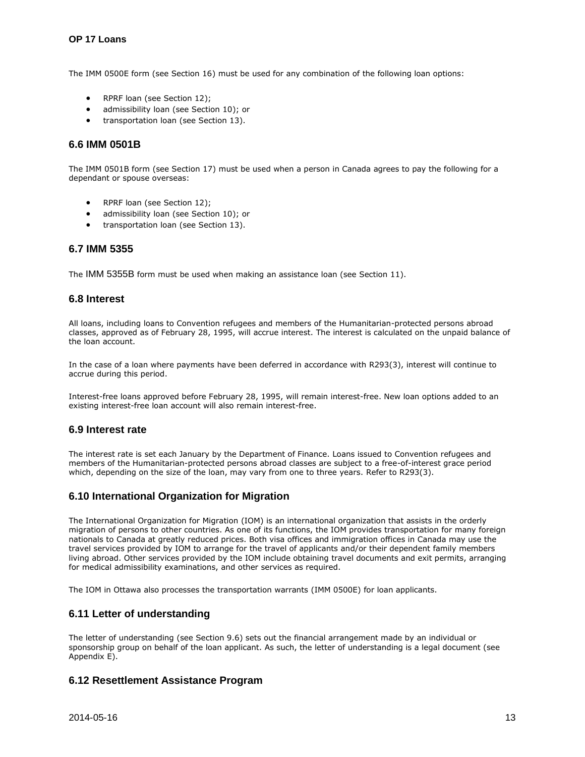The IMM 0500E form (see Section 16) must be used for any combination of the following loan options:

- RPRF loan (see Section 12);
- admissibility loan (see Section 10); or
- transportation loan (see Section 13).

## 6.6 IMM 0501B

The IMM 0501B form (see Section 17) must be used when a person in Canada agrees to pay the following for a dependant or spouse overseas:

- RPRF loan (see Section 12);
- admissibility loan (see Section 10); or
- transportation loan (see Section 13).

## 6.7 IMM 5355

The IMM 5355B form must be used when making an assistance loan (see Section 11).

## 6.8 Interest

All loans, including loans to Convention refugees and members of the Humanitarian-protected persons abroad classes, approved as of February 28, 1995, will accrue interest. The interest is calculated on the unpaid balance of the loan account.

In the case of a loan where payments have been deferred in accordance with R293(3), interest will continue to accrue during this period.

Interest-free loans approved before February 28, 1995, will remain interest-free. New loan options added to an existing interest-free loan account will also remain interest-free.

## 6.9 Interest rate

The interest rate is set each January by the Department of Finance. Loans issued to Convention refugees and members of the Humanitarian-protected persons abroad classes are subject to a free-of-interest grace period which, depending on the size of the loan, may vary from one to three years. Refer to R293(3).

## 6.10 International Organization for Migration

The International Organization for Migration (IOM) is an international organization that assists in the orderly migration of persons to other countries. As one of its functions, the IOM provides transportation for many foreign nationals to Canada at greatly reduced prices. Both visa offices and immigration offices in Canada may use the travel services provided by IOM to arrange for the travel of applicants and/or their dependent family members living abroad. Other services provided by the IOM include obtaining travel documents and exit permits, arranging for medical admissibility examinations, and other services as required.

The IOM in Ottawa also processes the transportation warrants (IMM 0500E) for loan applicants.

## 6.11 Letter of understanding

The letter of understanding (see Section 9.6) sets out the financial arrangement made by an individual or sponsorship group on behalf of the loan applicant. As such, the letter of understanding is a legal document (see Appendix E).

## 6.12 Resettlement Assistance Program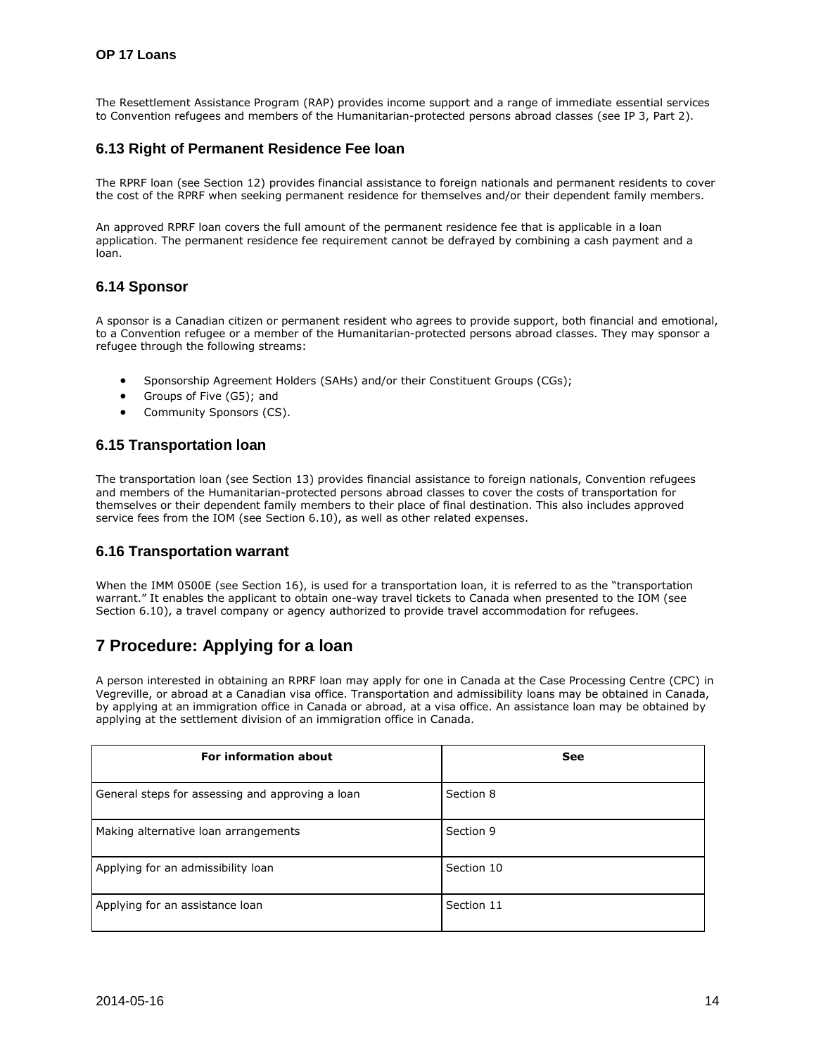The Resettlement Assistance Program (RAP) provides income support and a range of immediate essential services to Convention refugees and members of the Humanitarian-protected persons abroad classes (see IP 3, Part 2).

### 6.13 Right of Permanent Residence Fee loan

The RPRF loan (see Section 12) provides financial assistance to foreign nationals and permanent residents to cover the cost of the RPRF when seeking permanent residence for themselves and/or their dependent family members.

An approved RPRF loan covers the full amount of the permanent residence fee that is applicable in a loan application. The permanent residence fee requirement cannot be defrayed by combining a cash payment and a loan.

### 6.14 Sponsor

A sponsor is a Canadian citizen or permanent resident who agrees to provide support, both financial and emotional, to a Convention refugee or a member of the Humanitarian-protected persons abroad classes. They may sponsor a refugee through the following streams:

- Sponsorship Agreement Holders (SAHs) and/or their Constituent Groups (CGs);
- Groups of Five (G5); and
- Community Sponsors (CS).

### 6.15 Transportation loan

The transportation loan (see Section 13) provides financial assistance to foreign nationals, Convention refugees and members of the Humanitarian-protected persons abroad classes to cover the costs of transportation for themselves or their dependent family members to their place of final destination. This also includes approved service fees from the IOM (see Section 6.10), as well as other related expenses.

### 6.16 Transportation warrant

When the IMM 0500E (see Section 16), is used for a transportation loan, it is referred to as the "transportation warrant." It enables the applicant to obtain one-way travel tickets to Canada when presented to the IOM (see Section 6.10), a travel company or agency authorized to provide travel accommodation for refugees.

## 7 Procedure: Applying for a loan

A person interested in obtaining an RPRF loan may apply for one in Canada at the Case Processing Centre (CPC) in Vegreville, or abroad at a Canadian visa office. Transportation and admissibility loans may be obtained in Canada, by applying at an immigration office in Canada or abroad, at a visa office. An assistance loan may be obtained by applying at the settlement division of an immigration office in Canada.

| For information about | See |
|---|---|
| General steps for assessing and approving a loan | Section 8 |
| Making alternative loan arrangements | Section 9 |
| Applying for an admissibility loan | Section 10 |
| Applying for an assistance loan | Section 11 |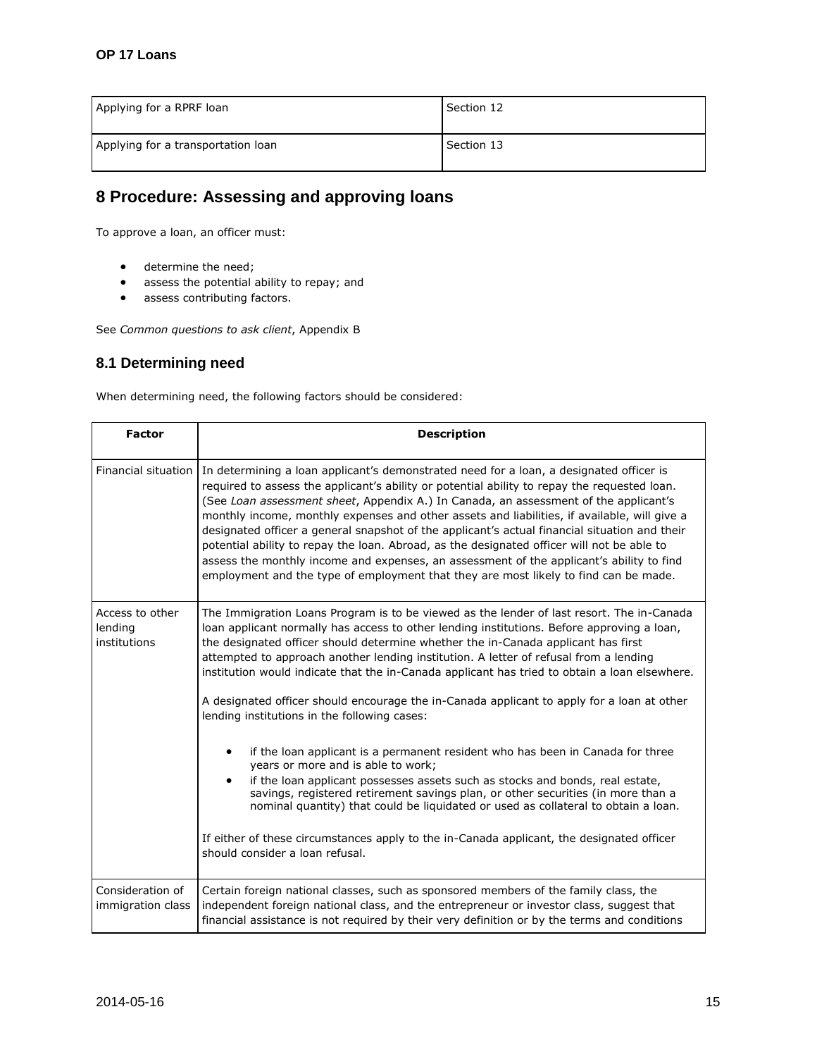| Applying for a RPRF loan | Section 12 |
| --- | --- |
| Applying for a transportation loan | Section 13 |

## 8 Procedure: Assessing and approving loans

To approve a loan, an officer must:

- determine the need;
- assess the potential ability to repay; and
- assess contributing factors.

See *Common questions to ask client*, Appendix B

### 8.1 Determining need

When determining need, the following factors should be considered:

| Factor | Description |
| --- | --- |
| Financial situation | In determining a loan applicant's demonstrated need for a loan, a designated officer is required to assess the applicant's ability or potential ability to repay the requested loan. (See *Loan assessment sheet*, Appendix A.) In Canada, an assessment of the applicant's monthly income, monthly expenses and other assets and liabilities, if available, will give a designated officer a general snapshot of the applicant's actual financial situation and their potential ability to repay the loan. Abroad, as the designated officer will not be able to assess the monthly income and expenses, an assessment of the applicant's ability to find employment and the type of employment that they are most likely to find can be made. |
| Access to other lending institutions | The Immigration Loans Program is to be viewed as the lender of last resort. The in-Canada loan applicant normally has access to other lending institutions. Before approving a loan, the designated officer should determine whether the in-Canada applicant has first attempted to approach another lending institution. A letter of refusal from a lending institution would indicate that the in-Canada applicant has tried to obtain a loan elsewhere.<br><br>A designated officer should encourage the in-Canada applicant to apply for a loan at other lending institutions in the following cases:<br><br>• if the loan applicant is a permanent resident who has been in Canada for three years or more and is able to work;<br>• if the loan applicant possesses assets such as stocks and bonds, real estate, savings, registered retirement savings plan, or other securities (in more than a nominal quantity) that could be liquidated or used as collateral to obtain a loan.<br><br>If either of these circumstances apply to the in-Canada applicant, the designated officer should consider a loan refusal. |
| Consideration of immigration class | Certain foreign national classes, such as sponsored members of the family class, the independent foreign national class, and the entrepreneur or investor class, suggest that financial assistance is not required by their very definition or by the terms and conditions |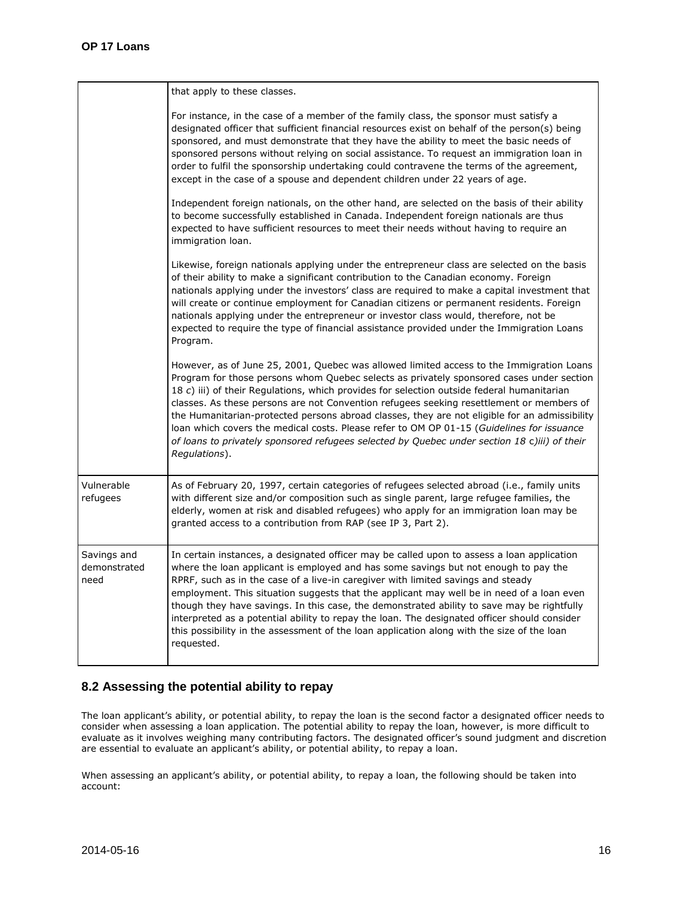| | |
|---|---|
| | that apply to these classes.<br><br>For instance, in the case of a member of the family class, the sponsor must satisfy a designated officer that sufficient financial resources exist on behalf of the person(s) being sponsored, and must demonstrate that they have the ability to meet the basic needs of sponsored persons without relying on social assistance. To request an immigration loan in order to fulfil the sponsorship undertaking could contravene the terms of the agreement, except in the case of a spouse and dependent children under 22 years of age.<br><br>Independent foreign nationals, on the other hand, are selected on the basis of their ability to become successfully established in Canada. Independent foreign nationals are thus expected to have sufficient resources to meet their needs without having to require an immigration loan.<br><br>Likewise, foreign nationals applying under the entrepreneur class are selected on the basis of their ability to make a significant contribution to the Canadian economy. Foreign nationals applying under the investors' class are required to make a capital investment that will create or continue employment for Canadian citizens or permanent residents. Foreign nationals applying under the entrepreneur or investor class would, therefore, not be expected to require the type of financial assistance provided under the Immigration Loans Program.<br><br>However, as of June 25, 2001, Quebec was allowed limited access to the Immigration Loans Program for those persons whom Quebec selects as privately sponsored cases under section 18 *c*) iii) of their Regulations, which provides for selection outside federal humanitarian classes. As these persons are not Convention refugees seeking resettlement or members of the Humanitarian-protected persons abroad classes, they are not eligible for an admissibility loan which covers the medical costs. Please refer to OM OP 01-15 (*Guidelines for issuance of loans to privately sponsored refugees selected by Quebec under section 18* c*)iii) of their Regulations*). |
| Vulnerable refugees | As of February 20, 1997, certain categories of refugees selected abroad (i.e., family units with different size and/or composition such as single parent, large refugee families, the elderly, women at risk and disabled refugees) who apply for an immigration loan may be granted access to a contribution from RAP (see IP 3, Part 2). |
| Savings and demonstrated need | In certain instances, a designated officer may be called upon to assess a loan application where the loan applicant is employed and has some savings but not enough to pay the RPRF, such as in the case of a live-in caregiver with limited savings and steady employment. This situation suggests that the applicant may well be in need of a loan even though they have savings. In this case, the demonstrated ability to save may be rightfully interpreted as a potential ability to repay the loan. The designated officer should consider this possibility in the assessment of the loan application along with the size of the loan requested. |

## 8.2 Assessing the potential ability to repay

The loan applicant's ability, or potential ability, to repay the loan is the second factor a designated officer needs to consider when assessing a loan application. The potential ability to repay the loan, however, is more difficult to evaluate as it involves weighing many contributing factors. The designated officer's sound judgment and discretion are essential to evaluate an applicant's ability, or potential ability, to repay a loan.

When assessing an applicant's ability, or potential ability, to repay a loan, the following should be taken into account: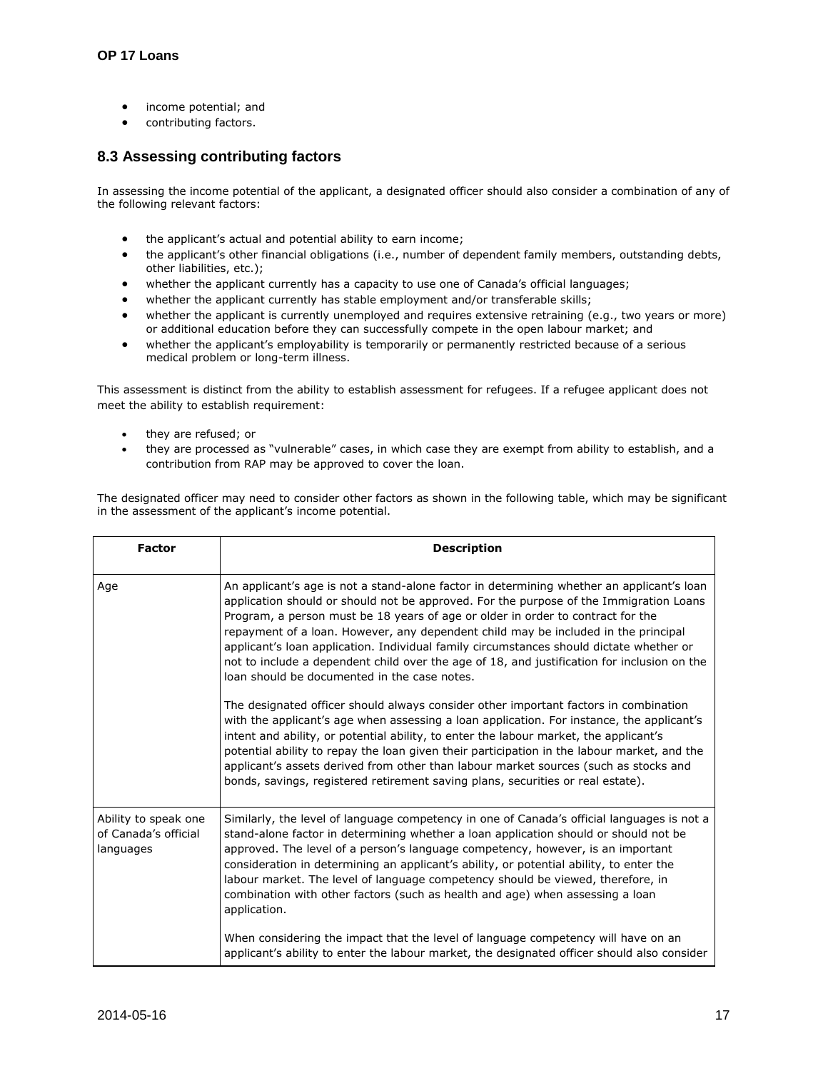- income potential; and
- contributing factors.

## 8.3 Assessing contributing factors

In assessing the income potential of the applicant, a designated officer should also consider a combination of any of the following relevant factors:

- the applicant's actual and potential ability to earn income;
- the applicant's other financial obligations (i.e., number of dependent family members, outstanding debts, other liabilities, etc.);
- whether the applicant currently has a capacity to use one of Canada's official languages;
- whether the applicant currently has stable employment and/or transferable skills;
- whether the applicant is currently unemployed and requires extensive retraining (e.g., two years or more) or additional education before they can successfully compete in the open labour market; and
- whether the applicant's employability is temporarily or permanently restricted because of a serious medical problem or long-term illness.

This assessment is distinct from the ability to establish assessment for refugees. If a refugee applicant does not meet the ability to establish requirement:

- they are refused; or
- they are processed as "vulnerable" cases, in which case they are exempt from ability to establish, and a contribution from RAP may be approved to cover the loan.

The designated officer may need to consider other factors as shown in the following table, which may be significant in the assessment of the applicant's income potential.

| Factor | Description |
|---|---|
| Age | An applicant's age is not a stand-alone factor in determining whether an applicant's loan application should or should not be approved. For the purpose of the Immigration Loans Program, a person must be 18 years of age or older in order to contract for the repayment of a loan. However, any dependent child may be included in the principal applicant's loan application. Individual family circumstances should dictate whether or not to include a dependent child over the age of 18, and justification for inclusion on the loan should be documented in the case notes.<br><br>The designated officer should always consider other important factors in combination with the applicant's age when assessing a loan application. For instance, the applicant's intent and ability, or potential ability, to enter the labour market, the applicant's potential ability to repay the loan given their participation in the labour market, and the applicant's assets derived from other than labour market sources (such as stocks and bonds, savings, registered retirement saving plans, securities or real estate). |
| Ability to speak one of Canada's official languages | Similarly, the level of language competency in one of Canada's official languages is not a stand-alone factor in determining whether a loan application should or should not be approved. The level of a person's language competency, however, is an important consideration in determining an applicant's ability, or potential ability, to enter the labour market. The level of language competency should be viewed, therefore, in combination with other factors (such as health and age) when assessing a loan application.<br><br>When considering the impact that the level of language competency will have on an applicant's ability to enter the labour market, the designated officer should also consider |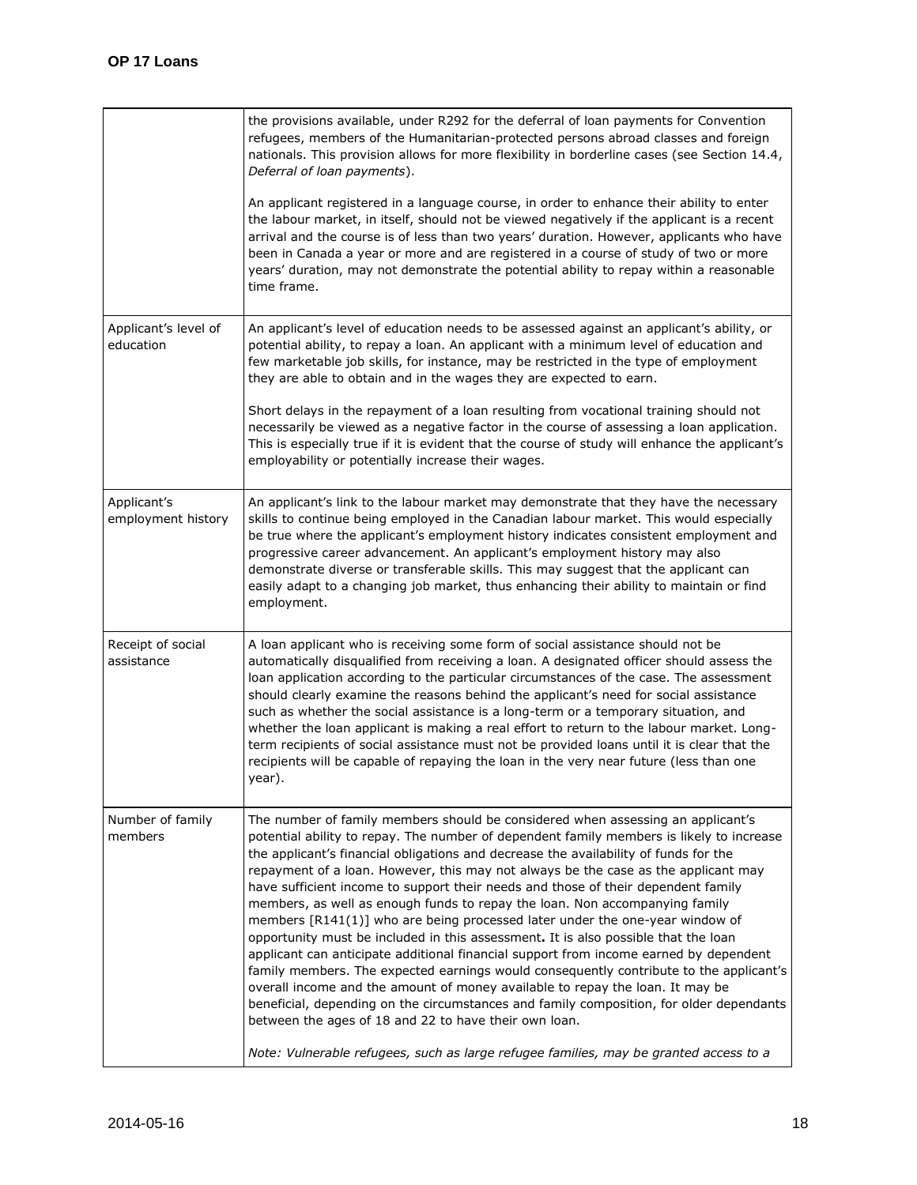| | |
|---|---|
| | the provisions available, under R292 for the deferral of loan payments for Convention refugees, members of the Humanitarian-protected persons abroad classes and foreign nationals. This provision allows for more flexibility in borderline cases (see Section 14.4, *Deferral of loan payments*).<br><br>An applicant registered in a language course, in order to enhance their ability to enter the labour market, in itself, should not be viewed negatively if the applicant is a recent arrival and the course is of less than two years' duration. However, applicants who have been in Canada a year or more and are registered in a course of study of two or more years' duration, may not demonstrate the potential ability to repay within a reasonable time frame. |
| Applicant's level of education | An applicant's level of education needs to be assessed against an applicant's ability, or potential ability, to repay a loan. An applicant with a minimum level of education and few marketable job skills, for instance, may be restricted in the type of employment they are able to obtain and in the wages they are expected to earn.<br><br>Short delays in the repayment of a loan resulting from vocational training should not necessarily be viewed as a negative factor in the course of assessing a loan application. This is especially true if it is evident that the course of study will enhance the applicant's employability or potentially increase their wages. |
| Applicant's employment history | An applicant's link to the labour market may demonstrate that they have the necessary skills to continue being employed in the Canadian labour market. This would especially be true where the applicant's employment history indicates consistent employment and progressive career advancement. An applicant's employment history may also demonstrate diverse or transferable skills. This may suggest that the applicant can easily adapt to a changing job market, thus enhancing their ability to maintain or find employment. |
| Receipt of social assistance | A loan applicant who is receiving some form of social assistance should not be automatically disqualified from receiving a loan. A designated officer should assess the loan application according to the particular circumstances of the case. The assessment should clearly examine the reasons behind the applicant's need for social assistance such as whether the social assistance is a long-term or a temporary situation, and whether the loan applicant is making a real effort to return to the labour market. Long-term recipients of social assistance must not be provided loans until it is clear that the recipients will be capable of repaying the loan in the very near future (less than one year). |
| Number of family members | The number of family members should be considered when assessing an applicant's potential ability to repay. The number of dependent family members is likely to increase the applicant's financial obligations and decrease the availability of funds for the repayment of a loan. However, this may not always be the case as the applicant may have sufficient income to support their needs and those of their dependent family members, as well as enough funds to repay the loan. Non accompanying family members [R141(1)] who are being processed later under the one-year window of opportunity must be included in this assessment**.** It is also possible that the loan applicant can anticipate additional financial support from income earned by dependent family members. The expected earnings would consequently contribute to the applicant's overall income and the amount of money available to repay the loan. It may be beneficial, depending on the circumstances and family composition, for older dependants between the ages of 18 and 22 to have their own loan.<br><br>*Note: Vulnerable refugees, such as large refugee families, may be granted access to a* |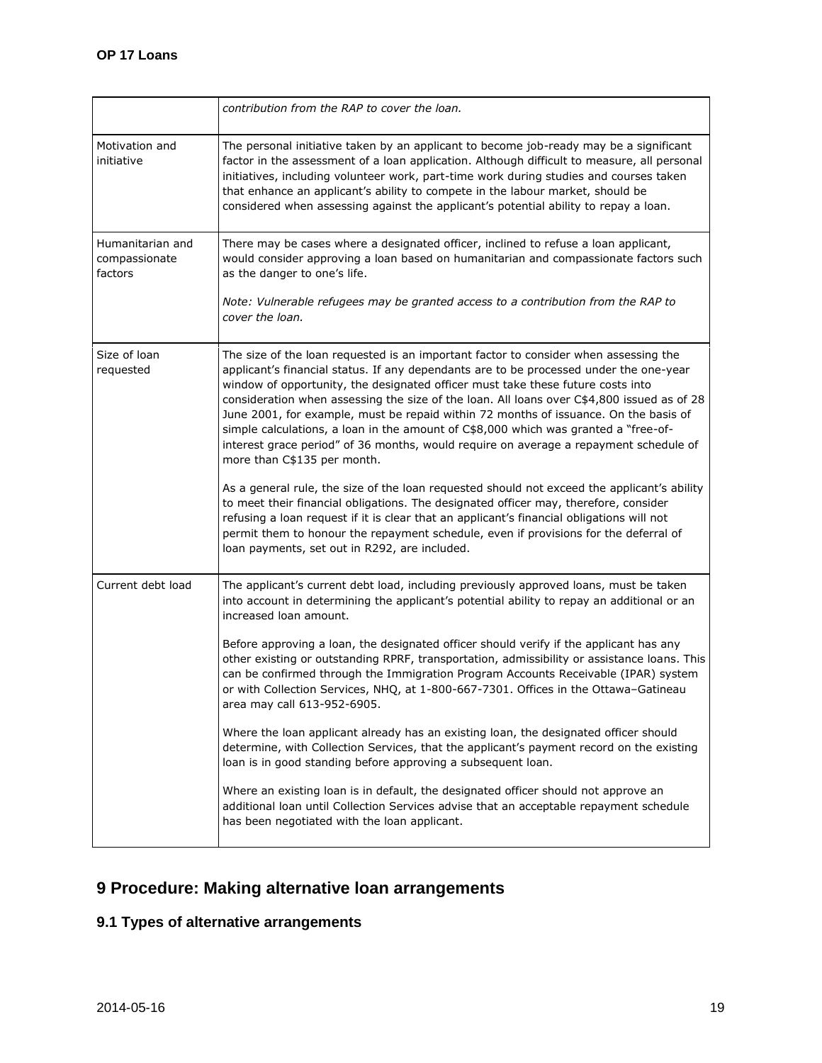| | |
|---|---|
| | *contribution from the RAP to cover the loan.* |
| Motivation and initiative | The personal initiative taken by an applicant to become job-ready may be a significant factor in the assessment of a loan application. Although difficult to measure, all personal initiatives, including volunteer work, part-time work during studies and courses taken that enhance an applicant's ability to compete in the labour market, should be considered when assessing against the applicant's potential ability to repay a loan. |
| Humanitarian and compassionate factors | There may be cases where a designated officer, inclined to refuse a loan applicant, would consider approving a loan based on humanitarian and compassionate factors such as the danger to one's life.<br><br>*Note: Vulnerable refugees may be granted access to a contribution from the RAP to cover the loan.* |
| Size of loan requested | The size of the loan requested is an important factor to consider when assessing the applicant's financial status. If any dependants are to be processed under the one-year window of opportunity, the designated officer must take these future costs into consideration when assessing the size of the loan. All loans over C$4,800 issued as of 28 June 2001, for example, must be repaid within 72 months of issuance. On the basis of simple calculations, a loan in the amount of C$8,000 which was granted a "free-of-interest grace period" of 36 months, would require on average a repayment schedule of more than C$135 per month.<br><br>As a general rule, the size of the loan requested should not exceed the applicant's ability to meet their financial obligations. The designated officer may, therefore, consider refusing a loan request if it is clear that an applicant's financial obligations will not permit them to honour the repayment schedule, even if provisions for the deferral of loan payments, set out in R292, are included. |
| Current debt load | The applicant's current debt load, including previously approved loans, must be taken into account in determining the applicant's potential ability to repay an additional or an increased loan amount.<br><br>Before approving a loan, the designated officer should verify if the applicant has any other existing or outstanding RPRF, transportation, admissibility or assistance loans. This can be confirmed through the Immigration Program Accounts Receivable (IPAR) system or with Collection Services, NHQ, at 1-800-667-7301. Offices in the Ottawa–Gatineau area may call 613-952-6905.<br><br>Where the loan applicant already has an existing loan, the designated officer should determine, with Collection Services, that the applicant's payment record on the existing loan is in good standing before approving a subsequent loan.<br><br>Where an existing loan is in default, the designated officer should not approve an additional loan until Collection Services advise that an acceptable repayment schedule has been negotiated with the loan applicant. |

# 9 Procedure: Making alternative loan arrangements

## 9.1 Types of alternative arrangements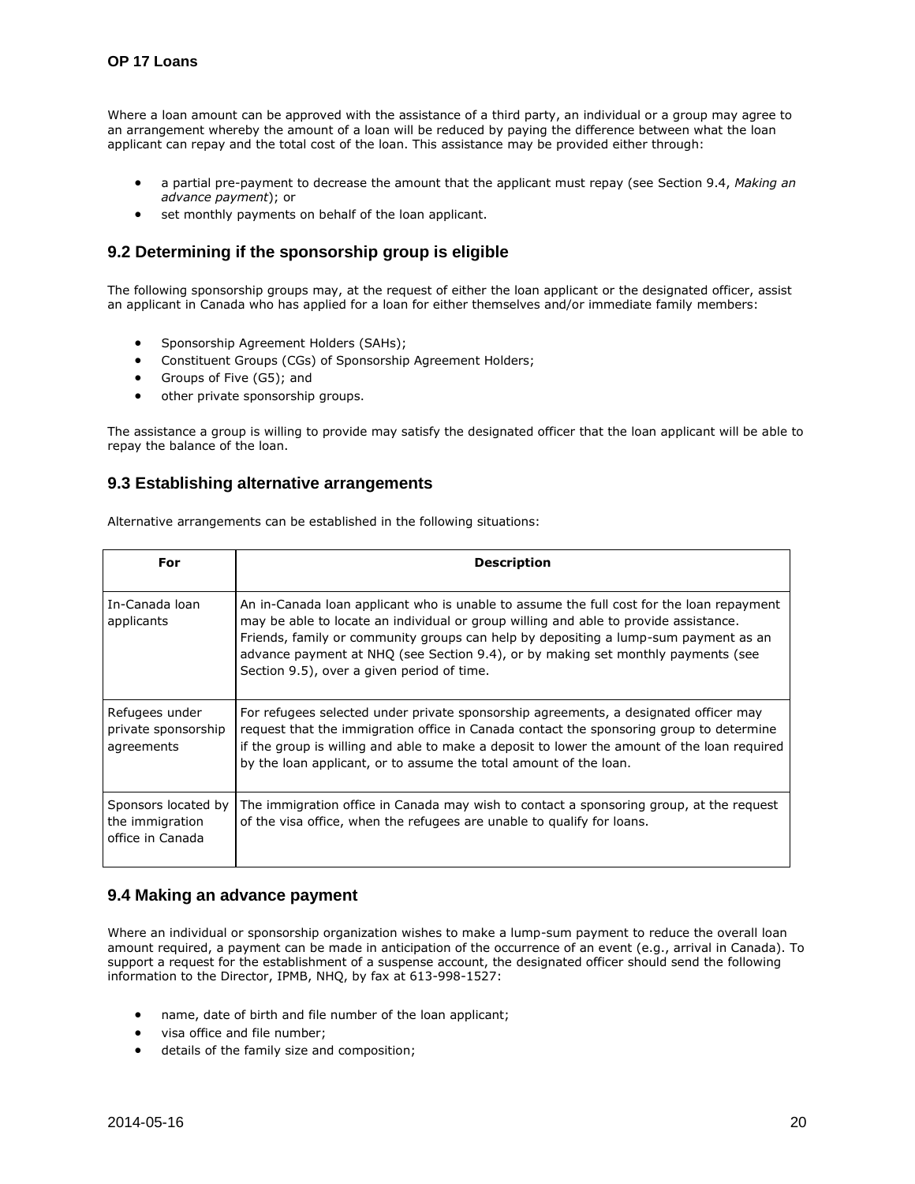Where a loan amount can be approved with the assistance of a third party, an individual or a group may agree to an arrangement whereby the amount of a loan will be reduced by paying the difference between what the loan applicant can repay and the total cost of the loan. This assistance may be provided either through:

- a partial pre-payment to decrease the amount that the applicant must repay (see Section 9.4, *Making an advance payment*); or
- set monthly payments on behalf of the loan applicant.

## 9.2 Determining if the sponsorship group is eligible

The following sponsorship groups may, at the request of either the loan applicant or the designated officer, assist an applicant in Canada who has applied for a loan for either themselves and/or immediate family members:

- Sponsorship Agreement Holders (SAHs);
- Constituent Groups (CGs) of Sponsorship Agreement Holders;
- Groups of Five (G5); and
- other private sponsorship groups.

The assistance a group is willing to provide may satisfy the designated officer that the loan applicant will be able to repay the balance of the loan.

## 9.3 Establishing alternative arrangements

Alternative arrangements can be established in the following situations:

| For | Description |
|---|---|
| In-Canada loan applicants | An in-Canada loan applicant who is unable to assume the full cost for the loan repayment may be able to locate an individual or group willing and able to provide assistance. Friends, family or community groups can help by depositing a lump-sum payment as an advance payment at NHQ (see Section 9.4), or by making set monthly payments (see Section 9.5), over a given period of time. |
| Refugees under private sponsorship agreements | For refugees selected under private sponsorship agreements, a designated officer may request that the immigration office in Canada contact the sponsoring group to determine if the group is willing and able to make a deposit to lower the amount of the loan required by the loan applicant, or to assume the total amount of the loan. |
| Sponsors located by the immigration office in Canada | The immigration office in Canada may wish to contact a sponsoring group, at the request of the visa office, when the refugees are unable to qualify for loans. |

## 9.4 Making an advance payment

Where an individual or sponsorship organization wishes to make a lump-sum payment to reduce the overall loan amount required, a payment can be made in anticipation of the occurrence of an event (e.g., arrival in Canada). To support a request for the establishment of a suspense account, the designated officer should send the following information to the Director, IPMB, NHQ, by fax at 613-998-1527:

- name, date of birth and file number of the loan applicant;
- visa office and file number;
- details of the family size and composition;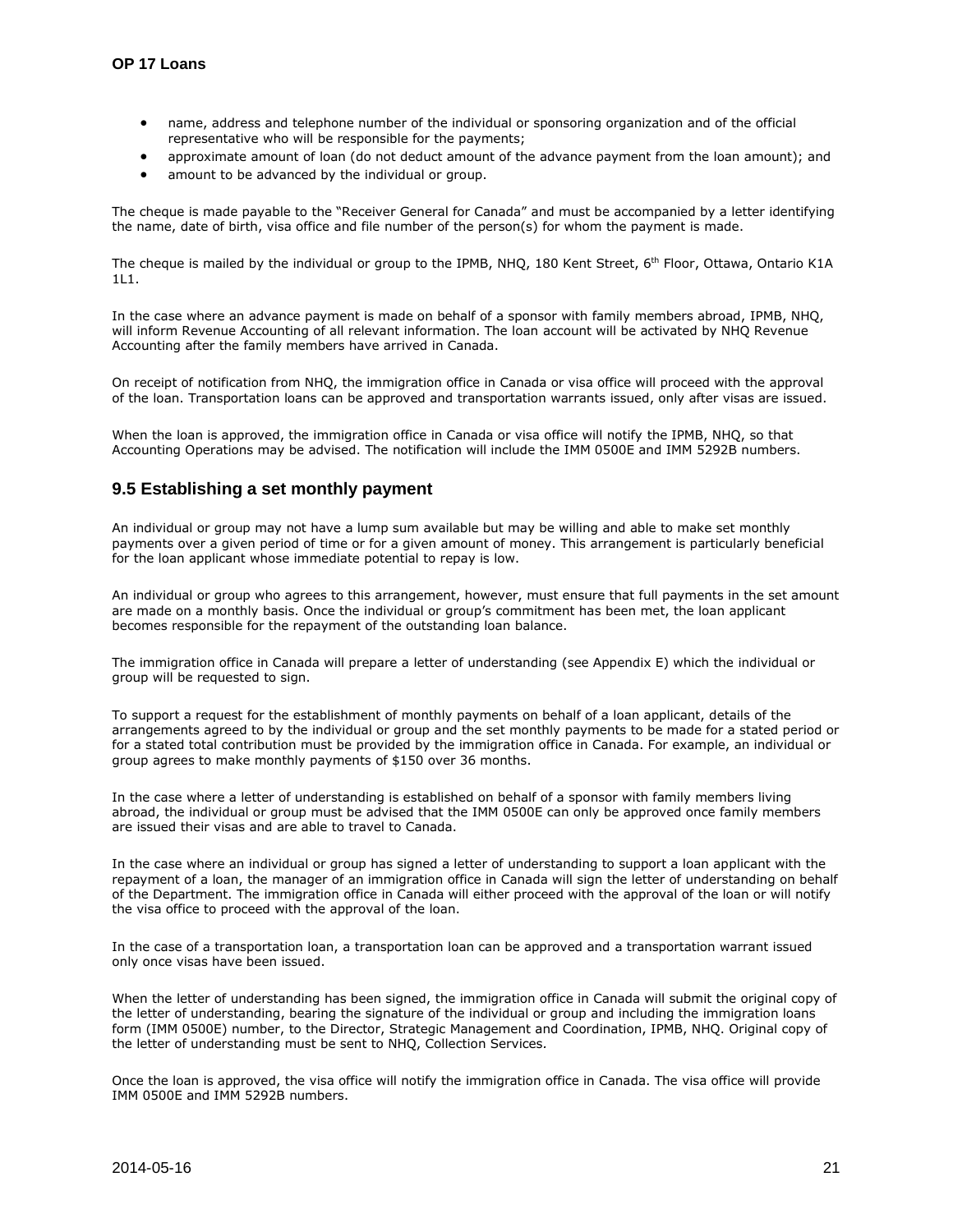- name, address and telephone number of the individual or sponsoring organization and of the official representative who will be responsible for the payments;
- approximate amount of loan (do not deduct amount of the advance payment from the loan amount); and
- amount to be advanced by the individual or group.

The cheque is made payable to the "Receiver General for Canada" and must be accompanied by a letter identifying the name, date of birth, visa office and file number of the person(s) for whom the payment is made.

The cheque is mailed by the individual or group to the IPMB, NHQ, 180 Kent Street, 6th Floor, Ottawa, Ontario K1A 1L1.

In the case where an advance payment is made on behalf of a sponsor with family members abroad, IPMB, NHQ, will inform Revenue Accounting of all relevant information. The loan account will be activated by NHQ Revenue Accounting after the family members have arrived in Canada.

On receipt of notification from NHQ, the immigration office in Canada or visa office will proceed with the approval of the loan. Transportation loans can be approved and transportation warrants issued, only after visas are issued.

When the loan is approved, the immigration office in Canada or visa office will notify the IPMB, NHQ, so that Accounting Operations may be advised. The notification will include the IMM 0500E and IMM 5292B numbers.

## 9.5 Establishing a set monthly payment

An individual or group may not have a lump sum available but may be willing and able to make set monthly payments over a given period of time or for a given amount of money. This arrangement is particularly beneficial for the loan applicant whose immediate potential to repay is low.

An individual or group who agrees to this arrangement, however, must ensure that full payments in the set amount are made on a monthly basis. Once the individual or group's commitment has been met, the loan applicant becomes responsible for the repayment of the outstanding loan balance.

The immigration office in Canada will prepare a letter of understanding (see Appendix E) which the individual or group will be requested to sign.

To support a request for the establishment of monthly payments on behalf of a loan applicant, details of the arrangements agreed to by the individual or group and the set monthly payments to be made for a stated period or for a stated total contribution must be provided by the immigration office in Canada. For example, an individual or group agrees to make monthly payments of $150 over 36 months.

In the case where a letter of understanding is established on behalf of a sponsor with family members living abroad, the individual or group must be advised that the IMM 0500E can only be approved once family members are issued their visas and are able to travel to Canada.

In the case where an individual or group has signed a letter of understanding to support a loan applicant with the repayment of a loan, the manager of an immigration office in Canada will sign the letter of understanding on behalf of the Department. The immigration office in Canada will either proceed with the approval of the loan or will notify the visa office to proceed with the approval of the loan.

In the case of a transportation loan, a transportation loan can be approved and a transportation warrant issued only once visas have been issued.

When the letter of understanding has been signed, the immigration office in Canada will submit the original copy of the letter of understanding, bearing the signature of the individual or group and including the immigration loans form (IMM 0500E) number, to the Director, Strategic Management and Coordination, IPMB, NHQ. Original copy of the letter of understanding must be sent to NHQ, Collection Services.

Once the loan is approved, the visa office will notify the immigration office in Canada. The visa office will provide IMM 0500E and IMM 5292B numbers.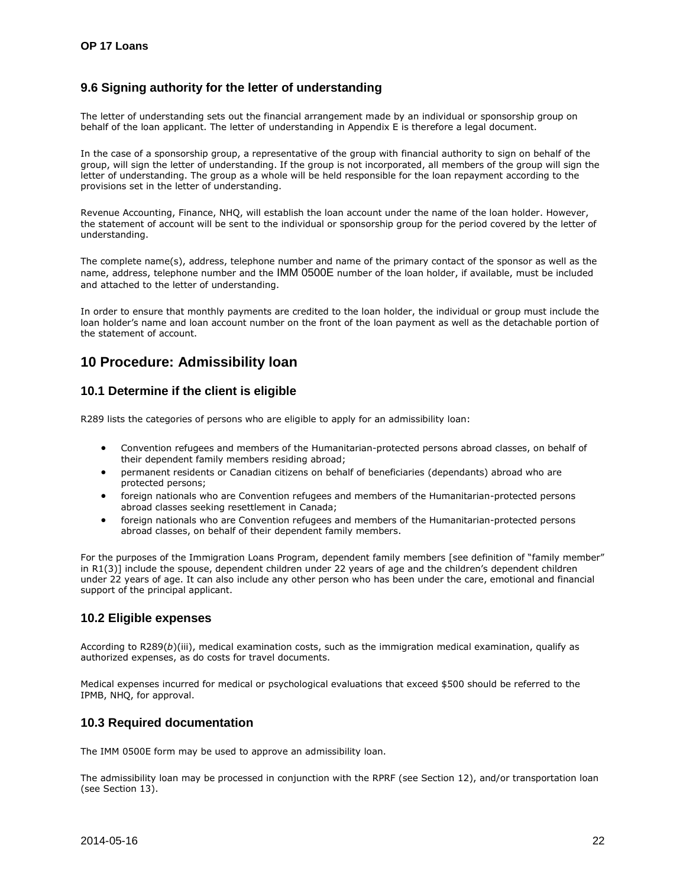### 9.6 Signing authority for the letter of understanding

The letter of understanding sets out the financial arrangement made by an individual or sponsorship group on behalf of the loan applicant. The letter of understanding in Appendix E is therefore a legal document.

In the case of a sponsorship group, a representative of the group with financial authority to sign on behalf of the group, will sign the letter of understanding. If the group is not incorporated, all members of the group will sign the letter of understanding. The group as a whole will be held responsible for the loan repayment according to the provisions set in the letter of understanding.

Revenue Accounting, Finance, NHQ, will establish the loan account under the name of the loan holder. However, the statement of account will be sent to the individual or sponsorship group for the period covered by the letter of understanding.

The complete name(s), address, telephone number and name of the primary contact of the sponsor as well as the name, address, telephone number and the IMM 0500E number of the loan holder, if available, must be included and attached to the letter of understanding.

In order to ensure that monthly payments are credited to the loan holder, the individual or group must include the loan holder's name and loan account number on the front of the loan payment as well as the detachable portion of the statement of account.

## 10 Procedure: Admissibility loan

### 10.1 Determine if the client is eligible

R289 lists the categories of persons who are eligible to apply for an admissibility loan:

- Convention refugees and members of the Humanitarian-protected persons abroad classes, on behalf of their dependent family members residing abroad;
- permanent residents or Canadian citizens on behalf of beneficiaries (dependants) abroad who are protected persons;
- foreign nationals who are Convention refugees and members of the Humanitarian-protected persons abroad classes seeking resettlement in Canada;
- foreign nationals who are Convention refugees and members of the Humanitarian-protected persons abroad classes, on behalf of their dependent family members.

For the purposes of the Immigration Loans Program, dependent family members [see definition of "family member" in R1(3)] include the spouse, dependent children under 22 years of age and the children's dependent children under 22 years of age. It can also include any other person who has been under the care, emotional and financial support of the principal applicant.

### 10.2 Eligible expenses

According to R289(*b*)(iii), medical examination costs, such as the immigration medical examination, qualify as authorized expenses, as do costs for travel documents.

Medical expenses incurred for medical or psychological evaluations that exceed $500 should be referred to the IPMB, NHQ, for approval.

### 10.3 Required documentation

The IMM 0500E form may be used to approve an admissibility loan.

The admissibility loan may be processed in conjunction with the RPRF (see Section 12), and/or transportation loan (see Section 13).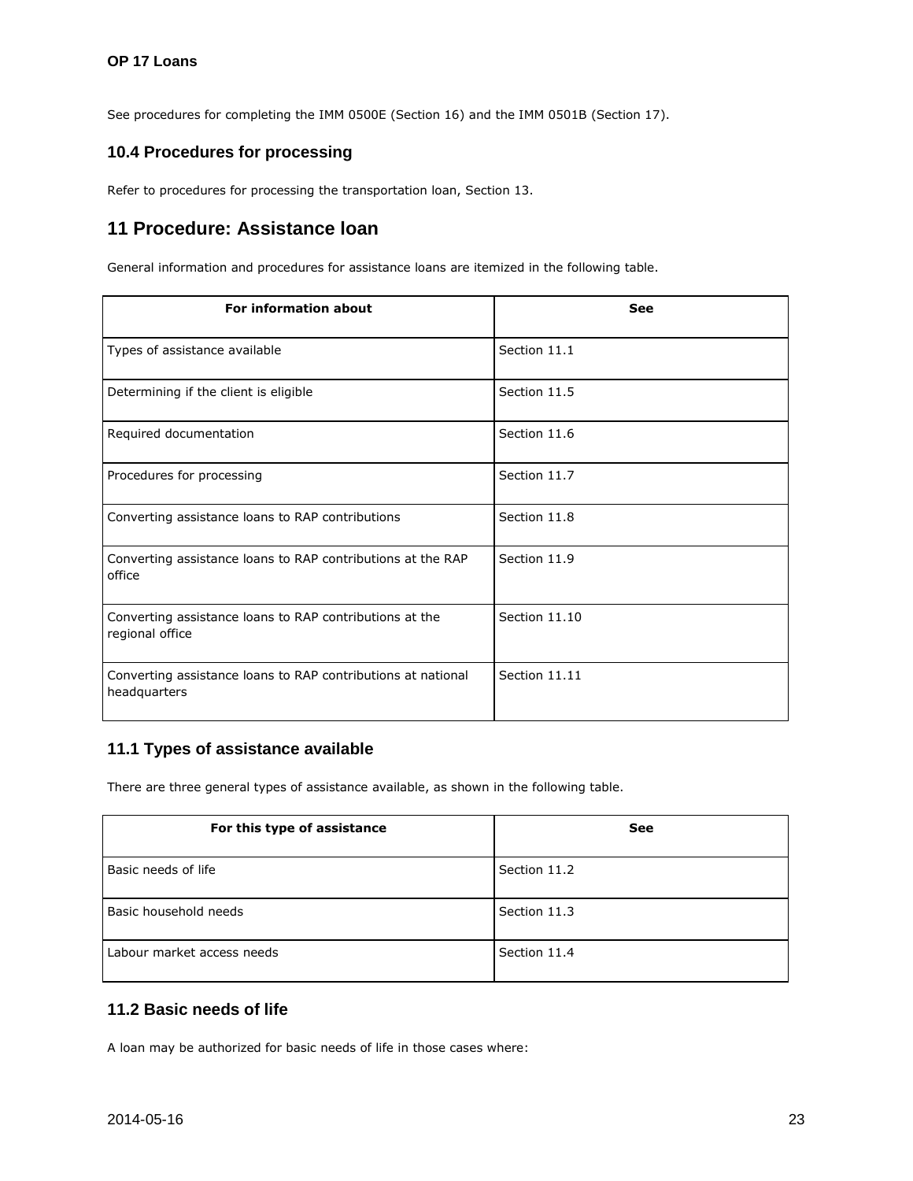See procedures for completing the IMM 0500E (Section 16) and the IMM 0501B (Section 17).

### 10.4 Procedures for processing

Refer to procedures for processing the transportation loan, Section 13.

## 11 Procedure: Assistance loan

General information and procedures for assistance loans are itemized in the following table.

| For information about | See |
|---|---|
| Types of assistance available | Section 11.1 |
| Determining if the client is eligible | Section 11.5 |
| Required documentation | Section 11.6 |
| Procedures for processing | Section 11.7 |
| Converting assistance loans to RAP contributions | Section 11.8 |
| Converting assistance loans to RAP contributions at the RAP office | Section 11.9 |
| Converting assistance loans to RAP contributions at the regional office | Section 11.10 |
| Converting assistance loans to RAP contributions at national headquarters | Section 11.11 |

### 11.1 Types of assistance available

There are three general types of assistance available, as shown in the following table.

| For this type of assistance | See |
|---|---|
| Basic needs of life | Section 11.2 |
| Basic household needs | Section 11.3 |
| Labour market access needs | Section 11.4 |

### 11.2 Basic needs of life

A loan may be authorized for basic needs of life in those cases where: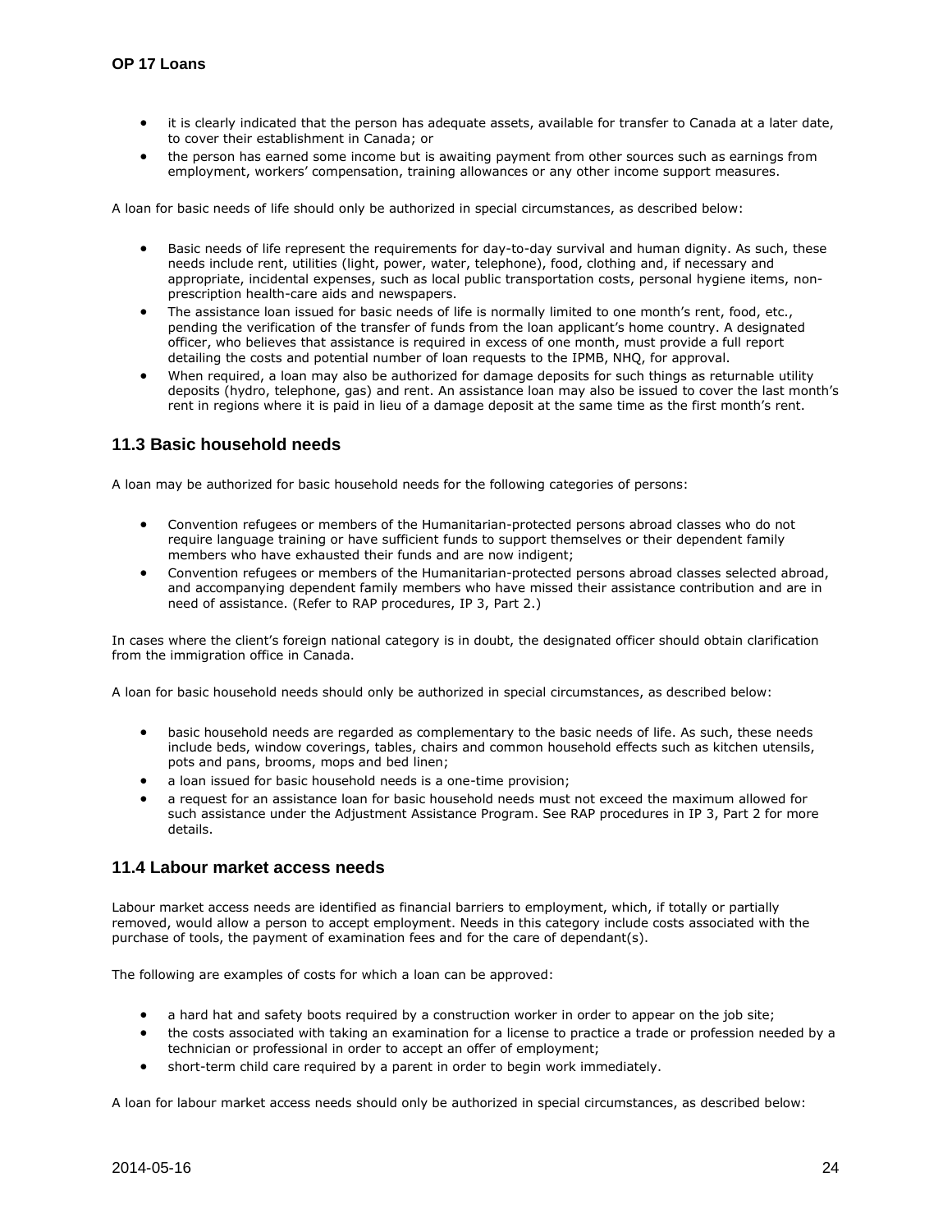- it is clearly indicated that the person has adequate assets, available for transfer to Canada at a later date, to cover their establishment in Canada; or
- the person has earned some income but is awaiting payment from other sources such as earnings from employment, workers' compensation, training allowances or any other income support measures.

A loan for basic needs of life should only be authorized in special circumstances, as described below:

- Basic needs of life represent the requirements for day-to-day survival and human dignity. As such, these needs include rent, utilities (light, power, water, telephone), food, clothing and, if necessary and appropriate, incidental expenses, such as local public transportation costs, personal hygiene items, non-prescription health-care aids and newspapers.
- The assistance loan issued for basic needs of life is normally limited to one month's rent, food, etc., pending the verification of the transfer of funds from the loan applicant's home country. A designated officer, who believes that assistance is required in excess of one month, must provide a full report detailing the costs and potential number of loan requests to the IPMB, NHQ, for approval.
- When required, a loan may also be authorized for damage deposits for such things as returnable utility deposits (hydro, telephone, gas) and rent. An assistance loan may also be issued to cover the last month's rent in regions where it is paid in lieu of a damage deposit at the same time as the first month's rent.

## 11.3 Basic household needs

A loan may be authorized for basic household needs for the following categories of persons:

- Convention refugees or members of the Humanitarian-protected persons abroad classes who do not require language training or have sufficient funds to support themselves or their dependent family members who have exhausted their funds and are now indigent;
- Convention refugees or members of the Humanitarian-protected persons abroad classes selected abroad, and accompanying dependent family members who have missed their assistance contribution and are in need of assistance. (Refer to RAP procedures, IP 3, Part 2.)

In cases where the client's foreign national category is in doubt, the designated officer should obtain clarification from the immigration office in Canada.

A loan for basic household needs should only be authorized in special circumstances, as described below:

- basic household needs are regarded as complementary to the basic needs of life. As such, these needs include beds, window coverings, tables, chairs and common household effects such as kitchen utensils, pots and pans, brooms, mops and bed linen;
- a loan issued for basic household needs is a one-time provision;
- a request for an assistance loan for basic household needs must not exceed the maximum allowed for such assistance under the Adjustment Assistance Program. See RAP procedures in IP 3, Part 2 for more details.

## 11.4 Labour market access needs

Labour market access needs are identified as financial barriers to employment, which, if totally or partially removed, would allow a person to accept employment. Needs in this category include costs associated with the purchase of tools, the payment of examination fees and for the care of dependant(s).

The following are examples of costs for which a loan can be approved:

- a hard hat and safety boots required by a construction worker in order to appear on the job site;
- the costs associated with taking an examination for a license to practice a trade or profession needed by a technician or professional in order to accept an offer of employment;
- short-term child care required by a parent in order to begin work immediately.

A loan for labour market access needs should only be authorized in special circumstances, as described below: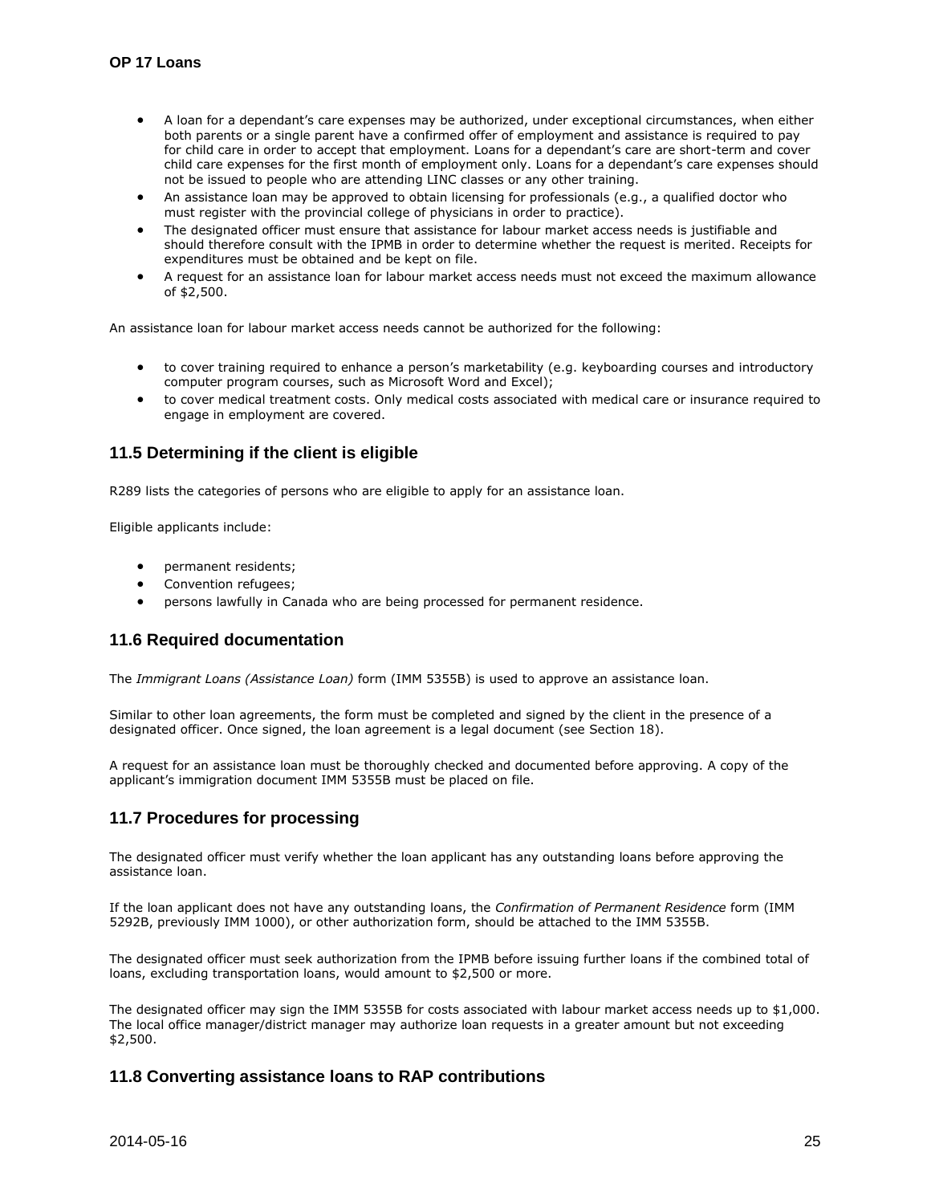- A loan for a dependant's care expenses may be authorized, under exceptional circumstances, when either both parents or a single parent have a confirmed offer of employment and assistance is required to pay for child care in order to accept that employment. Loans for a dependant's care are short-term and cover child care expenses for the first month of employment only. Loans for a dependant's care expenses should not be issued to people who are attending LINC classes or any other training.
- An assistance loan may be approved to obtain licensing for professionals (e.g., a qualified doctor who must register with the provincial college of physicians in order to practice).
- The designated officer must ensure that assistance for labour market access needs is justifiable and should therefore consult with the IPMB in order to determine whether the request is merited. Receipts for expenditures must be obtained and be kept on file.
- A request for an assistance loan for labour market access needs must not exceed the maximum allowance of $2,500.

An assistance loan for labour market access needs cannot be authorized for the following:

- to cover training required to enhance a person's marketability (e.g. keyboarding courses and introductory computer program courses, such as Microsoft Word and Excel);
- to cover medical treatment costs. Only medical costs associated with medical care or insurance required to engage in employment are covered.

## 11.5 Determining if the client is eligible

R289 lists the categories of persons who are eligible to apply for an assistance loan.

Eligible applicants include:

- permanent residents;
- Convention refugees;
- persons lawfully in Canada who are being processed for permanent residence.

## 11.6 Required documentation

The *Immigrant Loans (Assistance Loan)* form (IMM 5355B) is used to approve an assistance loan.

Similar to other loan agreements, the form must be completed and signed by the client in the presence of a designated officer. Once signed, the loan agreement is a legal document (see Section 18).

A request for an assistance loan must be thoroughly checked and documented before approving. A copy of the applicant's immigration document IMM 5355B must be placed on file.

## 11.7 Procedures for processing

The designated officer must verify whether the loan applicant has any outstanding loans before approving the assistance loan.

If the loan applicant does not have any outstanding loans, the *Confirmation of Permanent Residence* form (IMM 5292B, previously IMM 1000), or other authorization form, should be attached to the IMM 5355B.

The designated officer must seek authorization from the IPMB before issuing further loans if the combined total of loans, excluding transportation loans, would amount to $2,500 or more.

The designated officer may sign the IMM 5355B for costs associated with labour market access needs up to $1,000. The local office manager/district manager may authorize loan requests in a greater amount but not exceeding $2,500.

## 11.8 Converting assistance loans to RAP contributions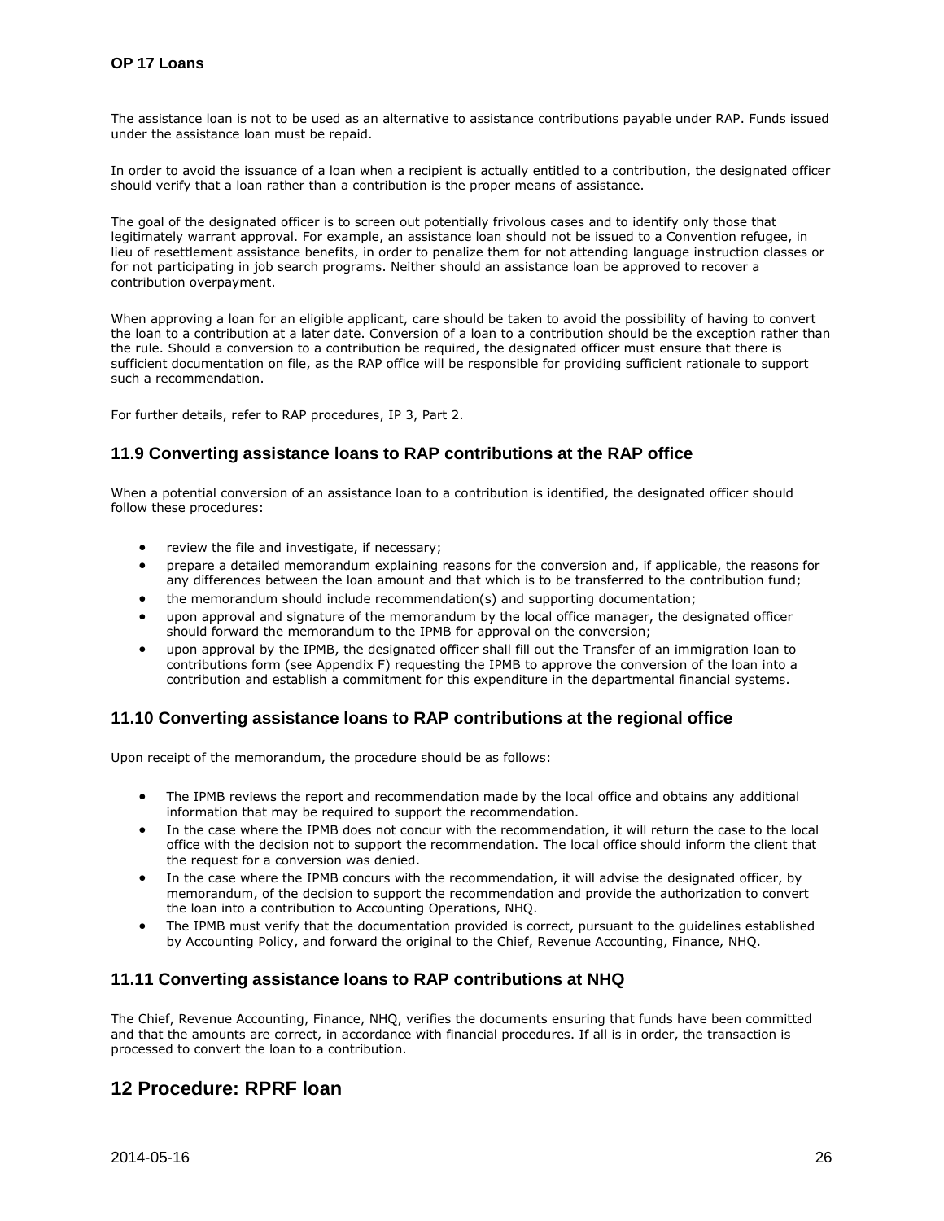The assistance loan is not to be used as an alternative to assistance contributions payable under RAP. Funds issued under the assistance loan must be repaid.

In order to avoid the issuance of a loan when a recipient is actually entitled to a contribution, the designated officer should verify that a loan rather than a contribution is the proper means of assistance.

The goal of the designated officer is to screen out potentially frivolous cases and to identify only those that legitimately warrant approval. For example, an assistance loan should not be issued to a Convention refugee, in lieu of resettlement assistance benefits, in order to penalize them for not attending language instruction classes or for not participating in job search programs. Neither should an assistance loan be approved to recover a contribution overpayment.

When approving a loan for an eligible applicant, care should be taken to avoid the possibility of having to convert the loan to a contribution at a later date. Conversion of a loan to a contribution should be the exception rather than the rule. Should a conversion to a contribution be required, the designated officer must ensure that there is sufficient documentation on file, as the RAP office will be responsible for providing sufficient rationale to support such a recommendation.

For further details, refer to RAP procedures, IP 3, Part 2.

### 11.9 Converting assistance loans to RAP contributions at the RAP office

When a potential conversion of an assistance loan to a contribution is identified, the designated officer should follow these procedures:

- review the file and investigate, if necessary;
- prepare a detailed memorandum explaining reasons for the conversion and, if applicable, the reasons for any differences between the loan amount and that which is to be transferred to the contribution fund;
- the memorandum should include recommendation(s) and supporting documentation;
- upon approval and signature of the memorandum by the local office manager, the designated officer should forward the memorandum to the IPMB for approval on the conversion;
- upon approval by the IPMB, the designated officer shall fill out the Transfer of an immigration loan to contributions form (see Appendix F) requesting the IPMB to approve the conversion of the loan into a contribution and establish a commitment for this expenditure in the departmental financial systems.

### 11.10 Converting assistance loans to RAP contributions at the regional office

Upon receipt of the memorandum, the procedure should be as follows:

- The IPMB reviews the report and recommendation made by the local office and obtains any additional information that may be required to support the recommendation.
- In the case where the IPMB does not concur with the recommendation, it will return the case to the local office with the decision not to support the recommendation. The local office should inform the client that the request for a conversion was denied.
- In the case where the IPMB concurs with the recommendation, it will advise the designated officer, by memorandum, of the decision to support the recommendation and provide the authorization to convert the loan into a contribution to Accounting Operations, NHQ.
- The IPMB must verify that the documentation provided is correct, pursuant to the guidelines established by Accounting Policy, and forward the original to the Chief, Revenue Accounting, Finance, NHQ.

### 11.11 Converting assistance loans to RAP contributions at NHQ

The Chief, Revenue Accounting, Finance, NHQ, verifies the documents ensuring that funds have been committed and that the amounts are correct, in accordance with financial procedures. If all is in order, the transaction is processed to convert the loan to a contribution.

## 12 Procedure: RPRF loan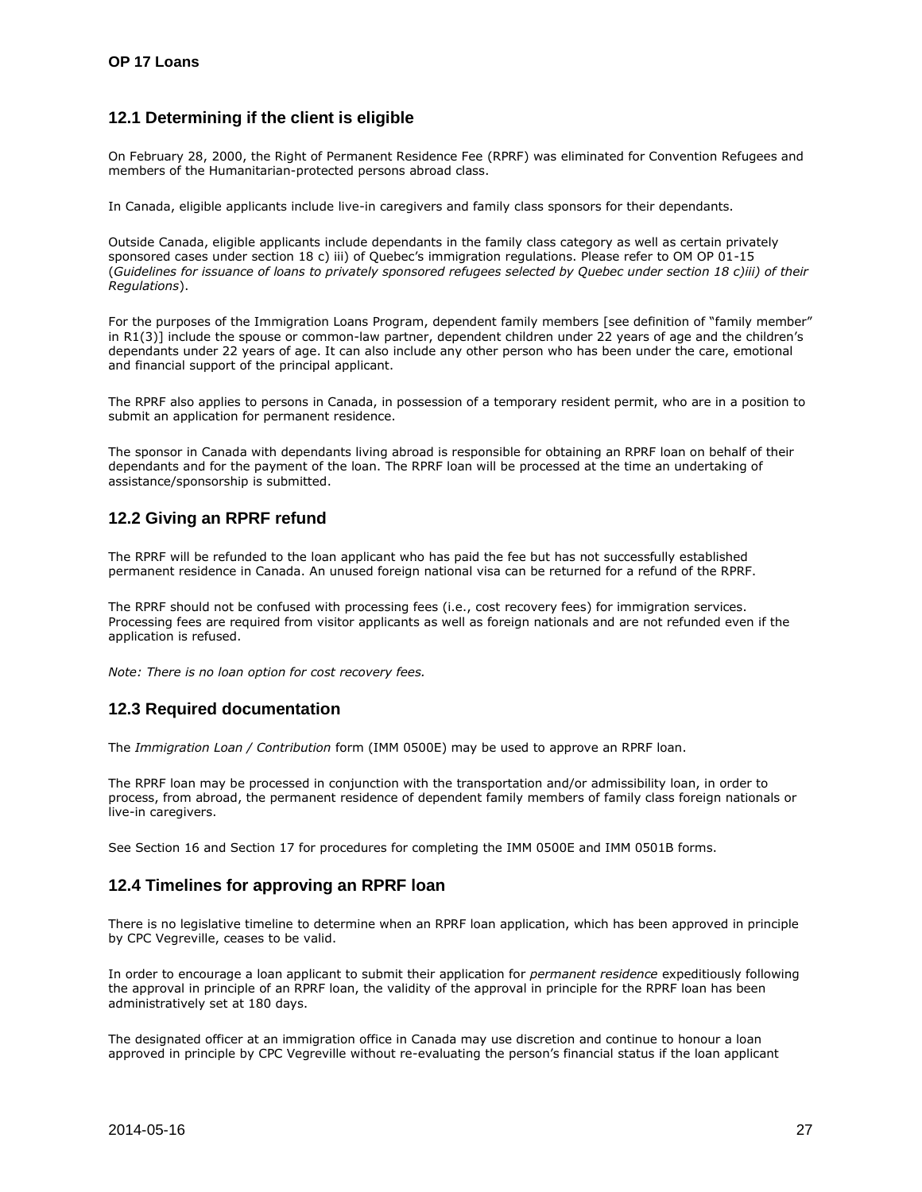## 12.1 Determining if the client is eligible

On February 28, 2000, the Right of Permanent Residence Fee (RPRF) was eliminated for Convention Refugees and members of the Humanitarian-protected persons abroad class.

In Canada, eligible applicants include live-in caregivers and family class sponsors for their dependants.

Outside Canada, eligible applicants include dependants in the family class category as well as certain privately sponsored cases under section 18 c) iii) of Quebec's immigration regulations. Please refer to OM OP 01-15 (*Guidelines for issuance of loans to privately sponsored refugees selected by Quebec under section 18 c)iii) of their Regulations*).

For the purposes of the Immigration Loans Program, dependent family members [see definition of "family member" in R1(3)] include the spouse or common-law partner, dependent children under 22 years of age and the children's dependants under 22 years of age. It can also include any other person who has been under the care, emotional and financial support of the principal applicant.

The RPRF also applies to persons in Canada, in possession of a temporary resident permit, who are in a position to submit an application for permanent residence.

The sponsor in Canada with dependants living abroad is responsible for obtaining an RPRF loan on behalf of their dependants and for the payment of the loan. The RPRF loan will be processed at the time an undertaking of assistance/sponsorship is submitted.

## 12.2 Giving an RPRF refund

The RPRF will be refunded to the loan applicant who has paid the fee but has not successfully established permanent residence in Canada. An unused foreign national visa can be returned for a refund of the RPRF.

The RPRF should not be confused with processing fees (i.e., cost recovery fees) for immigration services. Processing fees are required from visitor applicants as well as foreign nationals and are not refunded even if the application is refused.

*Note: There is no loan option for cost recovery fees.*

## 12.3 Required documentation

The *Immigration Loan / Contribution* form (IMM 0500E) may be used to approve an RPRF loan.

The RPRF loan may be processed in conjunction with the transportation and/or admissibility loan, in order to process, from abroad, the permanent residence of dependent family members of family class foreign nationals or live-in caregivers.

See Section 16 and Section 17 for procedures for completing the IMM 0500E and IMM 0501B forms.

## 12.4 Timelines for approving an RPRF loan

There is no legislative timeline to determine when an RPRF loan application, which has been approved in principle by CPC Vegreville, ceases to be valid.

In order to encourage a loan applicant to submit their application for *permanent residence* expeditiously following the approval in principle of an RPRF loan, the validity of the approval in principle for the RPRF loan has been administratively set at 180 days.

The designated officer at an immigration office in Canada may use discretion and continue to honour a loan approved in principle by CPC Vegreville without re-evaluating the person's financial status if the loan applicant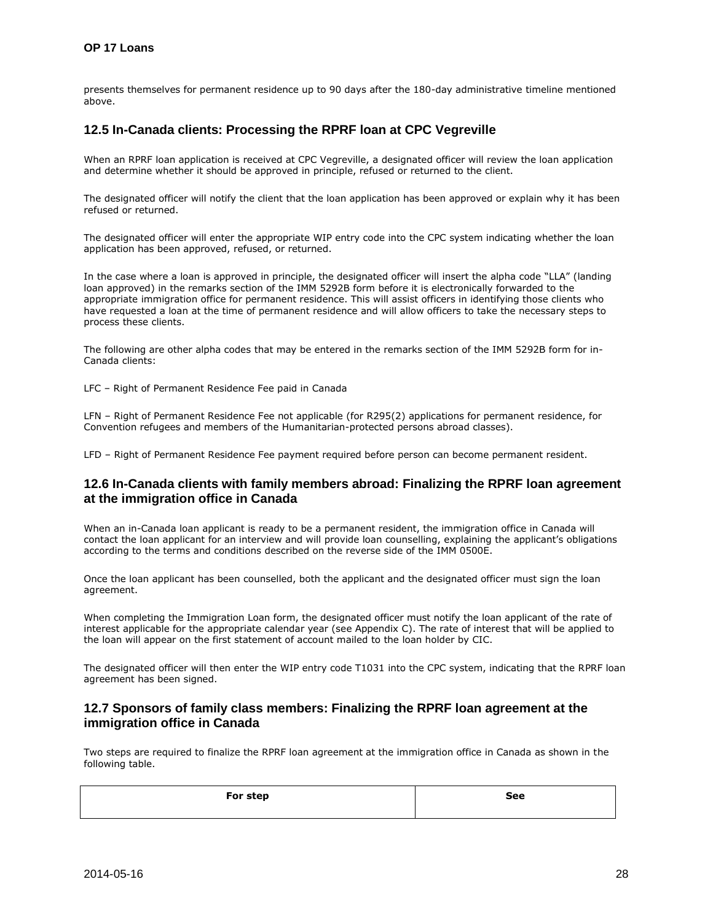presents themselves for permanent residence up to 90 days after the 180-day administrative timeline mentioned above.

## 12.5 In-Canada clients: Processing the RPRF loan at CPC Vegreville

When an RPRF loan application is received at CPC Vegreville, a designated officer will review the loan application and determine whether it should be approved in principle, refused or returned to the client.

The designated officer will notify the client that the loan application has been approved or explain why it has been refused or returned.

The designated officer will enter the appropriate WIP entry code into the CPC system indicating whether the loan application has been approved, refused, or returned.

In the case where a loan is approved in principle, the designated officer will insert the alpha code "LLA" (landing loan approved) in the remarks section of the IMM 5292B form before it is electronically forwarded to the appropriate immigration office for permanent residence. This will assist officers in identifying those clients who have requested a loan at the time of permanent residence and will allow officers to take the necessary steps to process these clients.

The following are other alpha codes that may be entered in the remarks section of the IMM 5292B form for in-Canada clients:

LFC – Right of Permanent Residence Fee paid in Canada

LFN – Right of Permanent Residence Fee not applicable (for R295(2) applications for permanent residence, for Convention refugees and members of the Humanitarian-protected persons abroad classes).

LFD – Right of Permanent Residence Fee payment required before person can become permanent resident.

## 12.6 In-Canada clients with family members abroad: Finalizing the RPRF loan agreement at the immigration office in Canada

When an in-Canada loan applicant is ready to be a permanent resident, the immigration office in Canada will contact the loan applicant for an interview and will provide loan counselling, explaining the applicant's obligations according to the terms and conditions described on the reverse side of the IMM 0500E.

Once the loan applicant has been counselled, both the applicant and the designated officer must sign the loan agreement.

When completing the Immigration Loan form, the designated officer must notify the loan applicant of the rate of interest applicable for the appropriate calendar year (see Appendix C). The rate of interest that will be applied to the loan will appear on the first statement of account mailed to the loan holder by CIC.

The designated officer will then enter the WIP entry code T1031 into the CPC system, indicating that the RPRF loan agreement has been signed.

## 12.7 Sponsors of family class members: Finalizing the RPRF loan agreement at the immigration office in Canada

Two steps are required to finalize the RPRF loan agreement at the immigration office in Canada as shown in the following table.

| For step | See |
| --- | --- |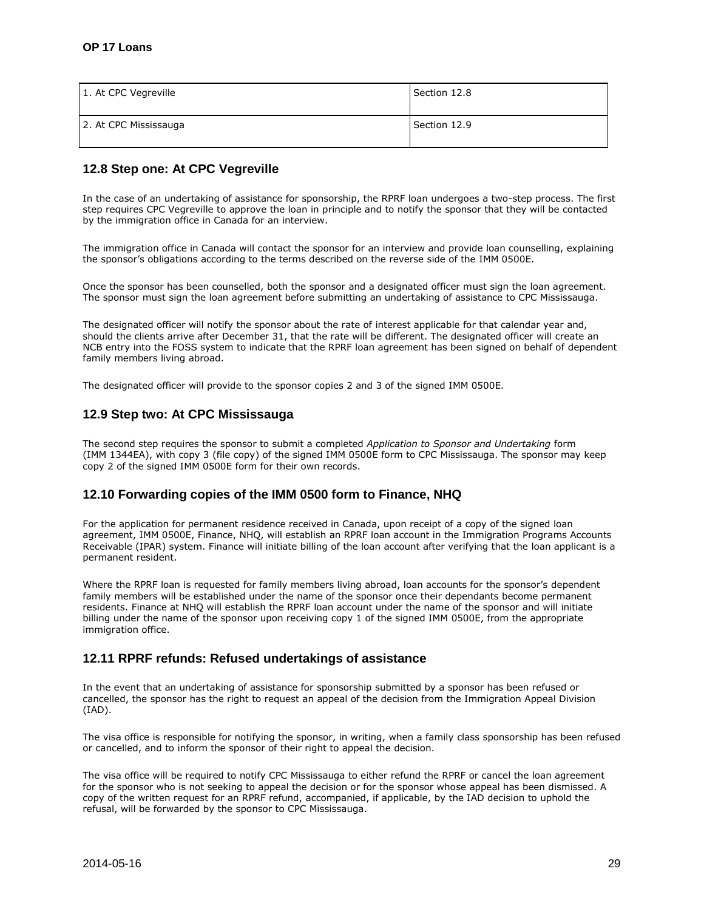| 1. At CPC Vegreville | Section 12.8 |
| --- | --- |
| 2. At CPC Mississauga | Section 12.9 |

## 12.8 Step one: At CPC Vegreville

In the case of an undertaking of assistance for sponsorship, the RPRF loan undergoes a two-step process. The first step requires CPC Vegreville to approve the loan in principle and to notify the sponsor that they will be contacted by the immigration office in Canada for an interview.

The immigration office in Canada will contact the sponsor for an interview and provide loan counselling, explaining the sponsor's obligations according to the terms described on the reverse side of the IMM 0500E.

Once the sponsor has been counselled, both the sponsor and a designated officer must sign the loan agreement. The sponsor must sign the loan agreement before submitting an undertaking of assistance to CPC Mississauga.

The designated officer will notify the sponsor about the rate of interest applicable for that calendar year and, should the clients arrive after December 31, that the rate will be different. The designated officer will create an NCB entry into the FOSS system to indicate that the RPRF loan agreement has been signed on behalf of dependent family members living abroad.

The designated officer will provide to the sponsor copies 2 and 3 of the signed IMM 0500E.

## 12.9 Step two: At CPC Mississauga

The second step requires the sponsor to submit a completed *Application to Sponsor and Undertaking* form (IMM 1344EA), with copy 3 (file copy) of the signed IMM 0500E form to CPC Mississauga. The sponsor may keep copy 2 of the signed IMM 0500E form for their own records.

## 12.10 Forwarding copies of the IMM 0500 form to Finance, NHQ

For the application for permanent residence received in Canada, upon receipt of a copy of the signed loan agreement, IMM 0500E, Finance, NHQ, will establish an RPRF loan account in the Immigration Programs Accounts Receivable (IPAR) system. Finance will initiate billing of the loan account after verifying that the loan applicant is a permanent resident.

Where the RPRF loan is requested for family members living abroad, loan accounts for the sponsor's dependent family members will be established under the name of the sponsor once their dependants become permanent residents. Finance at NHQ will establish the RPRF loan account under the name of the sponsor and will initiate billing under the name of the sponsor upon receiving copy 1 of the signed IMM 0500E, from the appropriate immigration office.

## 12.11 RPRF refunds: Refused undertakings of assistance

In the event that an undertaking of assistance for sponsorship submitted by a sponsor has been refused or cancelled, the sponsor has the right to request an appeal of the decision from the Immigration Appeal Division (IAD).

The visa office is responsible for notifying the sponsor, in writing, when a family class sponsorship has been refused or cancelled, and to inform the sponsor of their right to appeal the decision.

The visa office will be required to notify CPC Mississauga to either refund the RPRF or cancel the loan agreement for the sponsor who is not seeking to appeal the decision or for the sponsor whose appeal has been dismissed. A copy of the written request for an RPRF refund, accompanied, if applicable, by the IAD decision to uphold the refusal, will be forwarded by the sponsor to CPC Mississauga.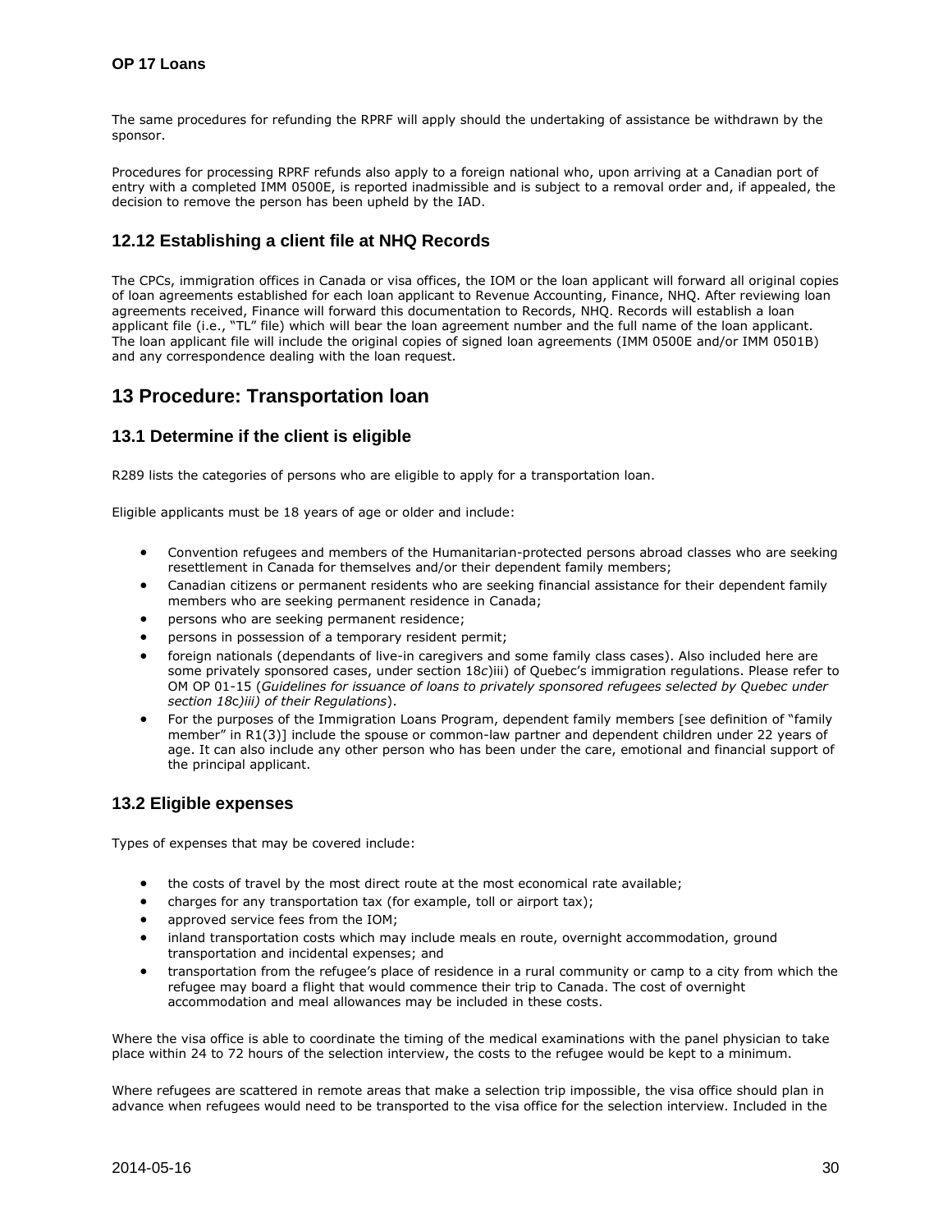The same procedures for refunding the RPRF will apply should the undertaking of assistance be withdrawn by the sponsor.

Procedures for processing RPRF refunds also apply to a foreign national who, upon arriving at a Canadian port of entry with a completed IMM 0500E, is reported inadmissible and is subject to a removal order and, if appealed, the decision to remove the person has been upheld by the IAD.

### 12.12 Establishing a client file at NHQ Records

The CPCs, immigration offices in Canada or visa offices, the IOM or the loan applicant will forward all original copies of loan agreements established for each loan applicant to Revenue Accounting, Finance, NHQ. After reviewing loan agreements received, Finance will forward this documentation to Records, NHQ. Records will establish a loan applicant file (i.e., "TL" file) which will bear the loan agreement number and the full name of the loan applicant. The loan applicant file will include the original copies of signed loan agreements (IMM 0500E and/or IMM 0501B) and any correspondence dealing with the loan request.

## 13 Procedure: Transportation loan

### 13.1 Determine if the client is eligible

R289 lists the categories of persons who are eligible to apply for a transportation loan.

Eligible applicants must be 18 years of age or older and include:

- Convention refugees and members of the Humanitarian-protected persons abroad classes who are seeking resettlement in Canada for themselves and/or their dependent family members;
- Canadian citizens or permanent residents who are seeking financial assistance for their dependent family members who are seeking permanent residence in Canada;
- persons who are seeking permanent residence;
- persons in possession of a temporary resident permit;
- foreign nationals (dependants of live-in caregivers and some family class cases). Also included here are some privately sponsored cases, under section 18*c*)iii) of Quebec's immigration regulations. Please refer to OM OP 01-15 (*Guidelines for issuance of loans to privately sponsored refugees selected by Quebec under section 18c)iii) of their Regulations*).
- For the purposes of the Immigration Loans Program, dependent family members [see definition of "family member" in R1(3)] include the spouse or common-law partner and dependent children under 22 years of age. It can also include any other person who has been under the care, emotional and financial support of the principal applicant.

### 13.2 Eligible expenses

Types of expenses that may be covered include:

- the costs of travel by the most direct route at the most economical rate available;
- charges for any transportation tax (for example, toll or airport tax);
- approved service fees from the IOM;
- inland transportation costs which may include meals en route, overnight accommodation, ground transportation and incidental expenses; and
- transportation from the refugee's place of residence in a rural community or camp to a city from which the refugee may board a flight that would commence their trip to Canada. The cost of overnight accommodation and meal allowances may be included in these costs.

Where the visa office is able to coordinate the timing of the medical examinations with the panel physician to take place within 24 to 72 hours of the selection interview, the costs to the refugee would be kept to a minimum.

Where refugees are scattered in remote areas that make a selection trip impossible, the visa office should plan in advance when refugees would need to be transported to the visa office for the selection interview. Included in the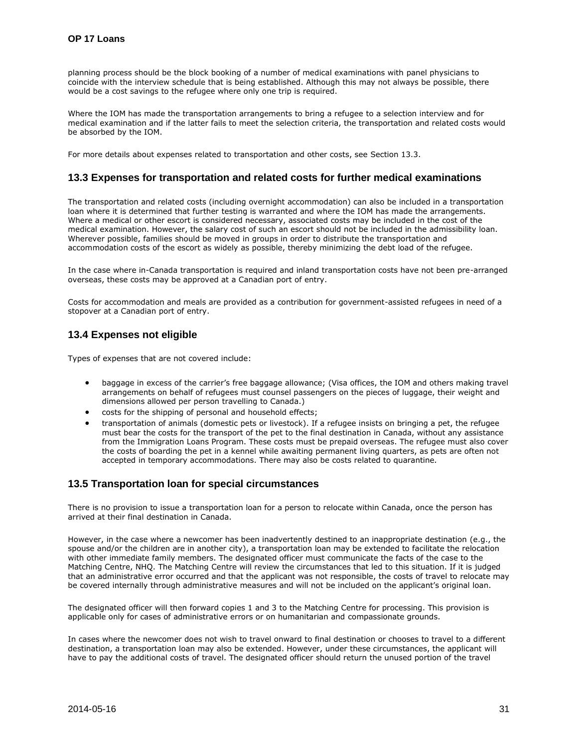planning process should be the block booking of a number of medical examinations with panel physicians to coincide with the interview schedule that is being established. Although this may not always be possible, there would be a cost savings to the refugee where only one trip is required.

Where the IOM has made the transportation arrangements to bring a refugee to a selection interview and for medical examination and if the latter fails to meet the selection criteria, the transportation and related costs would be absorbed by the IOM.

For more details about expenses related to transportation and other costs, see Section 13.3.

## 13.3 Expenses for transportation and related costs for further medical examinations

The transportation and related costs (including overnight accommodation) can also be included in a transportation loan where it is determined that further testing is warranted and where the IOM has made the arrangements. Where a medical or other escort is considered necessary, associated costs may be included in the cost of the medical examination. However, the salary cost of such an escort should not be included in the admissibility loan. Wherever possible, families should be moved in groups in order to distribute the transportation and accommodation costs of the escort as widely as possible, thereby minimizing the debt load of the refugee.

In the case where in-Canada transportation is required and inland transportation costs have not been pre-arranged overseas, these costs may be approved at a Canadian port of entry.

Costs for accommodation and meals are provided as a contribution for government-assisted refugees in need of a stopover at a Canadian port of entry.

## 13.4 Expenses not eligible

Types of expenses that are not covered include:

- baggage in excess of the carrier's free baggage allowance; (Visa offices, the IOM and others making travel arrangements on behalf of refugees must counsel passengers on the pieces of luggage, their weight and dimensions allowed per person travelling to Canada.)
- costs for the shipping of personal and household effects;
- transportation of animals (domestic pets or livestock). If a refugee insists on bringing a pet, the refugee must bear the costs for the transport of the pet to the final destination in Canada, without any assistance from the Immigration Loans Program. These costs must be prepaid overseas. The refugee must also cover the costs of boarding the pet in a kennel while awaiting permanent living quarters, as pets are often not accepted in temporary accommodations. There may also be costs related to quarantine.

## 13.5 Transportation loan for special circumstances

There is no provision to issue a transportation loan for a person to relocate within Canada, once the person has arrived at their final destination in Canada.

However, in the case where a newcomer has been inadvertently destined to an inappropriate destination (e.g., the spouse and/or the children are in another city), a transportation loan may be extended to facilitate the relocation with other immediate family members. The designated officer must communicate the facts of the case to the Matching Centre, NHQ. The Matching Centre will review the circumstances that led to this situation. If it is judged that an administrative error occurred and that the applicant was not responsible, the costs of travel to relocate may be covered internally through administrative measures and will not be included on the applicant's original loan.

The designated officer will then forward copies 1 and 3 to the Matching Centre for processing. This provision is applicable only for cases of administrative errors or on humanitarian and compassionate grounds.

In cases where the newcomer does not wish to travel onward to final destination or chooses to travel to a different destination, a transportation loan may also be extended. However, under these circumstances, the applicant will have to pay the additional costs of travel. The designated officer should return the unused portion of the travel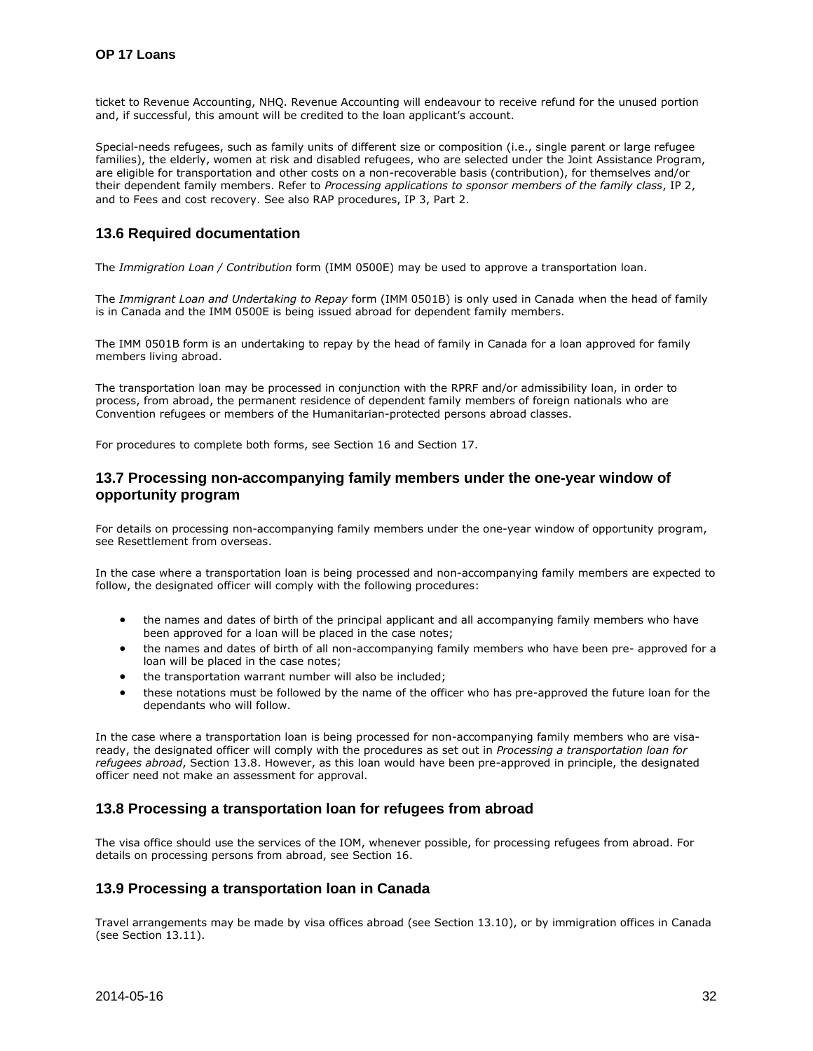ticket to Revenue Accounting, NHQ. Revenue Accounting will endeavour to receive refund for the unused portion and, if successful, this amount will be credited to the loan applicant's account.

Special-needs refugees, such as family units of different size or composition (i.e., single parent or large refugee families), the elderly, women at risk and disabled refugees, who are selected under the Joint Assistance Program, are eligible for transportation and other costs on a non-recoverable basis (contribution), for themselves and/or their dependent family members. Refer to *Processing applications to sponsor members of the family class*, IP 2, and to Fees and cost recovery. See also RAP procedures, IP 3, Part 2.

## 13.6 Required documentation

The *Immigration Loan / Contribution* form (IMM 0500E) may be used to approve a transportation loan.

The *Immigrant Loan and Undertaking to Repay* form (IMM 0501B) is only used in Canada when the head of family is in Canada and the IMM 0500E is being issued abroad for dependent family members.

The IMM 0501B form is an undertaking to repay by the head of family in Canada for a loan approved for family members living abroad.

The transportation loan may be processed in conjunction with the RPRF and/or admissibility loan, in order to process, from abroad, the permanent residence of dependent family members of foreign nationals who are Convention refugees or members of the Humanitarian-protected persons abroad classes.

For procedures to complete both forms, see Section 16 and Section 17.

## 13.7 Processing non-accompanying family members under the one-year window of opportunity program

For details on processing non-accompanying family members under the one-year window of opportunity program, see Resettlement from overseas.

In the case where a transportation loan is being processed and non-accompanying family members are expected to follow, the designated officer will comply with the following procedures:

- the names and dates of birth of the principal applicant and all accompanying family members who have been approved for a loan will be placed in the case notes;
- the names and dates of birth of all non-accompanying family members who have been pre- approved for a loan will be placed in the case notes;
- the transportation warrant number will also be included;
- these notations must be followed by the name of the officer who has pre-approved the future loan for the dependants who will follow.

In the case where a transportation loan is being processed for non-accompanying family members who are visa-ready, the designated officer will comply with the procedures as set out in *Processing a transportation loan for refugees abroad*, Section 13.8. However, as this loan would have been pre-approved in principle, the designated officer need not make an assessment for approval.

## 13.8 Processing a transportation loan for refugees from abroad

The visa office should use the services of the IOM, whenever possible, for processing refugees from abroad. For details on processing persons from abroad, see Section 16.

## 13.9 Processing a transportation loan in Canada

Travel arrangements may be made by visa offices abroad (see Section 13.10), or by immigration offices in Canada (see Section 13.11).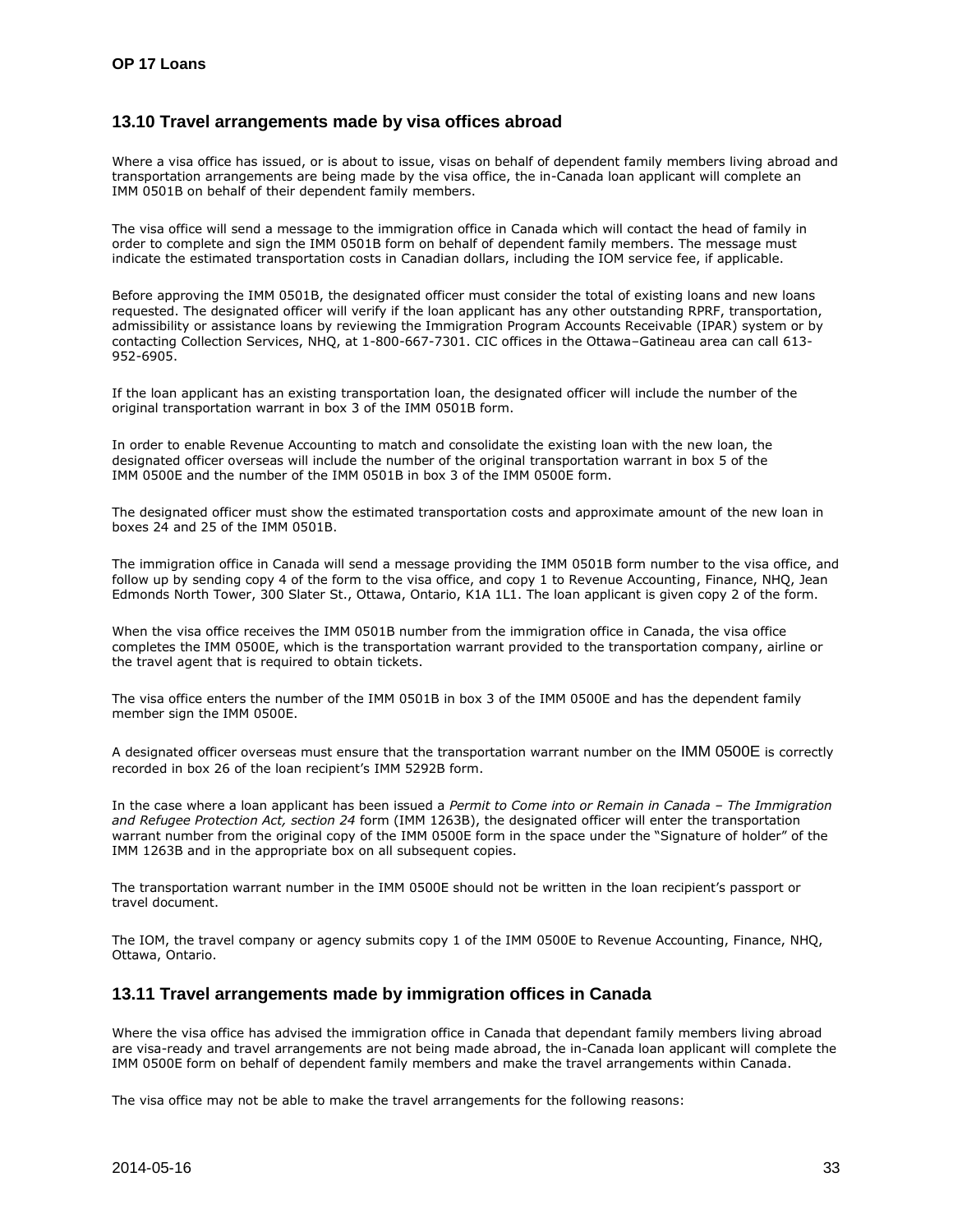## 13.10 Travel arrangements made by visa offices abroad

Where a visa office has issued, or is about to issue, visas on behalf of dependent family members living abroad and transportation arrangements are being made by the visa office, the in-Canada loan applicant will complete an IMM 0501B on behalf of their dependent family members.

The visa office will send a message to the immigration office in Canada which will contact the head of family in order to complete and sign the IMM 0501B form on behalf of dependent family members. The message must indicate the estimated transportation costs in Canadian dollars, including the IOM service fee, if applicable.

Before approving the IMM 0501B, the designated officer must consider the total of existing loans and new loans requested. The designated officer will verify if the loan applicant has any other outstanding RPRF, transportation, admissibility or assistance loans by reviewing the Immigration Program Accounts Receivable (IPAR) system or by contacting Collection Services, NHQ, at 1-800-667-7301. CIC offices in the Ottawa–Gatineau area can call 613-952-6905.

If the loan applicant has an existing transportation loan, the designated officer will include the number of the original transportation warrant in box 3 of the IMM 0501B form.

In order to enable Revenue Accounting to match and consolidate the existing loan with the new loan, the designated officer overseas will include the number of the original transportation warrant in box 5 of the IMM 0500E and the number of the IMM 0501B in box 3 of the IMM 0500E form.

The designated officer must show the estimated transportation costs and approximate amount of the new loan in boxes 24 and 25 of the IMM 0501B.

The immigration office in Canada will send a message providing the IMM 0501B form number to the visa office, and follow up by sending copy 4 of the form to the visa office, and copy 1 to Revenue Accounting, Finance, NHQ, Jean Edmonds North Tower, 300 Slater St., Ottawa, Ontario, K1A 1L1. The loan applicant is given copy 2 of the form.

When the visa office receives the IMM 0501B number from the immigration office in Canada, the visa office completes the IMM 0500E, which is the transportation warrant provided to the transportation company, airline or the travel agent that is required to obtain tickets.

The visa office enters the number of the IMM 0501B in box 3 of the IMM 0500E and has the dependent family member sign the IMM 0500E.

A designated officer overseas must ensure that the transportation warrant number on the IMM 0500E is correctly recorded in box 26 of the loan recipient's IMM 5292B form.

In the case where a loan applicant has been issued a *Permit to Come into or Remain in Canada – The Immigration and Refugee Protection Act, section 24* form (IMM 1263B), the designated officer will enter the transportation warrant number from the original copy of the IMM 0500E form in the space under the "Signature of holder" of the IMM 1263B and in the appropriate box on all subsequent copies.

The transportation warrant number in the IMM 0500E should not be written in the loan recipient's passport or travel document.

The IOM, the travel company or agency submits copy 1 of the IMM 0500E to Revenue Accounting, Finance, NHQ, Ottawa, Ontario.

## 13.11 Travel arrangements made by immigration offices in Canada

Where the visa office has advised the immigration office in Canada that dependant family members living abroad are visa-ready and travel arrangements are not being made abroad, the in-Canada loan applicant will complete the IMM 0500E form on behalf of dependent family members and make the travel arrangements within Canada.

The visa office may not be able to make the travel arrangements for the following reasons: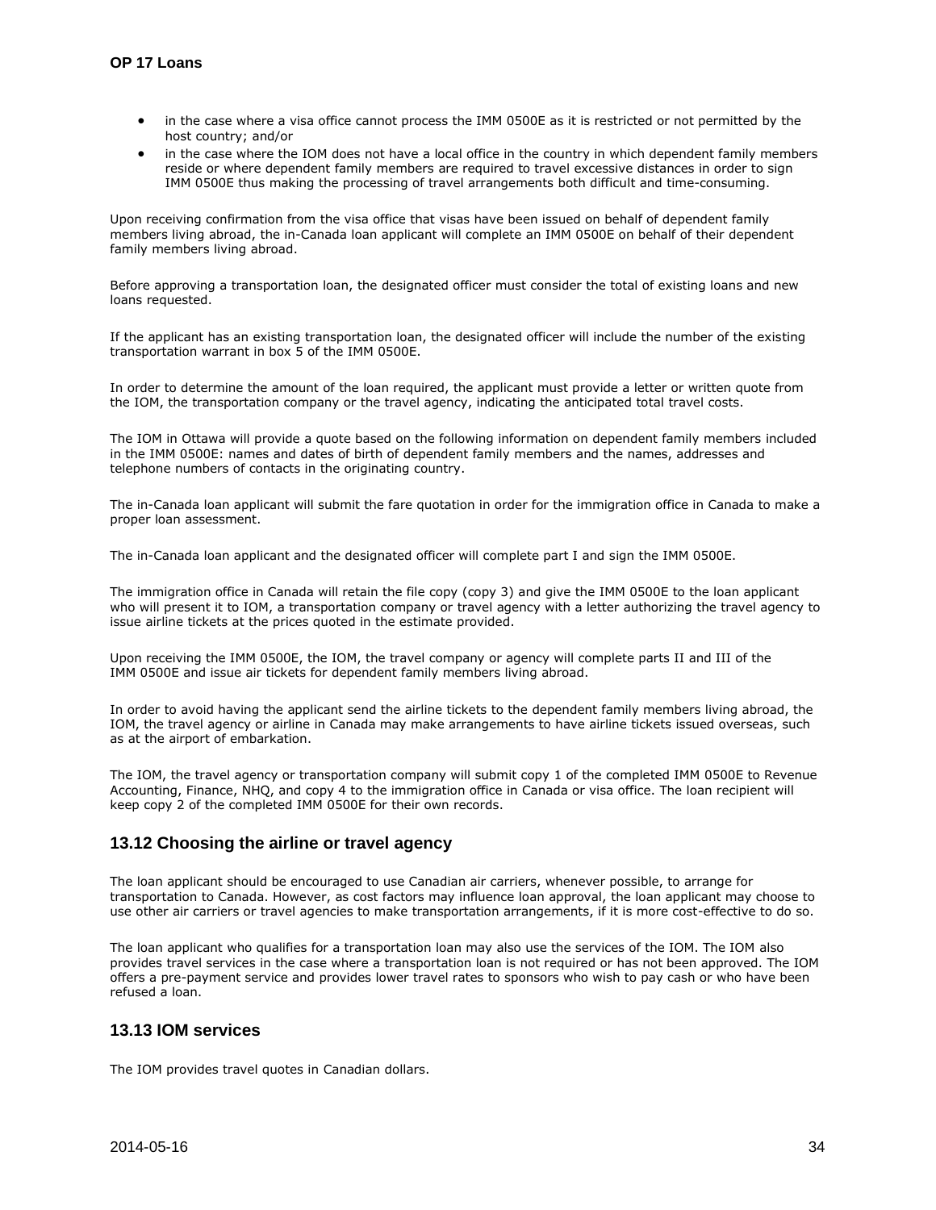- in the case where a visa office cannot process the IMM 0500E as it is restricted or not permitted by the host country; and/or
- in the case where the IOM does not have a local office in the country in which dependent family members reside or where dependent family members are required to travel excessive distances in order to sign IMM 0500E thus making the processing of travel arrangements both difficult and time-consuming.

Upon receiving confirmation from the visa office that visas have been issued on behalf of dependent family members living abroad, the in-Canada loan applicant will complete an IMM 0500E on behalf of their dependent family members living abroad.

Before approving a transportation loan, the designated officer must consider the total of existing loans and new loans requested.

If the applicant has an existing transportation loan, the designated officer will include the number of the existing transportation warrant in box 5 of the IMM 0500E.

In order to determine the amount of the loan required, the applicant must provide a letter or written quote from the IOM, the transportation company or the travel agency, indicating the anticipated total travel costs.

The IOM in Ottawa will provide a quote based on the following information on dependent family members included in the IMM 0500E: names and dates of birth of dependent family members and the names, addresses and telephone numbers of contacts in the originating country.

The in-Canada loan applicant will submit the fare quotation in order for the immigration office in Canada to make a proper loan assessment.

The in-Canada loan applicant and the designated officer will complete part I and sign the IMM 0500E.

The immigration office in Canada will retain the file copy (copy 3) and give the IMM 0500E to the loan applicant who will present it to IOM, a transportation company or travel agency with a letter authorizing the travel agency to issue airline tickets at the prices quoted in the estimate provided.

Upon receiving the IMM 0500E, the IOM, the travel company or agency will complete parts II and III of the IMM 0500E and issue air tickets for dependent family members living abroad.

In order to avoid having the applicant send the airline tickets to the dependent family members living abroad, the IOM, the travel agency or airline in Canada may make arrangements to have airline tickets issued overseas, such as at the airport of embarkation.

The IOM, the travel agency or transportation company will submit copy 1 of the completed IMM 0500E to Revenue Accounting, Finance, NHQ, and copy 4 to the immigration office in Canada or visa office. The loan recipient will keep copy 2 of the completed IMM 0500E for their own records.

## 13.12 Choosing the airline or travel agency

The loan applicant should be encouraged to use Canadian air carriers, whenever possible, to arrange for transportation to Canada. However, as cost factors may influence loan approval, the loan applicant may choose to use other air carriers or travel agencies to make transportation arrangements, if it is more cost-effective to do so.

The loan applicant who qualifies for a transportation loan may also use the services of the IOM. The IOM also provides travel services in the case where a transportation loan is not required or has not been approved. The IOM offers a pre-payment service and provides lower travel rates to sponsors who wish to pay cash or who have been refused a loan.

## 13.13 IOM services

The IOM provides travel quotes in Canadian dollars.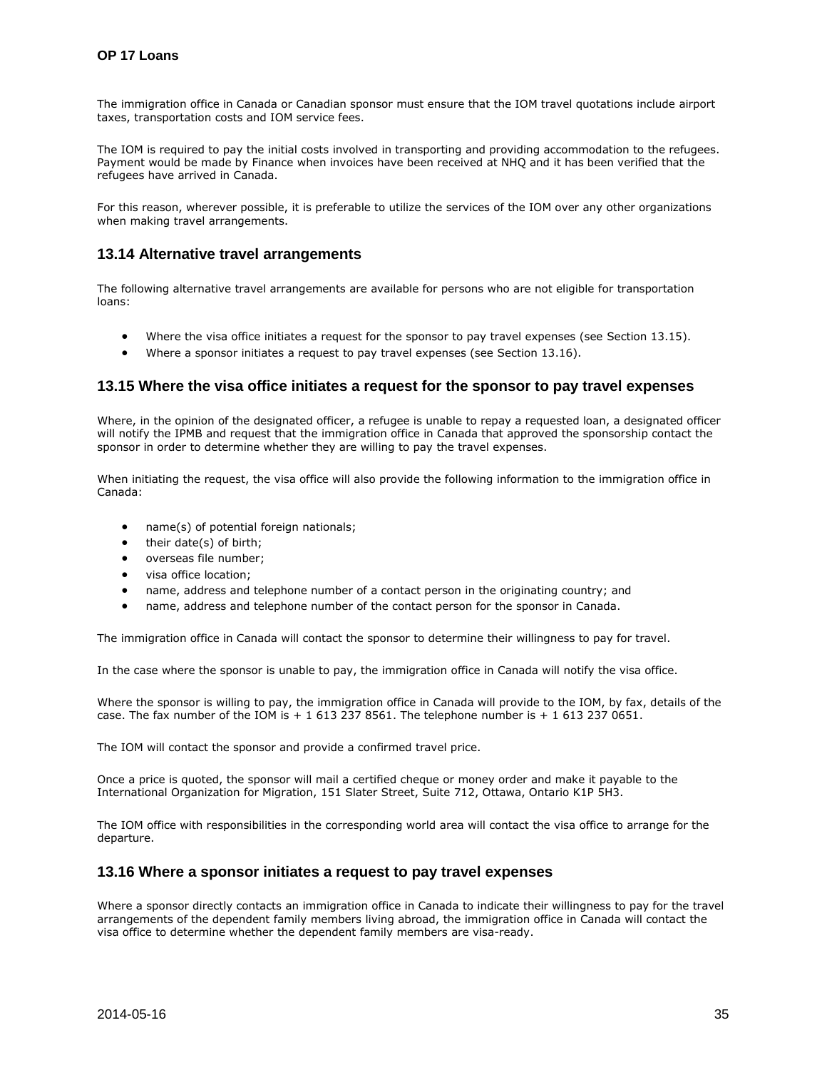The immigration office in Canada or Canadian sponsor must ensure that the IOM travel quotations include airport taxes, transportation costs and IOM service fees.

The IOM is required to pay the initial costs involved in transporting and providing accommodation to the refugees. Payment would be made by Finance when invoices have been received at NHQ and it has been verified that the refugees have arrived in Canada.

For this reason, wherever possible, it is preferable to utilize the services of the IOM over any other organizations when making travel arrangements.

## 13.14 Alternative travel arrangements

The following alternative travel arrangements are available for persons who are not eligible for transportation loans:

- Where the visa office initiates a request for the sponsor to pay travel expenses (see Section 13.15).
- Where a sponsor initiates a request to pay travel expenses (see Section 13.16).

## 13.15 Where the visa office initiates a request for the sponsor to pay travel expenses

Where, in the opinion of the designated officer, a refugee is unable to repay a requested loan, a designated officer will notify the IPMB and request that the immigration office in Canada that approved the sponsorship contact the sponsor in order to determine whether they are willing to pay the travel expenses.

When initiating the request, the visa office will also provide the following information to the immigration office in Canada:

- name(s) of potential foreign nationals;
- their date(s) of birth;
- overseas file number;
- visa office location;
- name, address and telephone number of a contact person in the originating country; and
- name, address and telephone number of the contact person for the sponsor in Canada.

The immigration office in Canada will contact the sponsor to determine their willingness to pay for travel.

In the case where the sponsor is unable to pay, the immigration office in Canada will notify the visa office.

Where the sponsor is willing to pay, the immigration office in Canada will provide to the IOM, by fax, details of the case. The fax number of the IOM is + 1 613 237 8561. The telephone number is + 1 613 237 0651.

The IOM will contact the sponsor and provide a confirmed travel price.

Once a price is quoted, the sponsor will mail a certified cheque or money order and make it payable to the International Organization for Migration, 151 Slater Street, Suite 712, Ottawa, Ontario K1P 5H3.

The IOM office with responsibilities in the corresponding world area will contact the visa office to arrange for the departure.

## 13.16 Where a sponsor initiates a request to pay travel expenses

Where a sponsor directly contacts an immigration office in Canada to indicate their willingness to pay for the travel arrangements of the dependent family members living abroad, the immigration office in Canada will contact the visa office to determine whether the dependent family members are visa-ready.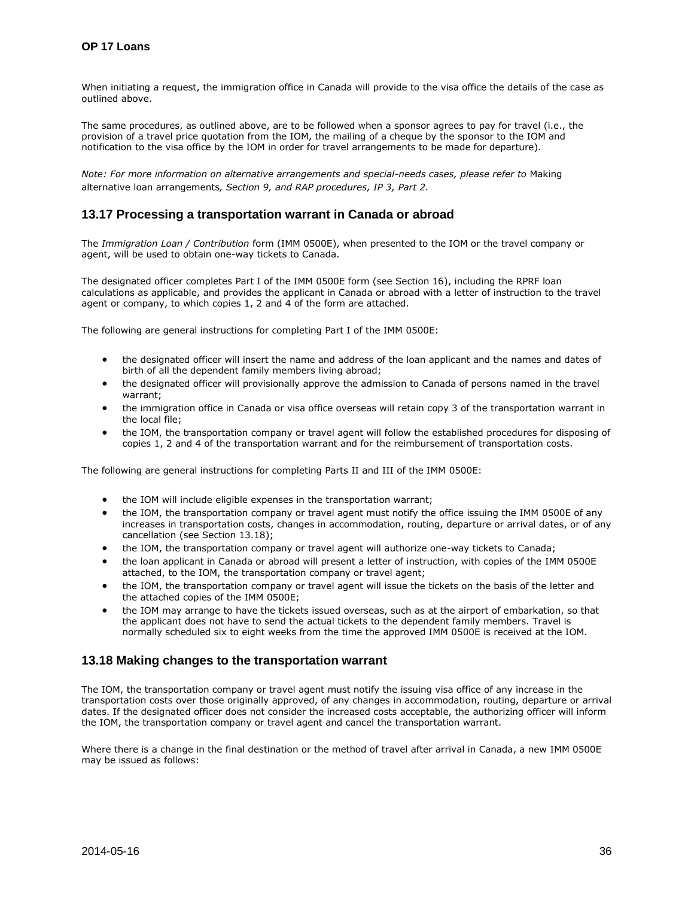When initiating a request, the immigration office in Canada will provide to the visa office the details of the case as outlined above.

The same procedures, as outlined above, are to be followed when a sponsor agrees to pay for travel (i.e., the provision of a travel price quotation from the IOM, the mailing of a cheque by the sponsor to the IOM and notification to the visa office by the IOM in order for travel arrangements to be made for departure).

*Note: For more information on alternative arrangements and special-needs cases, please refer to* Making alternative loan arrangements*, Section 9, and RAP procedures, IP 3, Part 2.*

## 13.17 Processing a transportation warrant in Canada or abroad

The *Immigration Loan / Contribution* form (IMM 0500E), when presented to the IOM or the travel company or agent, will be used to obtain one-way tickets to Canada.

The designated officer completes Part I of the IMM 0500E form (see Section 16), including the RPRF loan calculations as applicable, and provides the applicant in Canada or abroad with a letter of instruction to the travel agent or company, to which copies 1, 2 and 4 of the form are attached.

The following are general instructions for completing Part I of the IMM 0500E:

- the designated officer will insert the name and address of the loan applicant and the names and dates of birth of all the dependent family members living abroad;
- the designated officer will provisionally approve the admission to Canada of persons named in the travel warrant;
- the immigration office in Canada or visa office overseas will retain copy 3 of the transportation warrant in the local file;
- the IOM, the transportation company or travel agent will follow the established procedures for disposing of copies 1, 2 and 4 of the transportation warrant and for the reimbursement of transportation costs.

The following are general instructions for completing Parts II and III of the IMM 0500E:

- the IOM will include eligible expenses in the transportation warrant;
- the IOM, the transportation company or travel agent must notify the office issuing the IMM 0500E of any increases in transportation costs, changes in accommodation, routing, departure or arrival dates, or of any cancellation (see Section 13.18);
- the IOM, the transportation company or travel agent will authorize one-way tickets to Canada;
- the loan applicant in Canada or abroad will present a letter of instruction, with copies of the IMM 0500E attached, to the IOM, the transportation company or travel agent;
- the IOM, the transportation company or travel agent will issue the tickets on the basis of the letter and the attached copies of the IMM 0500E;
- the IOM may arrange to have the tickets issued overseas, such as at the airport of embarkation, so that the applicant does not have to send the actual tickets to the dependent family members. Travel is normally scheduled six to eight weeks from the time the approved IMM 0500E is received at the IOM.

## 13.18 Making changes to the transportation warrant

The IOM, the transportation company or travel agent must notify the issuing visa office of any increase in the transportation costs over those originally approved, of any changes in accommodation, routing, departure or arrival dates. If the designated officer does not consider the increased costs acceptable, the authorizing officer will inform the IOM, the transportation company or travel agent and cancel the transportation warrant.

Where there is a change in the final destination or the method of travel after arrival in Canada, a new IMM 0500E may be issued as follows: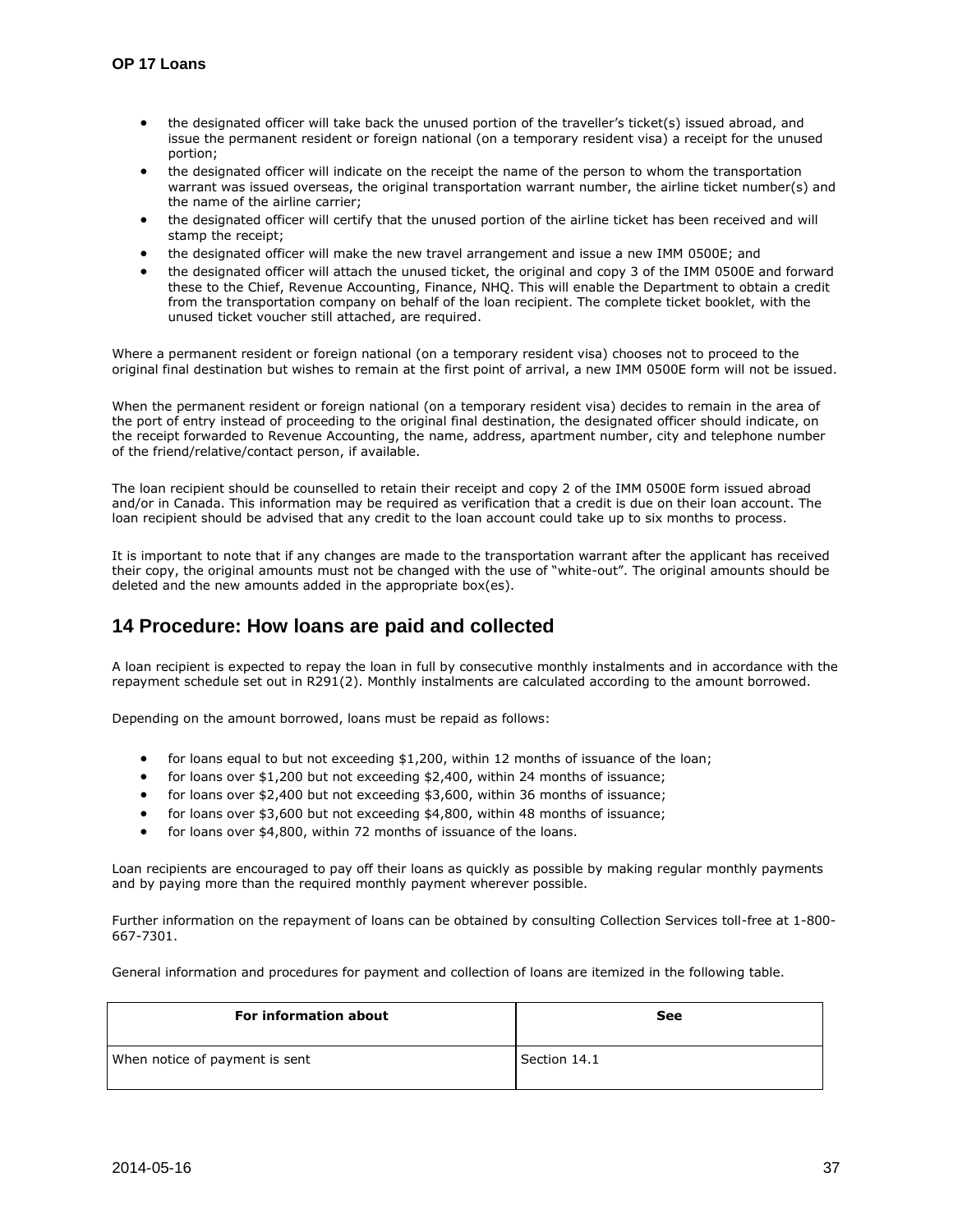- the designated officer will take back the unused portion of the traveller's ticket(s) issued abroad, and issue the permanent resident or foreign national (on a temporary resident visa) a receipt for the unused portion;
- the designated officer will indicate on the receipt the name of the person to whom the transportation warrant was issued overseas, the original transportation warrant number, the airline ticket number(s) and the name of the airline carrier;
- the designated officer will certify that the unused portion of the airline ticket has been received and will stamp the receipt;
- the designated officer will make the new travel arrangement and issue a new IMM 0500E; and
- the designated officer will attach the unused ticket, the original and copy 3 of the IMM 0500E and forward these to the Chief, Revenue Accounting, Finance, NHQ. This will enable the Department to obtain a credit from the transportation company on behalf of the loan recipient. The complete ticket booklet, with the unused ticket voucher still attached, are required.

Where a permanent resident or foreign national (on a temporary resident visa) chooses not to proceed to the original final destination but wishes to remain at the first point of arrival, a new IMM 0500E form will not be issued.

When the permanent resident or foreign national (on a temporary resident visa) decides to remain in the area of the port of entry instead of proceeding to the original final destination, the designated officer should indicate, on the receipt forwarded to Revenue Accounting, the name, address, apartment number, city and telephone number of the friend/relative/contact person, if available.

The loan recipient should be counselled to retain their receipt and copy 2 of the IMM 0500E form issued abroad and/or in Canada. This information may be required as verification that a credit is due on their loan account. The loan recipient should be advised that any credit to the loan account could take up to six months to process.

It is important to note that if any changes are made to the transportation warrant after the applicant has received their copy, the original amounts must not be changed with the use of "white-out". The original amounts should be deleted and the new amounts added in the appropriate box(es).

## 14 Procedure: How loans are paid and collected

A loan recipient is expected to repay the loan in full by consecutive monthly instalments and in accordance with the repayment schedule set out in R291(2). Monthly instalments are calculated according to the amount borrowed.

Depending on the amount borrowed, loans must be repaid as follows:

- for loans equal to but not exceeding $1,200, within 12 months of issuance of the loan;
- for loans over $1,200 but not exceeding $2,400, within 24 months of issuance;
- for loans over $2,400 but not exceeding $3,600, within 36 months of issuance;
- for loans over $3,600 but not exceeding $4,800, within 48 months of issuance;
- for loans over $4,800, within 72 months of issuance of the loans.

Loan recipients are encouraged to pay off their loans as quickly as possible by making regular monthly payments and by paying more than the required monthly payment wherever possible.

Further information on the repayment of loans can be obtained by consulting Collection Services toll-free at 1-800-667-7301.

General information and procedures for payment and collection of loans are itemized in the following table.

| For information about | See |
|---|---|
| When notice of payment is sent | Section 14.1 |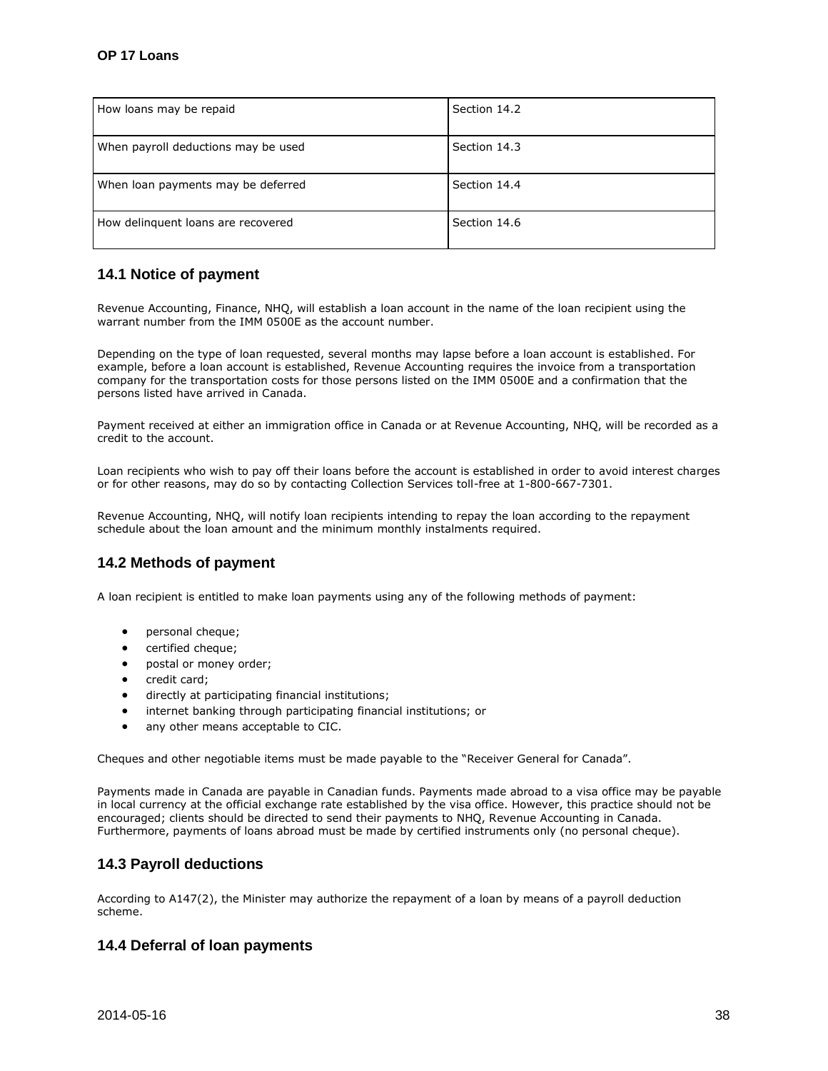| How loans may be repaid | Section 14.2 |
| --- | --- |
| When payroll deductions may be used | Section 14.3 |
| When loan payments may be deferred | Section 14.4 |
| How delinquent loans are recovered | Section 14.6 |

## 14.1 Notice of payment

Revenue Accounting, Finance, NHQ, will establish a loan account in the name of the loan recipient using the warrant number from the IMM 0500E as the account number.

Depending on the type of loan requested, several months may lapse before a loan account is established. For example, before a loan account is established, Revenue Accounting requires the invoice from a transportation company for the transportation costs for those persons listed on the IMM 0500E and a confirmation that the persons listed have arrived in Canada.

Payment received at either an immigration office in Canada or at Revenue Accounting, NHQ, will be recorded as a credit to the account.

Loan recipients who wish to pay off their loans before the account is established in order to avoid interest charges or for other reasons, may do so by contacting Collection Services toll-free at 1-800-667-7301.

Revenue Accounting, NHQ, will notify loan recipients intending to repay the loan according to the repayment schedule about the loan amount and the minimum monthly instalments required.

## 14.2 Methods of payment

A loan recipient is entitled to make loan payments using any of the following methods of payment:

- personal cheque;
- certified cheque;
- postal or money order;
- credit card;
- directly at participating financial institutions;
- internet banking through participating financial institutions; or
- any other means acceptable to CIC.

Cheques and other negotiable items must be made payable to the "Receiver General for Canada".

Payments made in Canada are payable in Canadian funds. Payments made abroad to a visa office may be payable in local currency at the official exchange rate established by the visa office. However, this practice should not be encouraged; clients should be directed to send their payments to NHQ, Revenue Accounting in Canada. Furthermore, payments of loans abroad must be made by certified instruments only (no personal cheque).

## 14.3 Payroll deductions

According to A147(2), the Minister may authorize the repayment of a loan by means of a payroll deduction scheme.

## 14.4 Deferral of loan payments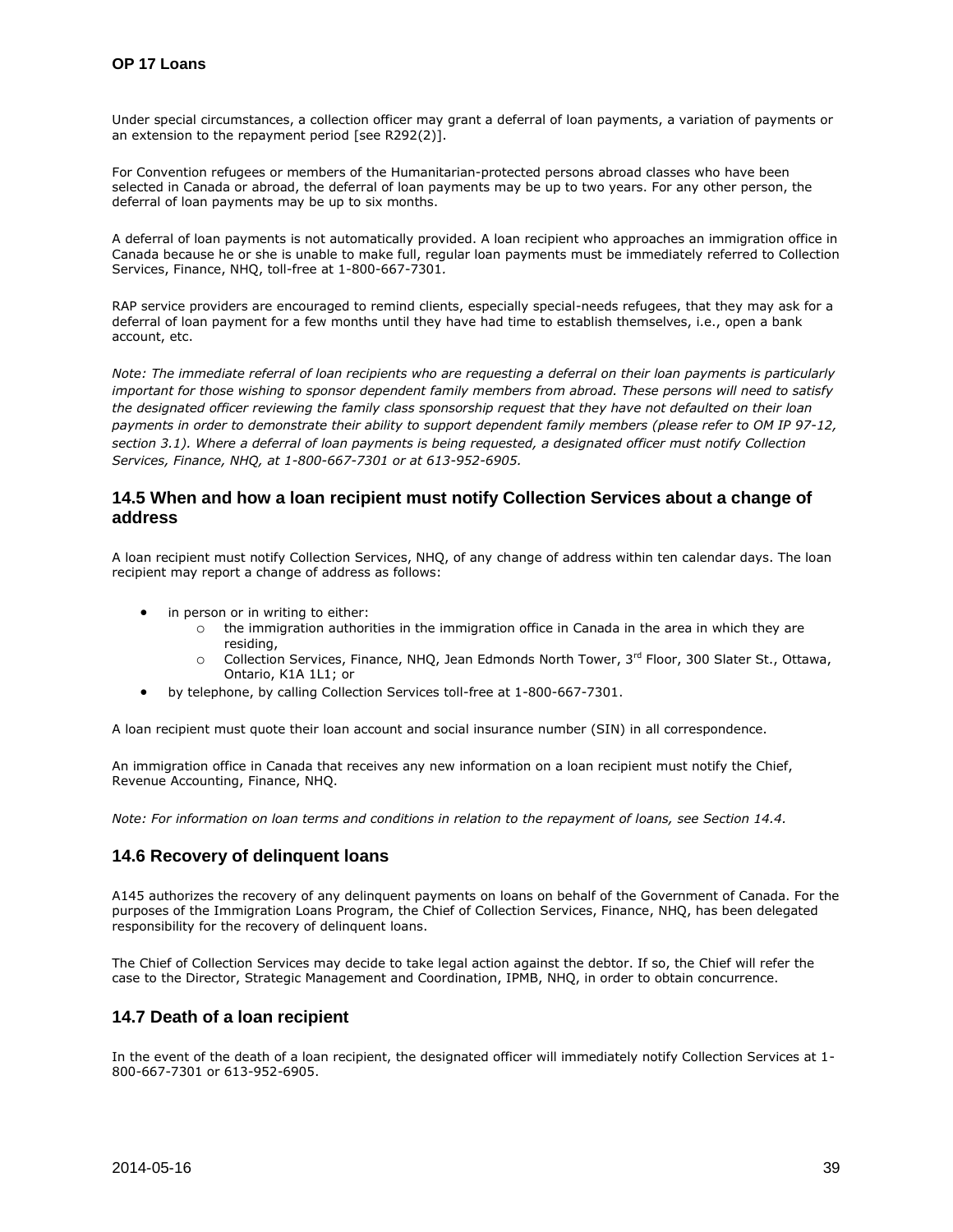Under special circumstances, a collection officer may grant a deferral of loan payments, a variation of payments or an extension to the repayment period [see R292(2)].

For Convention refugees or members of the Humanitarian-protected persons abroad classes who have been selected in Canada or abroad, the deferral of loan payments may be up to two years. For any other person, the deferral of loan payments may be up to six months.

A deferral of loan payments is not automatically provided. A loan recipient who approaches an immigration office in Canada because he or she is unable to make full, regular loan payments must be immediately referred to Collection Services, Finance, NHQ, toll-free at 1-800-667-7301.

RAP service providers are encouraged to remind clients, especially special-needs refugees, that they may ask for a deferral of loan payment for a few months until they have had time to establish themselves, i.e., open a bank account, etc.

*Note: The immediate referral of loan recipients who are requesting a deferral on their loan payments is particularly important for those wishing to sponsor dependent family members from abroad. These persons will need to satisfy the designated officer reviewing the family class sponsorship request that they have not defaulted on their loan payments in order to demonstrate their ability to support dependent family members (please refer to OM IP 97-12, section 3.1). Where a deferral of loan payments is being requested, a designated officer must notify Collection Services, Finance, NHQ, at 1-800-667-7301 or at 613-952-6905.*

## 14.5 When and how a loan recipient must notify Collection Services about a change of address

A loan recipient must notify Collection Services, NHQ, of any change of address within ten calendar days. The loan recipient may report a change of address as follows:

- in person or in writing to either:
  - the immigration authorities in the immigration office in Canada in the area in which they are residing,
  - Collection Services, Finance, NHQ, Jean Edmonds North Tower, 3rd Floor, 300 Slater St., Ottawa, Ontario, K1A 1L1; or
- by telephone, by calling Collection Services toll-free at 1-800-667-7301.

A loan recipient must quote their loan account and social insurance number (SIN) in all correspondence.

An immigration office in Canada that receives any new information on a loan recipient must notify the Chief, Revenue Accounting, Finance, NHQ.

*Note: For information on loan terms and conditions in relation to the repayment of loans, see Section 14.4.*

## 14.6 Recovery of delinquent loans

A145 authorizes the recovery of any delinquent payments on loans on behalf of the Government of Canada. For the purposes of the Immigration Loans Program, the Chief of Collection Services, Finance, NHQ, has been delegated responsibility for the recovery of delinquent loans.

The Chief of Collection Services may decide to take legal action against the debtor. If so, the Chief will refer the case to the Director, Strategic Management and Coordination, IPMB, NHQ, in order to obtain concurrence.

## 14.7 Death of a loan recipient

In the event of the death of a loan recipient, the designated officer will immediately notify Collection Services at 1-800-667-7301 or 613-952-6905.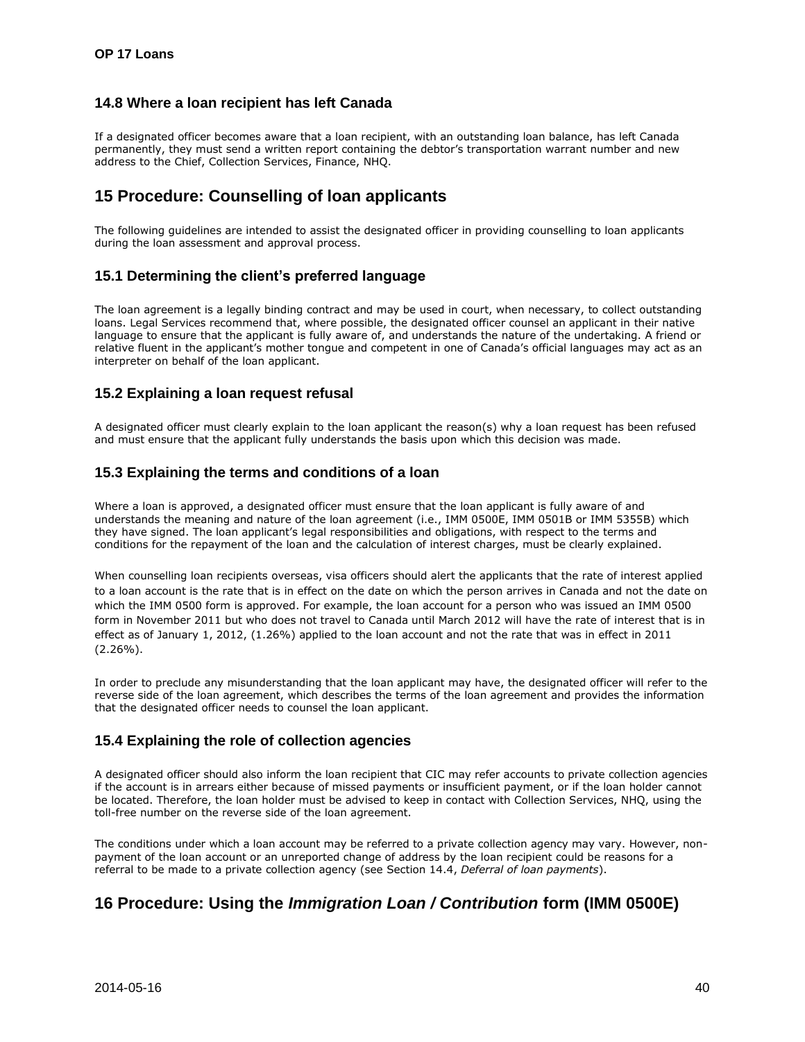### 14.8 Where a loan recipient has left Canada

If a designated officer becomes aware that a loan recipient, with an outstanding loan balance, has left Canada permanently, they must send a written report containing the debtor's transportation warrant number and new address to the Chief, Collection Services, Finance, NHQ.

## 15 Procedure: Counselling of loan applicants

The following guidelines are intended to assist the designated officer in providing counselling to loan applicants during the loan assessment and approval process.

### 15.1 Determining the client's preferred language

The loan agreement is a legally binding contract and may be used in court, when necessary, to collect outstanding loans. Legal Services recommend that, where possible, the designated officer counsel an applicant in their native language to ensure that the applicant is fully aware of, and understands the nature of the undertaking. A friend or relative fluent in the applicant's mother tongue and competent in one of Canada's official languages may act as an interpreter on behalf of the loan applicant.

### 15.2 Explaining a loan request refusal

A designated officer must clearly explain to the loan applicant the reason(s) why a loan request has been refused and must ensure that the applicant fully understands the basis upon which this decision was made.

### 15.3 Explaining the terms and conditions of a loan

Where a loan is approved, a designated officer must ensure that the loan applicant is fully aware of and understands the meaning and nature of the loan agreement (i.e., IMM 0500E, IMM 0501B or IMM 5355B) which they have signed. The loan applicant's legal responsibilities and obligations, with respect to the terms and conditions for the repayment of the loan and the calculation of interest charges, must be clearly explained.

When counselling loan recipients overseas, visa officers should alert the applicants that the rate of interest applied to a loan account is the rate that is in effect on the date on which the person arrives in Canada and not the date on which the IMM 0500 form is approved. For example, the loan account for a person who was issued an IMM 0500 form in November 2011 but who does not travel to Canada until March 2012 will have the rate of interest that is in effect as of January 1, 2012, (1.26%) applied to the loan account and not the rate that was in effect in 2011 (2.26%).

In order to preclude any misunderstanding that the loan applicant may have, the designated officer will refer to the reverse side of the loan agreement, which describes the terms of the loan agreement and provides the information that the designated officer needs to counsel the loan applicant.

### 15.4 Explaining the role of collection agencies

A designated officer should also inform the loan recipient that CIC may refer accounts to private collection agencies if the account is in arrears either because of missed payments or insufficient payment, or if the loan holder cannot be located. Therefore, the loan holder must be advised to keep in contact with Collection Services, NHQ, using the toll-free number on the reverse side of the loan agreement.

The conditions under which a loan account may be referred to a private collection agency may vary. However, non-payment of the loan account or an unreported change of address by the loan recipient could be reasons for a referral to be made to a private collection agency (see Section 14.4, *Deferral of loan payments*).

## 16 Procedure: Using the *Immigration Loan / Contribution* form (IMM 0500E)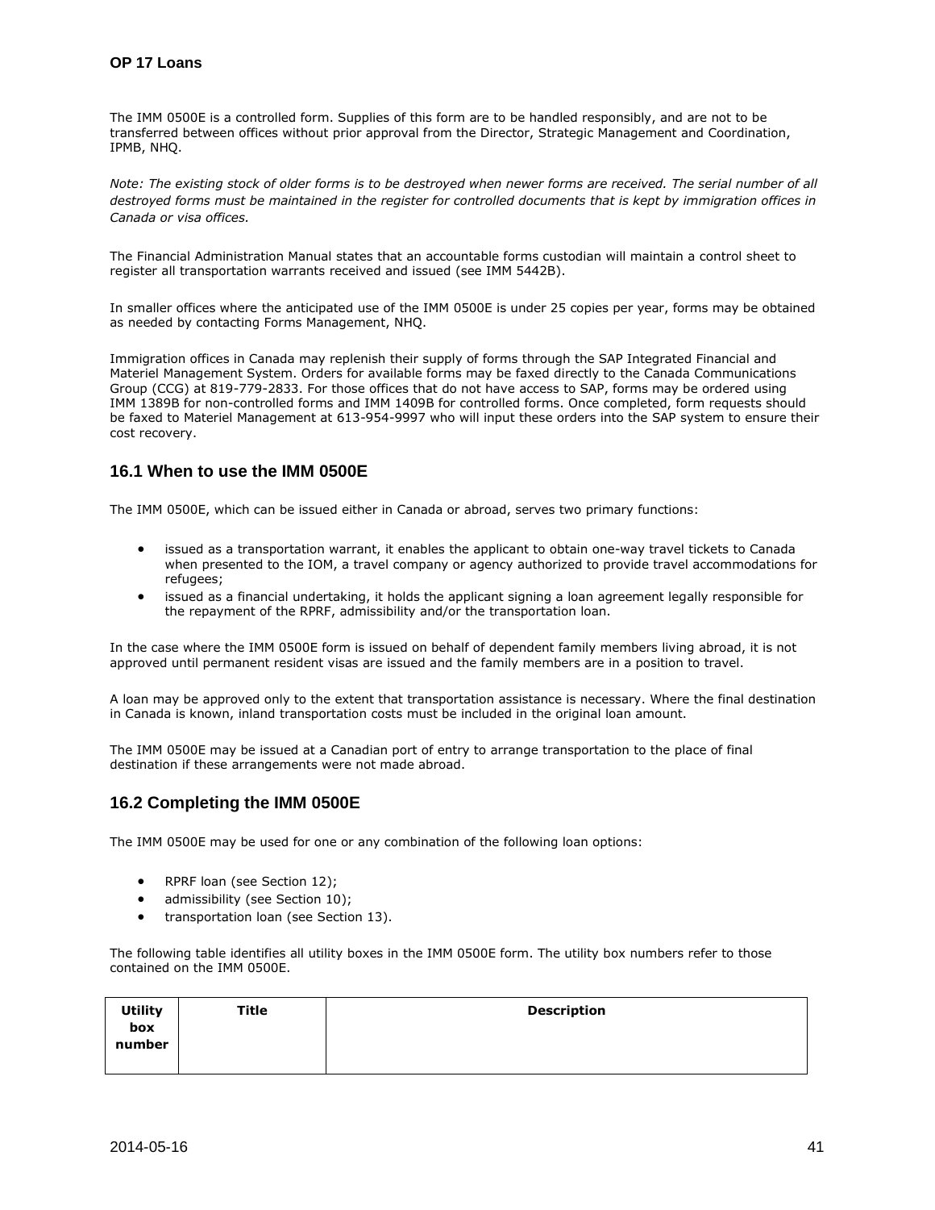The IMM 0500E is a controlled form. Supplies of this form are to be handled responsibly, and are not to be transferred between offices without prior approval from the Director, Strategic Management and Coordination, IPMB, NHQ.

*Note: The existing stock of older forms is to be destroyed when newer forms are received. The serial number of all destroyed forms must be maintained in the register for controlled documents that is kept by immigration offices in Canada or visa offices.*

The Financial Administration Manual states that an accountable forms custodian will maintain a control sheet to register all transportation warrants received and issued (see IMM 5442B).

In smaller offices where the anticipated use of the IMM 0500E is under 25 copies per year, forms may be obtained as needed by contacting Forms Management, NHQ.

Immigration offices in Canada may replenish their supply of forms through the SAP Integrated Financial and Materiel Management System. Orders for available forms may be faxed directly to the Canada Communications Group (CCG) at 819-779-2833. For those offices that do not have access to SAP, forms may be ordered using IMM 1389B for non-controlled forms and IMM 1409B for controlled forms. Once completed, form requests should be faxed to Materiel Management at 613-954-9997 who will input these orders into the SAP system to ensure their cost recovery.

## 16.1 When to use the IMM 0500E

The IMM 0500E, which can be issued either in Canada or abroad, serves two primary functions:

- issued as a transportation warrant, it enables the applicant to obtain one-way travel tickets to Canada when presented to the IOM, a travel company or agency authorized to provide travel accommodations for refugees;
- issued as a financial undertaking, it holds the applicant signing a loan agreement legally responsible for the repayment of the RPRF, admissibility and/or the transportation loan.

In the case where the IMM 0500E form is issued on behalf of dependent family members living abroad, it is not approved until permanent resident visas are issued and the family members are in a position to travel.

A loan may be approved only to the extent that transportation assistance is necessary. Where the final destination in Canada is known, inland transportation costs must be included in the original loan amount.

The IMM 0500E may be issued at a Canadian port of entry to arrange transportation to the place of final destination if these arrangements were not made abroad.

## 16.2 Completing the IMM 0500E

The IMM 0500E may be used for one or any combination of the following loan options:

- RPRF loan (see Section 12);
- admissibility (see Section 10);
- transportation loan (see Section 13).

The following table identifies all utility boxes in the IMM 0500E form. The utility box numbers refer to those contained on the IMM 0500E.

| Utility box number | Title | Description |
|---|---|---|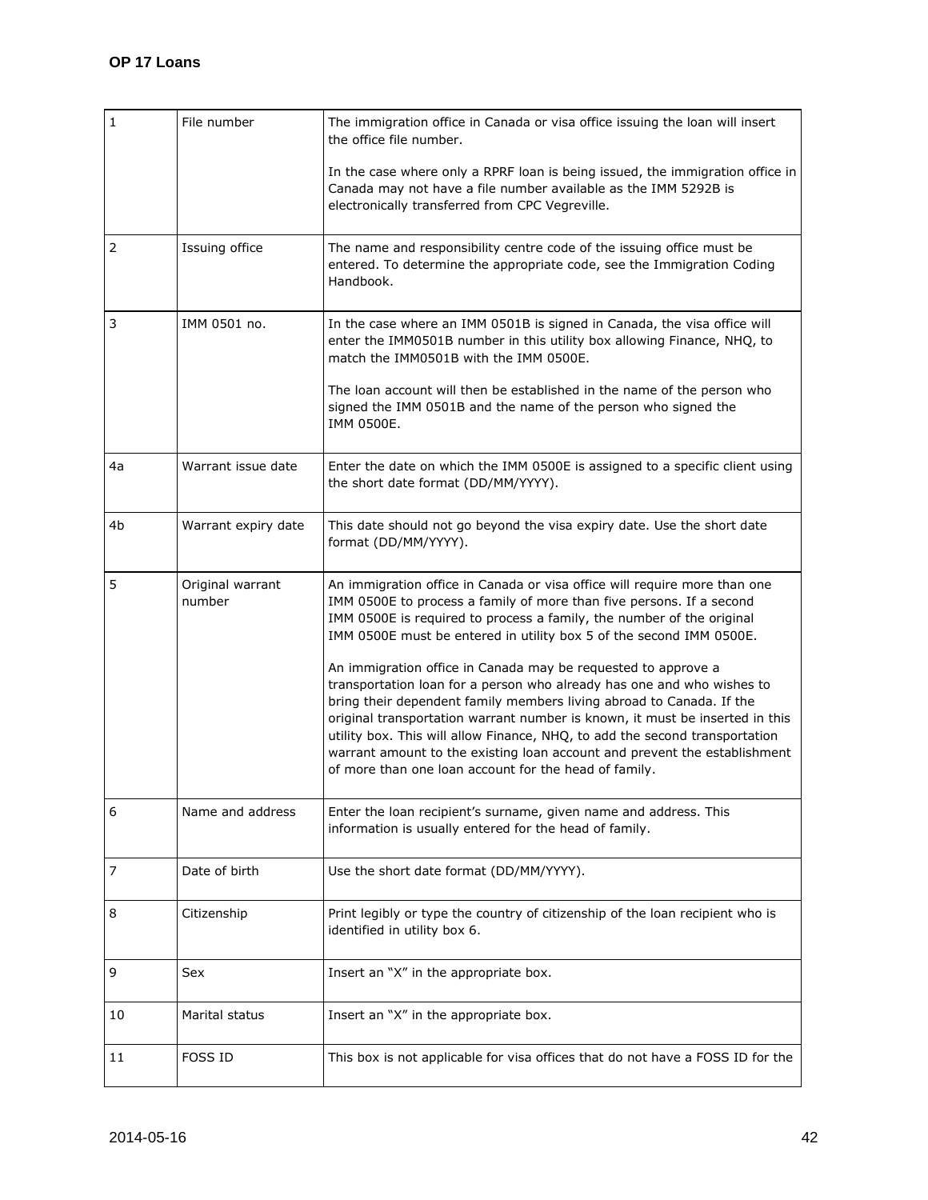| | | |
|---|---|---|
| 1 | File number | The immigration office in Canada or visa office issuing the loan will insert the office file number.<br><br>In the case where only a RPRF loan is being issued, the immigration office in Canada may not have a file number available as the IMM 5292B is electronically transferred from CPC Vegreville. |
| 2 | Issuing office | The name and responsibility centre code of the issuing office must be entered. To determine the appropriate code, see the Immigration Coding Handbook. |
| 3 | IMM 0501 no. | In the case where an IMM 0501B is signed in Canada, the visa office will enter the IMM0501B number in this utility box allowing Finance, NHQ, to match the IMM0501B with the IMM 0500E.<br><br>The loan account will then be established in the name of the person who signed the IMM 0501B and the name of the person who signed the IMM 0500E. |
| 4a | Warrant issue date | Enter the date on which the IMM 0500E is assigned to a specific client using the short date format (DD/MM/YYYY). |
| 4b | Warrant expiry date | This date should not go beyond the visa expiry date. Use the short date format (DD/MM/YYYY). |
| 5 | Original warrant number | An immigration office in Canada or visa office will require more than one IMM 0500E to process a family of more than five persons. If a second IMM 0500E is required to process a family, the number of the original IMM 0500E must be entered in utility box 5 of the second IMM 0500E.<br><br>An immigration office in Canada may be requested to approve a transportation loan for a person who already has one and who wishes to bring their dependent family members living abroad to Canada. If the original transportation warrant number is known, it must be inserted in this utility box. This will allow Finance, NHQ, to add the second transportation warrant amount to the existing loan account and prevent the establishment of more than one loan account for the head of family. |
| 6 | Name and address | Enter the loan recipient's surname, given name and address. This information is usually entered for the head of family. |
| 7 | Date of birth | Use the short date format (DD/MM/YYYY). |
| 8 | Citizenship | Print legibly or type the country of citizenship of the loan recipient who is identified in utility box 6. |
| 9 | Sex | Insert an "X" in the appropriate box. |
| 10 | Marital status | Insert an "X" in the appropriate box. |
| 11 | FOSS ID | This box is not applicable for visa offices that do not have a FOSS ID for the |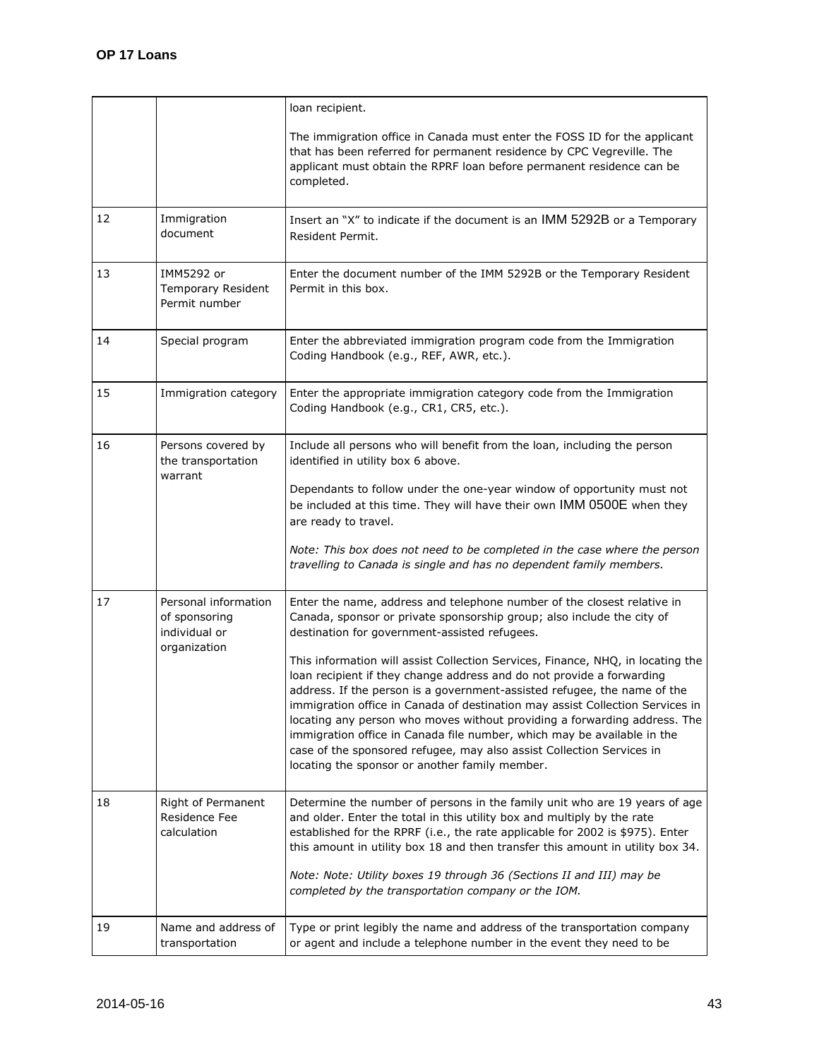| | | |
|---|---|---|
| | | loan recipient.<br><br>The immigration office in Canada must enter the FOSS ID for the applicant that has been referred for permanent residence by CPC Vegreville. The applicant must obtain the RPRF loan before permanent residence can be completed. |
| 12 | Immigration document | Insert an "X" to indicate if the document is an IMM 5292B or a Temporary Resident Permit. |
| 13 | IMM5292 or Temporary Resident Permit number | Enter the document number of the IMM 5292B or the Temporary Resident Permit in this box. |
| 14 | Special program | Enter the abbreviated immigration program code from the Immigration Coding Handbook (e.g., REF, AWR, etc.). |
| 15 | Immigration category | Enter the appropriate immigration category code from the Immigration Coding Handbook (e.g., CR1, CR5, etc.). |
| 16 | Persons covered by the transportation warrant | Include all persons who will benefit from the loan, including the person identified in utility box 6 above.<br><br>Dependants to follow under the one-year window of opportunity must not be included at this time. They will have their own IMM 0500E when they are ready to travel.<br><br>*Note: This box does not need to be completed in the case where the person travelling to Canada is single and has no dependent family members.* |
| 17 | Personal information of sponsoring individual or organization | Enter the name, address and telephone number of the closest relative in Canada, sponsor or private sponsorship group; also include the city of destination for government-assisted refugees.<br><br>This information will assist Collection Services, Finance, NHQ, in locating the loan recipient if they change address and do not provide a forwarding address. If the person is a government-assisted refugee, the name of the immigration office in Canada of destination may assist Collection Services in locating any person who moves without providing a forwarding address. The immigration office in Canada file number, which may be available in the case of the sponsored refugee, may also assist Collection Services in locating the sponsor or another family member. |
| 18 | Right of Permanent Residence Fee calculation | Determine the number of persons in the family unit who are 19 years of age and older. Enter the total in this utility box and multiply by the rate established for the RPRF (i.e., the rate applicable for 2002 is $975). Enter this amount in utility box 18 and then transfer this amount in utility box 34.<br><br>*Note: Note: Utility boxes 19 through 36 (Sections II and III) may be completed by the transportation company or the IOM.* |
| 19 | Name and address of transportation | Type or print legibly the name and address of the transportation company or agent and include a telephone number in the event they need to be |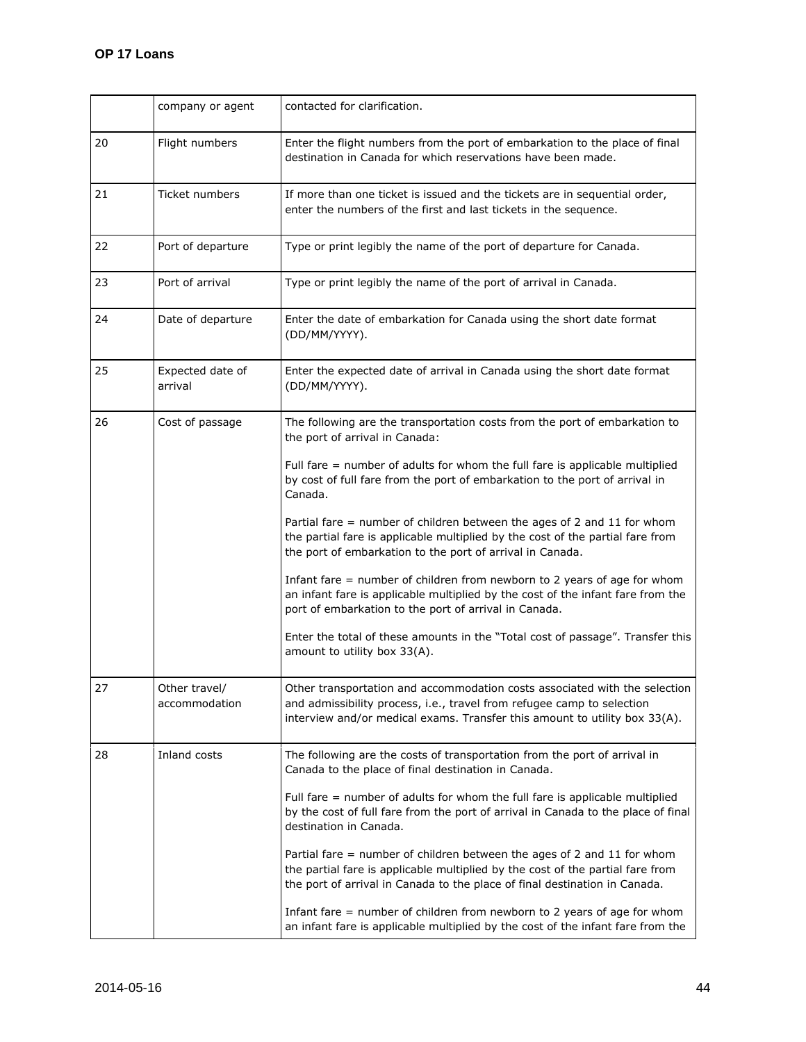| | | |
|---|---|---|
| | company or agent | contacted for clarification. |
| 20 | Flight numbers | Enter the flight numbers from the port of embarkation to the place of final destination in Canada for which reservations have been made. |
| 21 | Ticket numbers | If more than one ticket is issued and the tickets are in sequential order, enter the numbers of the first and last tickets in the sequence. |
| 22 | Port of departure | Type or print legibly the name of the port of departure for Canada. |
| 23 | Port of arrival | Type or print legibly the name of the port of arrival in Canada. |
| 24 | Date of departure | Enter the date of embarkation for Canada using the short date format (DD/MM/YYYY). |
| 25 | Expected date of arrival | Enter the expected date of arrival in Canada using the short date format (DD/MM/YYYY). |
| 26 | Cost of passage | The following are the transportation costs from the port of embarkation to the port of arrival in Canada:<br><br>Full fare = number of adults for whom the full fare is applicable multiplied by cost of full fare from the port of embarkation to the port of arrival in Canada.<br><br>Partial fare = number of children between the ages of 2 and 11 for whom the partial fare is applicable multiplied by the cost of the partial fare from the port of embarkation to the port of arrival in Canada.<br><br>Infant fare = number of children from newborn to 2 years of age for whom an infant fare is applicable multiplied by the cost of the infant fare from the port of embarkation to the port of arrival in Canada.<br><br>Enter the total of these amounts in the "Total cost of passage". Transfer this amount to utility box 33(A). |
| 27 | Other travel/ accommodation | Other transportation and accommodation costs associated with the selection and admissibility process, i.e., travel from refugee camp to selection interview and/or medical exams. Transfer this amount to utility box 33(A). |
| 28 | Inland costs | The following are the costs of transportation from the port of arrival in Canada to the place of final destination in Canada.<br><br>Full fare = number of adults for whom the full fare is applicable multiplied by the cost of full fare from the port of arrival in Canada to the place of final destination in Canada.<br><br>Partial fare = number of children between the ages of 2 and 11 for whom the partial fare is applicable multiplied by the cost of the partial fare from the port of arrival in Canada to the place of final destination in Canada.<br><br>Infant fare = number of children from newborn to 2 years of age for whom an infant fare is applicable multiplied by the cost of the infant fare from the |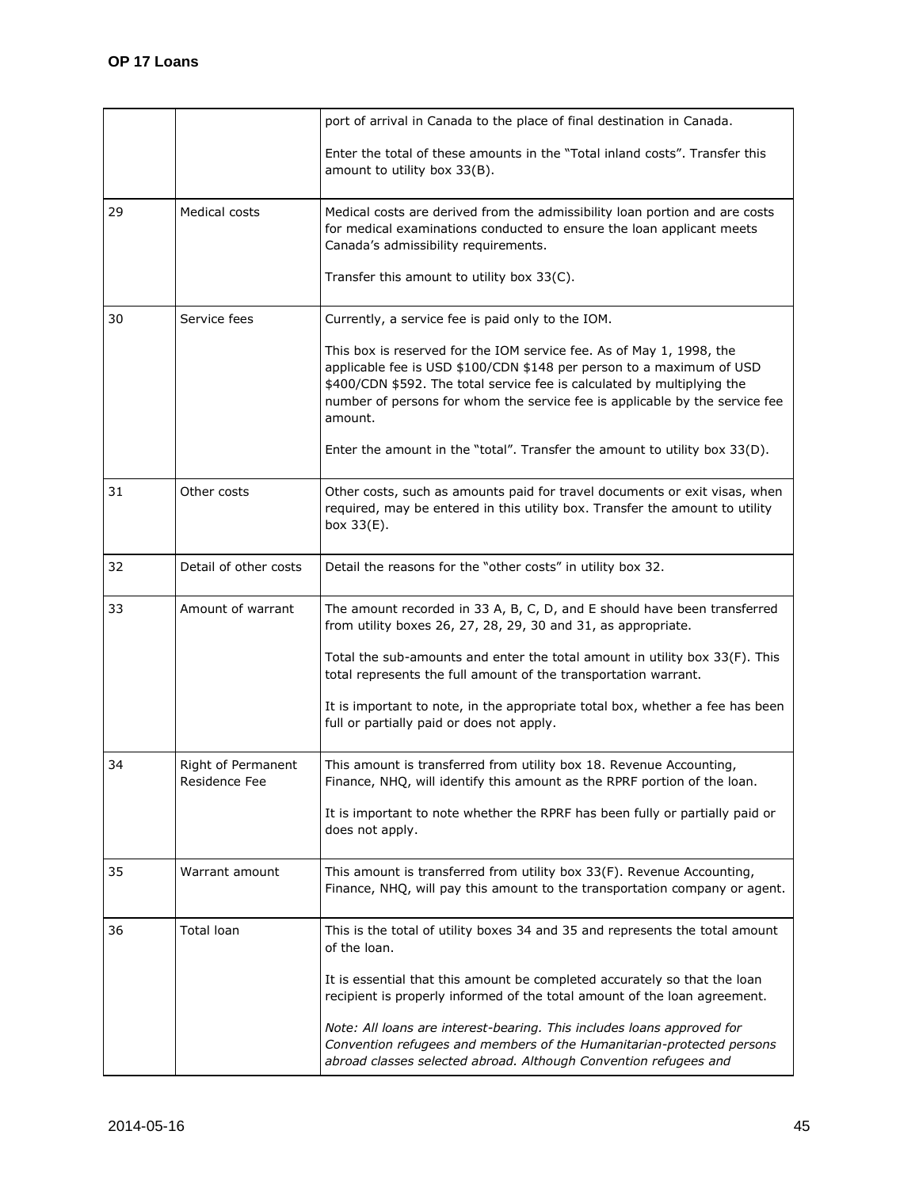| | | |
|---|---|---|
| | | port of arrival in Canada to the place of final destination in Canada.<br><br>Enter the total of these amounts in the "Total inland costs". Transfer this amount to utility box 33(B). |
| 29 | Medical costs | Medical costs are derived from the admissibility loan portion and are costs for medical examinations conducted to ensure the loan applicant meets Canada's admissibility requirements.<br><br>Transfer this amount to utility box 33(C). |
| 30 | Service fees | Currently, a service fee is paid only to the IOM.<br><br>This box is reserved for the IOM service fee. As of May 1, 1998, the applicable fee is USD $100/CDN $148 per person to a maximum of USD $400/CDN $592. The total service fee is calculated by multiplying the number of persons for whom the service fee is applicable by the service fee amount.<br><br>Enter the amount in the "total". Transfer the amount to utility box 33(D). |
| 31 | Other costs | Other costs, such as amounts paid for travel documents or exit visas, when required, may be entered in this utility box. Transfer the amount to utility box 33(E). |
| 32 | Detail of other costs | Detail the reasons for the "other costs" in utility box 32. |
| 33 | Amount of warrant | The amount recorded in 33 A, B, C, D, and E should have been transferred from utility boxes 26, 27, 28, 29, 30 and 31, as appropriate.<br><br>Total the sub-amounts and enter the total amount in utility box 33(F). This total represents the full amount of the transportation warrant.<br><br>It is important to note, in the appropriate total box, whether a fee has been full or partially paid or does not apply. |
| 34 | Right of Permanent Residence Fee | This amount is transferred from utility box 18. Revenue Accounting, Finance, NHQ, will identify this amount as the RPRF portion of the loan.<br><br>It is important to note whether the RPRF has been fully or partially paid or does not apply. |
| 35 | Warrant amount | This amount is transferred from utility box 33(F). Revenue Accounting, Finance, NHQ, will pay this amount to the transportation company or agent. |
| 36 | Total loan | This is the total of utility boxes 34 and 35 and represents the total amount of the loan.<br><br>It is essential that this amount be completed accurately so that the loan recipient is properly informed of the total amount of the loan agreement.<br><br>*Note: All loans are interest-bearing. This includes loans approved for Convention refugees and members of the Humanitarian-protected persons abroad classes selected abroad. Although Convention refugees and* |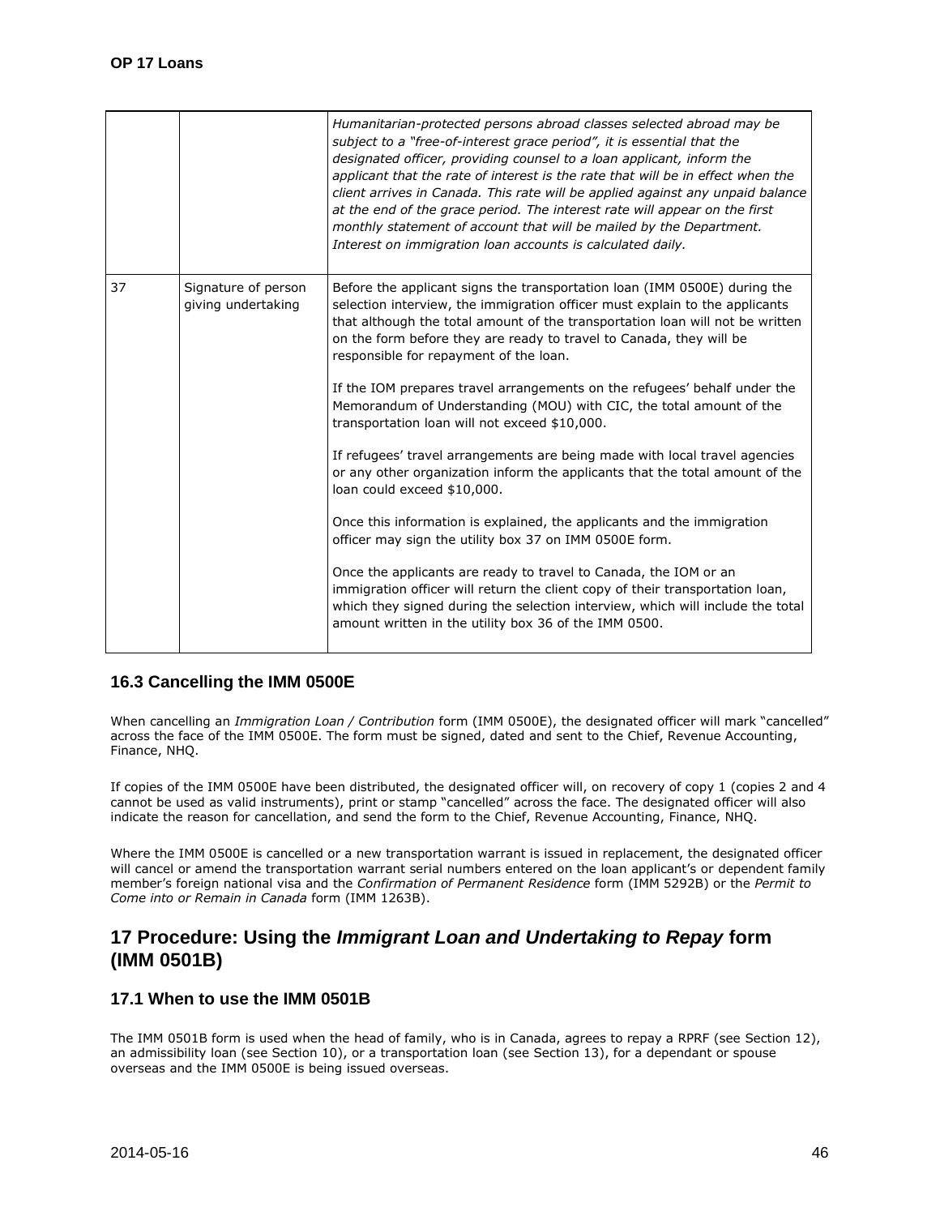| | | |
|---|---|---|
| | | *Humanitarian-protected persons abroad classes selected abroad may be subject to a "free-of-interest grace period", it is essential that the designated officer, providing counsel to a loan applicant, inform the applicant that the rate of interest is the rate that will be in effect when the client arrives in Canada. This rate will be applied against any unpaid balance at the end of the grace period. The interest rate will appear on the first monthly statement of account that will be mailed by the Department. Interest on immigration loan accounts is calculated daily.* |
| 37 | Signature of person giving undertaking | Before the applicant signs the transportation loan (IMM 0500E) during the selection interview, the immigration officer must explain to the applicants that although the total amount of the transportation loan will not be written on the form before they are ready to travel to Canada, they will be responsible for repayment of the loan.<br><br>If the IOM prepares travel arrangements on the refugees' behalf under the Memorandum of Understanding (MOU) with CIC, the total amount of the transportation loan will not exceed $10,000.<br><br>If refugees' travel arrangements are being made with local travel agencies or any other organization inform the applicants that the total amount of the loan could exceed $10,000.<br><br>Once this information is explained, the applicants and the immigration officer may sign the utility box 37 on IMM 0500E form.<br><br>Once the applicants are ready to travel to Canada, the IOM or an immigration officer will return the client copy of their transportation loan, which they signed during the selection interview, which will include the total amount written in the utility box 36 of the IMM 0500. |

### 16.3 Cancelling the IMM 0500E

When cancelling an *Immigration Loan / Contribution* form (IMM 0500E), the designated officer will mark "cancelled" across the face of the IMM 0500E. The form must be signed, dated and sent to the Chief, Revenue Accounting, Finance, NHQ.

If copies of the IMM 0500E have been distributed, the designated officer will, on recovery of copy 1 (copies 2 and 4 cannot be used as valid instruments), print or stamp "cancelled" across the face. The designated officer will also indicate the reason for cancellation, and send the form to the Chief, Revenue Accounting, Finance, NHQ.

Where the IMM 0500E is cancelled or a new transportation warrant is issued in replacement, the designated officer will cancel or amend the transportation warrant serial numbers entered on the loan applicant's or dependent family member's foreign national visa and the *Confirmation of Permanent Residence* form (IMM 5292B) or the *Permit to Come into or Remain in Canada* form (IMM 1263B).

## 17 Procedure: Using the *Immigrant Loan and Undertaking to Repay* form (IMM 0501B)

### 17.1 When to use the IMM 0501B

The IMM 0501B form is used when the head of family, who is in Canada, agrees to repay a RPRF (see Section 12), an admissibility loan (see Section 10), or a transportation loan (see Section 13), for a dependant or spouse overseas and the IMM 0500E is being issued overseas.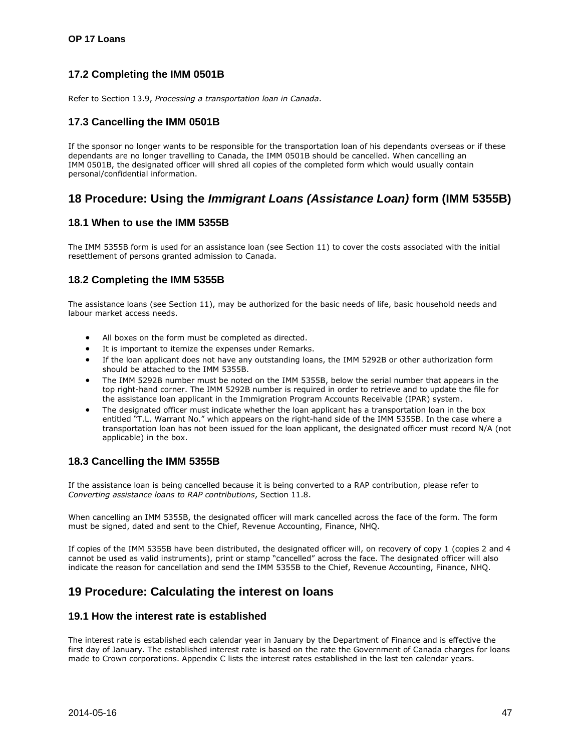### 17.2 Completing the IMM 0501B

Refer to Section 13.9, *Processing a transportation loan in Canada*.

### 17.3 Cancelling the IMM 0501B

If the sponsor no longer wants to be responsible for the transportation loan of his dependants overseas or if these dependants are no longer travelling to Canada, the IMM 0501B should be cancelled. When cancelling an IMM 0501B, the designated officer will shred all copies of the completed form which would usually contain personal/confidential information.

## 18 Procedure: Using the *Immigrant Loans (Assistance Loan)* form (IMM 5355B)

### 18.1 When to use the IMM 5355B

The IMM 5355B form is used for an assistance loan (see Section 11) to cover the costs associated with the initial resettlement of persons granted admission to Canada.

### 18.2 Completing the IMM 5355B

The assistance loans (see Section 11), may be authorized for the basic needs of life, basic household needs and labour market access needs.

- All boxes on the form must be completed as directed.
- It is important to itemize the expenses under Remarks.
- If the loan applicant does not have any outstanding loans, the IMM 5292B or other authorization form should be attached to the IMM 5355B.
- The IMM 5292B number must be noted on the IMM 5355B, below the serial number that appears in the top right-hand corner. The IMM 5292B number is required in order to retrieve and to update the file for the assistance loan applicant in the Immigration Program Accounts Receivable (IPAR) system.
- The designated officer must indicate whether the loan applicant has a transportation loan in the box entitled "T.L. Warrant No." which appears on the right-hand side of the IMM 5355B. In the case where a transportation loan has not been issued for the loan applicant, the designated officer must record N/A (not applicable) in the box.

### 18.3 Cancelling the IMM 5355B

If the assistance loan is being cancelled because it is being converted to a RAP contribution, please refer to *Converting assistance loans to RAP contributions*, Section 11.8.

When cancelling an IMM 5355B, the designated officer will mark cancelled across the face of the form. The form must be signed, dated and sent to the Chief, Revenue Accounting, Finance, NHQ.

If copies of the IMM 5355B have been distributed, the designated officer will, on recovery of copy 1 (copies 2 and 4 cannot be used as valid instruments), print or stamp "cancelled" across the face. The designated officer will also indicate the reason for cancellation and send the IMM 5355B to the Chief, Revenue Accounting, Finance, NHQ.

## 19 Procedure: Calculating the interest on loans

### 19.1 How the interest rate is established

The interest rate is established each calendar year in January by the Department of Finance and is effective the first day of January. The established interest rate is based on the rate the Government of Canada charges for loans made to Crown corporations. Appendix C lists the interest rates established in the last ten calendar years.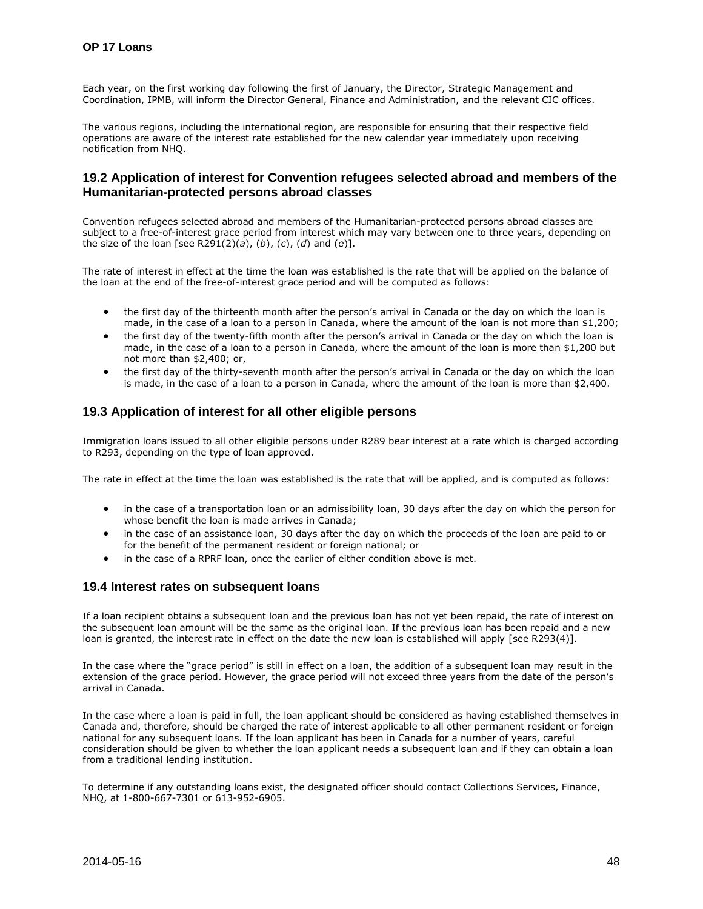Each year, on the first working day following the first of January, the Director, Strategic Management and Coordination, IPMB, will inform the Director General, Finance and Administration, and the relevant CIC offices.

The various regions, including the international region, are responsible for ensuring that their respective field operations are aware of the interest rate established for the new calendar year immediately upon receiving notification from NHQ.

## 19.2 Application of interest for Convention refugees selected abroad and members of the Humanitarian-protected persons abroad classes

Convention refugees selected abroad and members of the Humanitarian-protected persons abroad classes are subject to a free-of-interest grace period from interest which may vary between one to three years, depending on the size of the loan [see R291(2)(*a*), (*b*), (*c*), (*d*) and (*e*)].

The rate of interest in effect at the time the loan was established is the rate that will be applied on the balance of the loan at the end of the free-of-interest grace period and will be computed as follows:

- the first day of the thirteenth month after the person's arrival in Canada or the day on which the loan is made, in the case of a loan to a person in Canada, where the amount of the loan is not more than $1,200;
- the first day of the twenty-fifth month after the person's arrival in Canada or the day on which the loan is made, in the case of a loan to a person in Canada, where the amount of the loan is more than $1,200 but not more than $2,400; or,
- the first day of the thirty-seventh month after the person's arrival in Canada or the day on which the loan is made, in the case of a loan to a person in Canada, where the amount of the loan is more than $2,400.

## 19.3 Application of interest for all other eligible persons

Immigration loans issued to all other eligible persons under R289 bear interest at a rate which is charged according to R293, depending on the type of loan approved.

The rate in effect at the time the loan was established is the rate that will be applied, and is computed as follows:

- in the case of a transportation loan or an admissibility loan, 30 days after the day on which the person for whose benefit the loan is made arrives in Canada;
- in the case of an assistance loan, 30 days after the day on which the proceeds of the loan are paid to or for the benefit of the permanent resident or foreign national; or
- in the case of a RPRF loan, once the earlier of either condition above is met.

## 19.4 Interest rates on subsequent loans

If a loan recipient obtains a subsequent loan and the previous loan has not yet been repaid, the rate of interest on the subsequent loan amount will be the same as the original loan. If the previous loan has been repaid and a new loan is granted, the interest rate in effect on the date the new loan is established will apply [see R293(4)].

In the case where the "grace period" is still in effect on a loan, the addition of a subsequent loan may result in the extension of the grace period. However, the grace period will not exceed three years from the date of the person's arrival in Canada.

In the case where a loan is paid in full, the loan applicant should be considered as having established themselves in Canada and, therefore, should be charged the rate of interest applicable to all other permanent resident or foreign national for any subsequent loans. If the loan applicant has been in Canada for a number of years, careful consideration should be given to whether the loan applicant needs a subsequent loan and if they can obtain a loan from a traditional lending institution.

To determine if any outstanding loans exist, the designated officer should contact Collections Services, Finance, NHQ, at 1-800-667-7301 or 613-952-6905.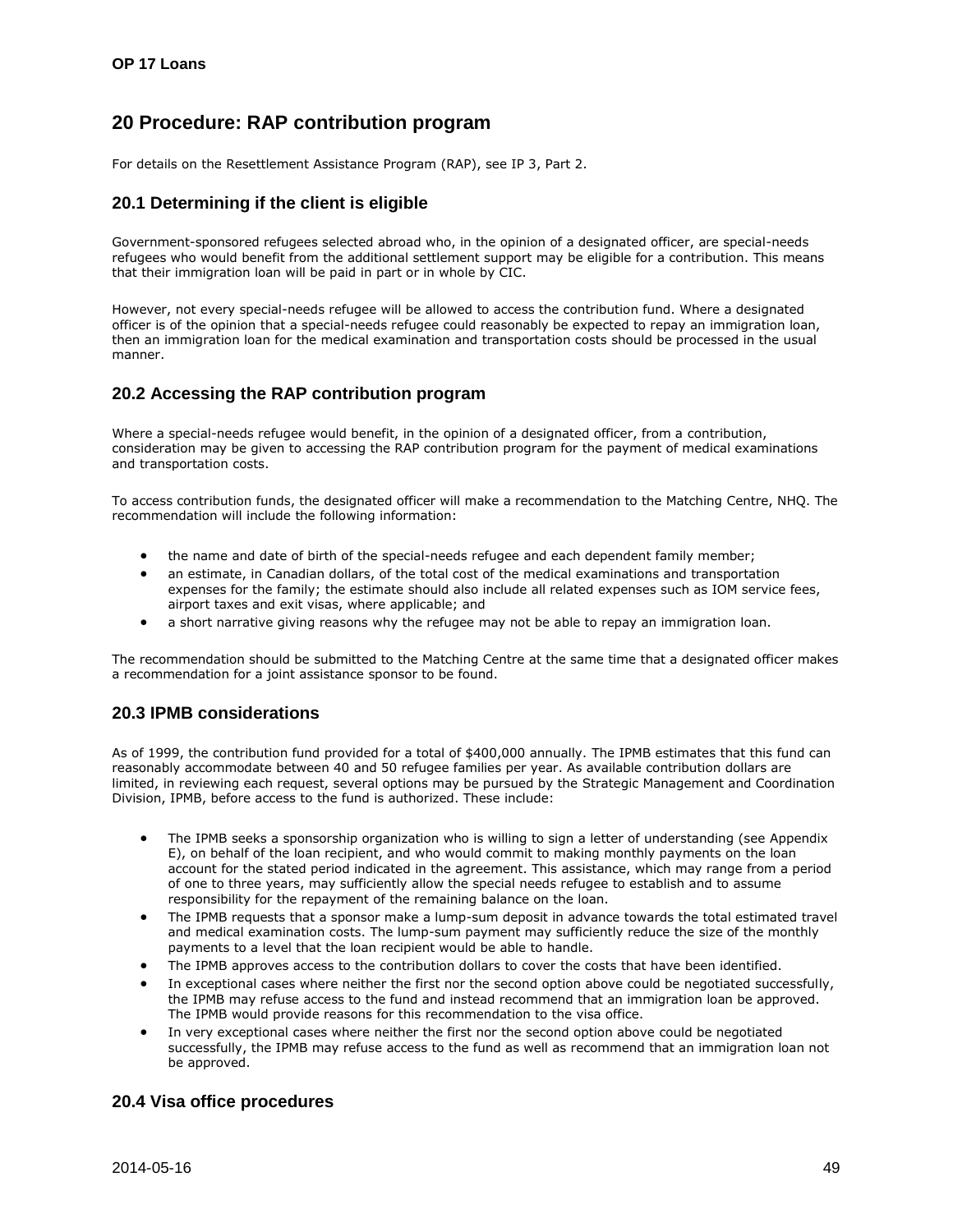## 20 Procedure: RAP contribution program

For details on the Resettlement Assistance Program (RAP), see IP 3, Part 2.

### 20.1 Determining if the client is eligible

Government-sponsored refugees selected abroad who, in the opinion of a designated officer, are special-needs refugees who would benefit from the additional settlement support may be eligible for a contribution. This means that their immigration loan will be paid in part or in whole by CIC.

However, not every special-needs refugee will be allowed to access the contribution fund. Where a designated officer is of the opinion that a special-needs refugee could reasonably be expected to repay an immigration loan, then an immigration loan for the medical examination and transportation costs should be processed in the usual manner.

### 20.2 Accessing the RAP contribution program

Where a special-needs refugee would benefit, in the opinion of a designated officer, from a contribution, consideration may be given to accessing the RAP contribution program for the payment of medical examinations and transportation costs.

To access contribution funds, the designated officer will make a recommendation to the Matching Centre, NHQ. The recommendation will include the following information:

- the name and date of birth of the special-needs refugee and each dependent family member;
- an estimate, in Canadian dollars, of the total cost of the medical examinations and transportation expenses for the family; the estimate should also include all related expenses such as IOM service fees, airport taxes and exit visas, where applicable; and
- a short narrative giving reasons why the refugee may not be able to repay an immigration loan.

The recommendation should be submitted to the Matching Centre at the same time that a designated officer makes a recommendation for a joint assistance sponsor to be found.

### 20.3 IPMB considerations

As of 1999, the contribution fund provided for a total of $400,000 annually. The IPMB estimates that this fund can reasonably accommodate between 40 and 50 refugee families per year. As available contribution dollars are limited, in reviewing each request, several options may be pursued by the Strategic Management and Coordination Division, IPMB, before access to the fund is authorized. These include:

- The IPMB seeks a sponsorship organization who is willing to sign a letter of understanding (see Appendix E), on behalf of the loan recipient, and who would commit to making monthly payments on the loan account for the stated period indicated in the agreement. This assistance, which may range from a period of one to three years, may sufficiently allow the special needs refugee to establish and to assume responsibility for the repayment of the remaining balance on the loan.
- The IPMB requests that a sponsor make a lump-sum deposit in advance towards the total estimated travel and medical examination costs. The lump-sum payment may sufficiently reduce the size of the monthly payments to a level that the loan recipient would be able to handle.
- The IPMB approves access to the contribution dollars to cover the costs that have been identified.
- In exceptional cases where neither the first nor the second option above could be negotiated successfully, the IPMB may refuse access to the fund and instead recommend that an immigration loan be approved. The IPMB would provide reasons for this recommendation to the visa office.
- In very exceptional cases where neither the first nor the second option above could be negotiated successfully, the IPMB may refuse access to the fund as well as recommend that an immigration loan not be approved.

### 20.4 Visa office procedures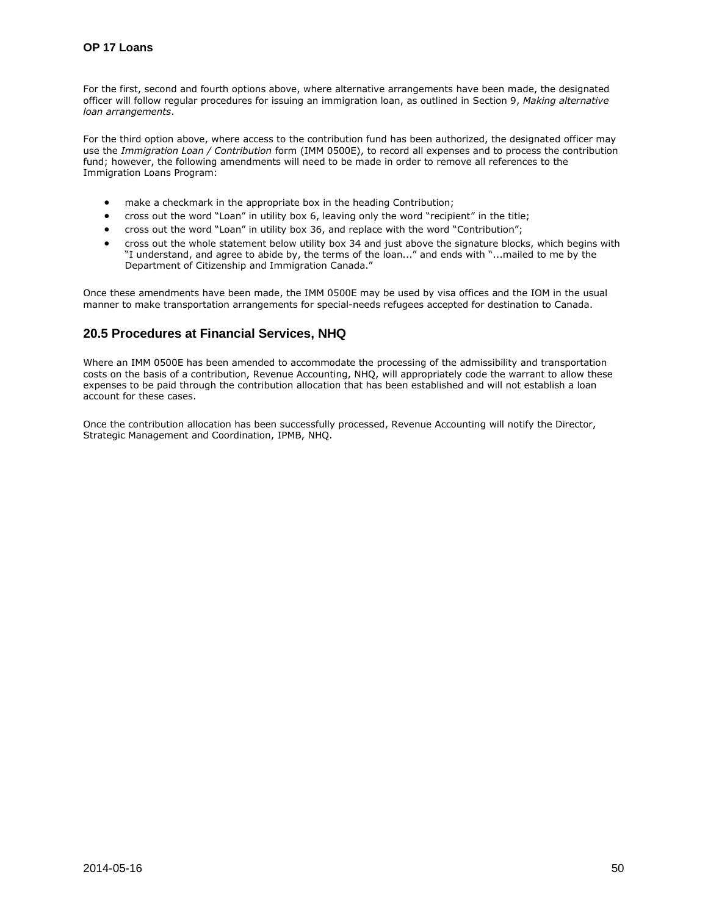For the first, second and fourth options above, where alternative arrangements have been made, the designated officer will follow regular procedures for issuing an immigration loan, as outlined in Section 9, *Making alternative loan arrangements*.

For the third option above, where access to the contribution fund has been authorized, the designated officer may use the *Immigration Loan / Contribution* form (IMM 0500E), to record all expenses and to process the contribution fund; however, the following amendments will need to be made in order to remove all references to the Immigration Loans Program:

- make a checkmark in the appropriate box in the heading Contribution;
- cross out the word "Loan" in utility box 6, leaving only the word "recipient" in the title;
- cross out the word "Loan" in utility box 36, and replace with the word "Contribution";
- cross out the whole statement below utility box 34 and just above the signature blocks, which begins with "I understand, and agree to abide by, the terms of the loan..." and ends with "...mailed to me by the Department of Citizenship and Immigration Canada."

Once these amendments have been made, the IMM 0500E may be used by visa offices and the IOM in the usual manner to make transportation arrangements for special-needs refugees accepted for destination to Canada.

## 20.5 Procedures at Financial Services, NHQ

Where an IMM 0500E has been amended to accommodate the processing of the admissibility and transportation costs on the basis of a contribution, Revenue Accounting, NHQ, will appropriately code the warrant to allow these expenses to be paid through the contribution allocation that has been established and will not establish a loan account for these cases.

Once the contribution allocation has been successfully processed, Revenue Accounting will notify the Director, Strategic Management and Coordination, IPMB, NHQ.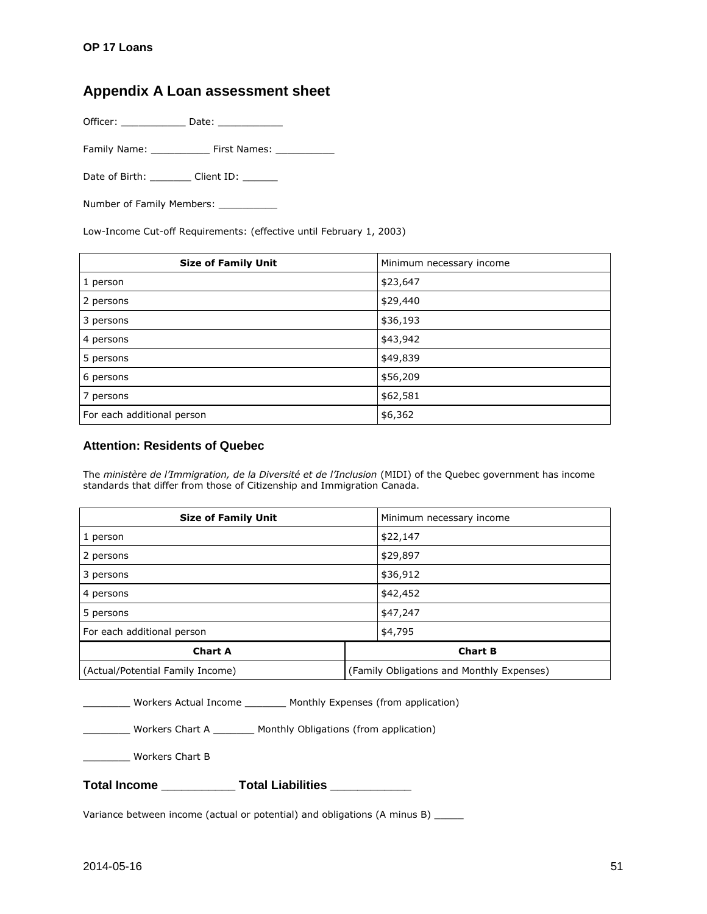## Appendix A Loan assessment sheet

Officer: ___________ Date: ___________

Family Name: __________ First Names: __________

Date of Birth: _______ Client ID: ______

Number of Family Members: __________

Low-Income Cut-off Requirements: (effective until February 1, 2003)

| Size of Family Unit | Minimum necessary income |
|---|---|
| 1 person | $23,647 |
| 2 persons | $29,440 |
| 3 persons | $36,193 |
| 4 persons | $43,942 |
| 5 persons | $49,839 |
| 6 persons | $56,209 |
| 7 persons | $62,581 |
| For each additional person | $6,362 |

### Attention: Residents of Quebec

The *ministère de l'Immigration, de la Diversité et de l'Inclusion* (MIDI) of the Quebec government has income standards that differ from those of Citizenship and Immigration Canada.

| Size of Family Unit | Minimum necessary income |
|---|---|
| 1 person | $22,147 |
| 2 persons | $29,897 |
| 3 persons | $36,912 |
| 4 persons | $42,452 |
| 5 persons | $47,247 |
| For each additional person | $4,795 |

| Chart A | Chart B |
|---|---|
| (Actual/Potential Family Income) | (Family Obligations and Monthly Expenses) |

________ Workers Actual Income _______ Monthly Expenses (from application)

________ Workers Chart A _______ Monthly Obligations (from application)

________ Workers Chart B

**Total Income ___________ Total Liabilities ____________**

Variance between income (actual or potential) and obligations (A minus B) _____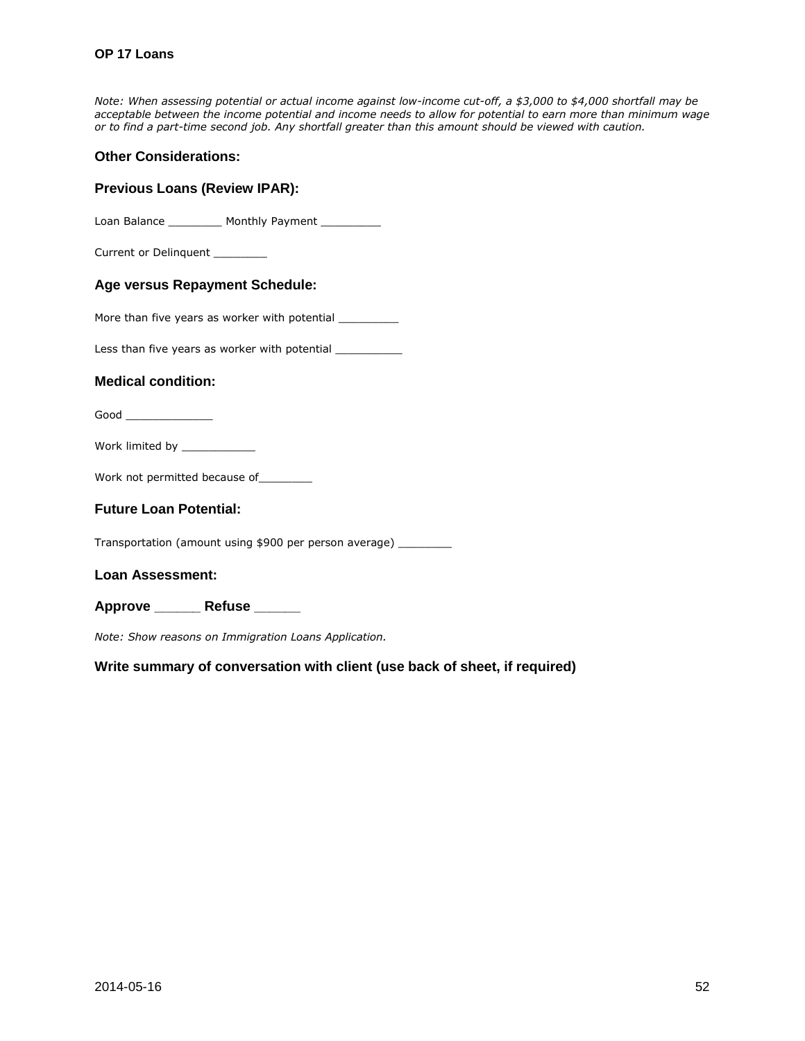**OP 17 Loans**

*Note: When assessing potential or actual income against low-income cut-off, a $3,000 to $4,000 shortfall may be acceptable between the income potential and income needs to allow for potential to earn more than minimum wage or to find a part-time second job. Any shortfall greater than this amount should be viewed with caution.*

### Other Considerations:

### Previous Loans (Review IPAR):

Loan Balance ________ Monthly Payment _________

Current or Delinquent ________

### Age versus Repayment Schedule:

More than five years as worker with potential _________

Less than five years as worker with potential __________

### Medical condition:

Good _____________

Work limited by ___________

Work not permitted because of________

### Future Loan Potential:

Transportation (amount using $900 per person average) ________

### Loan Assessment:

**Approve ______ Refuse ______**

*Note: Show reasons on Immigration Loans Application.*

### Write summary of conversation with client (use back of sheet, if required)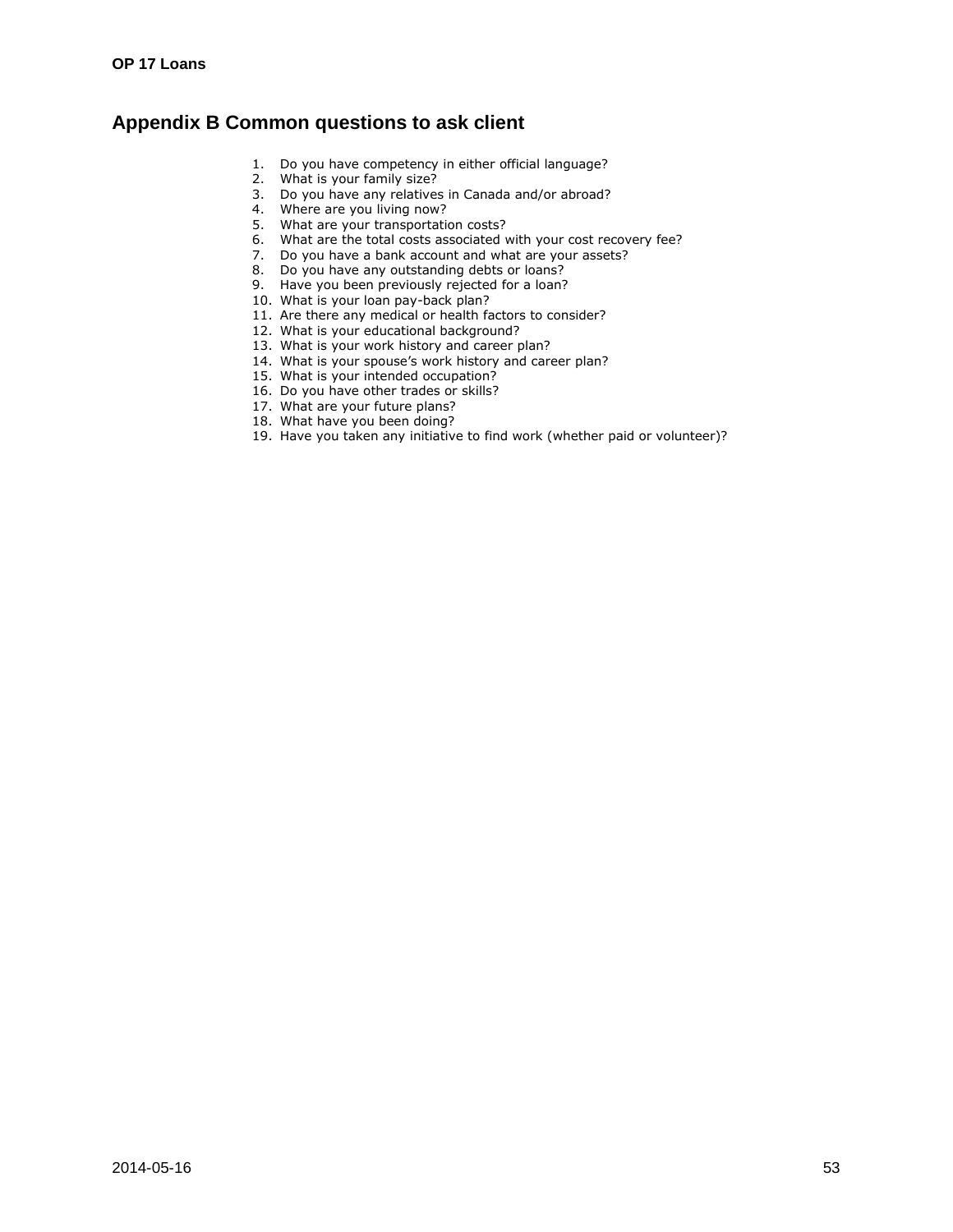## Appendix B Common questions to ask client

1. Do you have competency in either official language?
2. What is your family size?
3. Do you have any relatives in Canada and/or abroad?
4. Where are you living now?
5. What are your transportation costs?
6. What are the total costs associated with your cost recovery fee?
7. Do you have a bank account and what are your assets?
8. Do you have any outstanding debts or loans?
9. Have you been previously rejected for a loan?
10. What is your loan pay-back plan?
11. Are there any medical or health factors to consider?
12. What is your educational background?
13. What is your work history and career plan?
14. What is your spouse's work history and career plan?
15. What is your intended occupation?
16. Do you have other trades or skills?
17. What are your future plans?
18. What have you been doing?
19. Have you taken any initiative to find work (whether paid or volunteer)?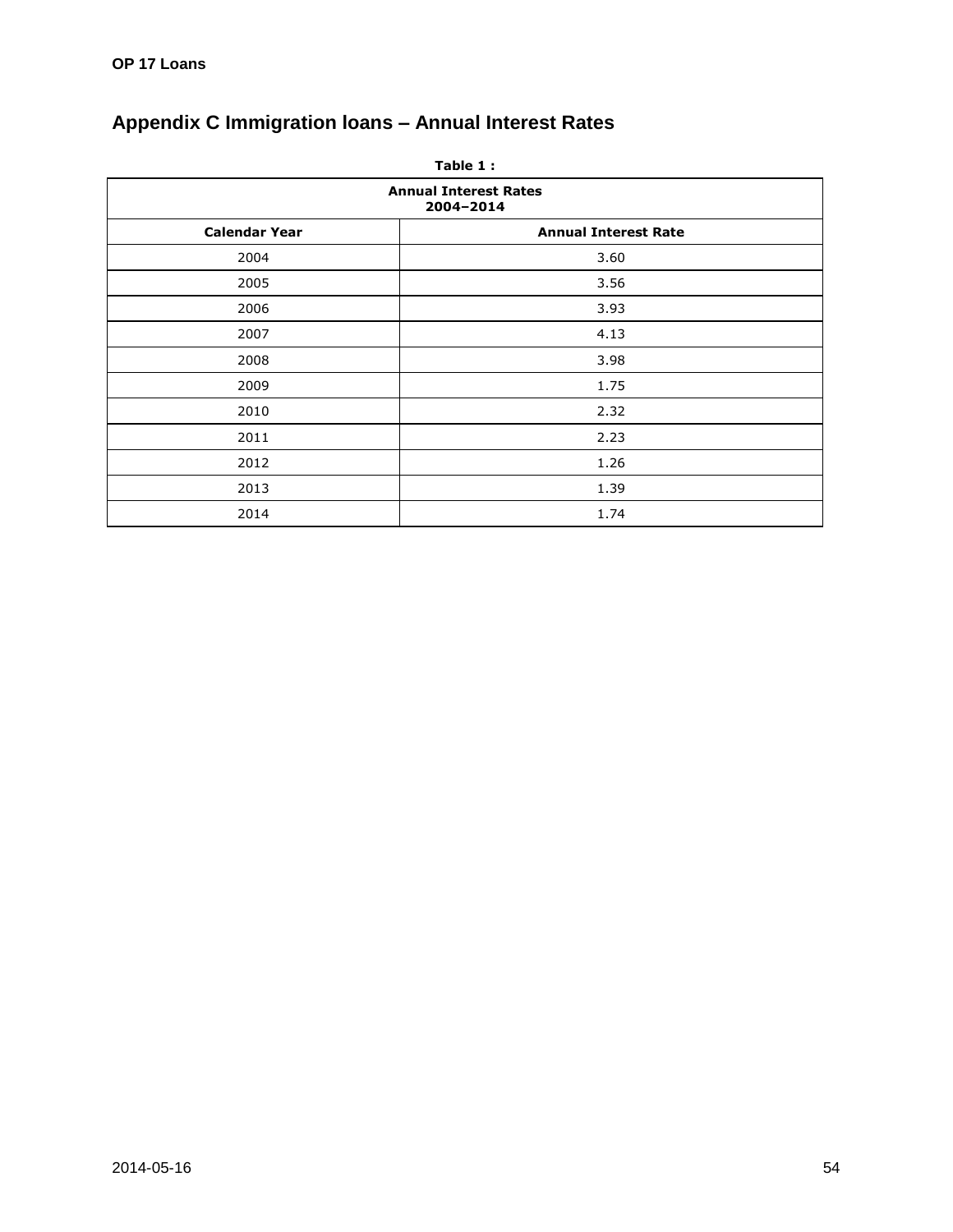## Appendix C Immigration loans – Annual Interest Rates

**Table 1 :**

| Annual Interest Rates 2004–2014 | |
|---|---|
| **Calendar Year** | **Annual Interest Rate** |
| 2004 | 3.60 |
| 2005 | 3.56 |
| 2006 | 3.93 |
| 2007 | 4.13 |
| 2008 | 3.98 |
| 2009 | 1.75 |
| 2010 | 2.32 |
| 2011 | 2.23 |
| 2012 | 1.26 |
| 2013 | 1.39 |
| 2014 | 1.74 |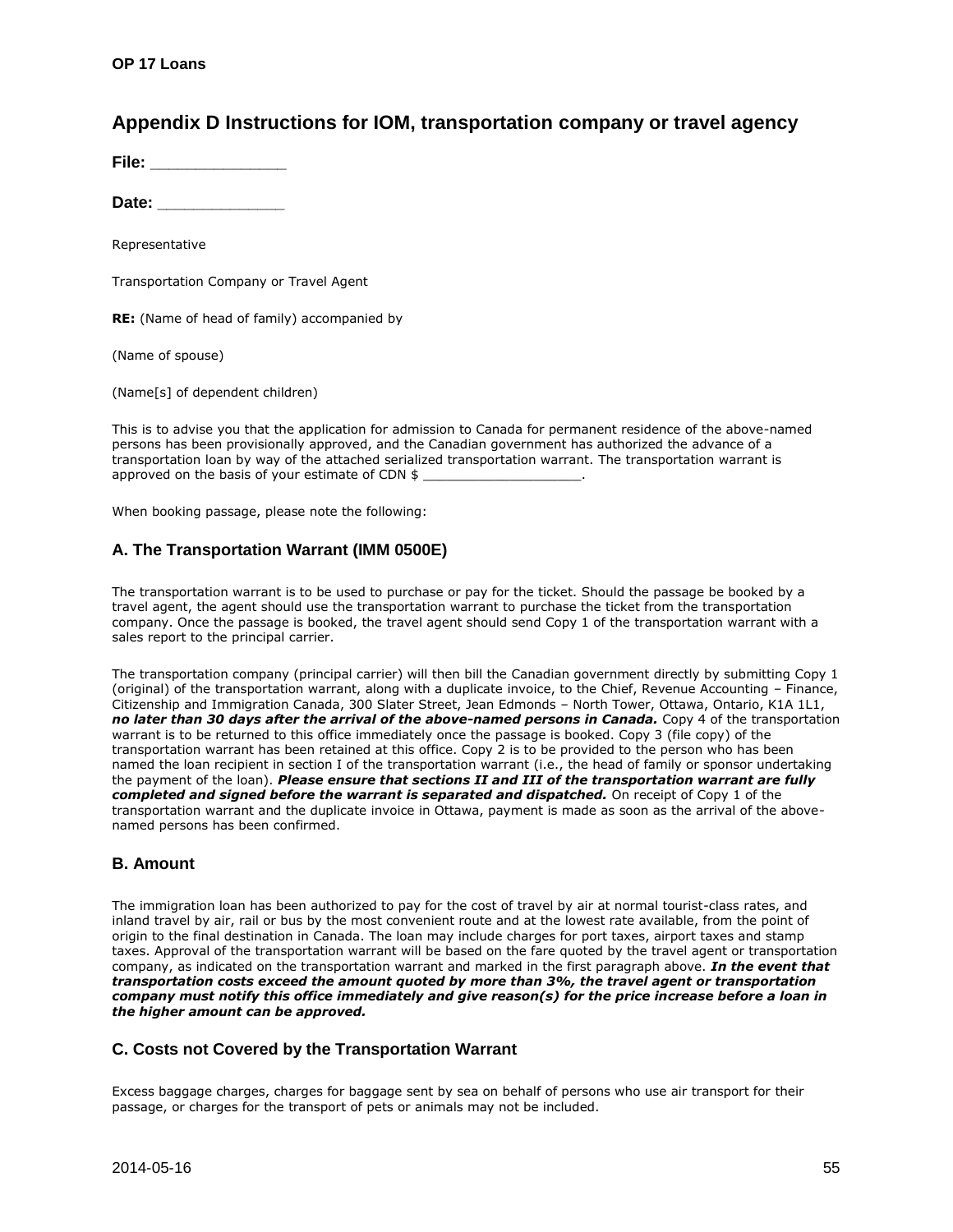# Appendix D Instructions for IOM, transportation company or travel agency

**File: _______________**

**Date: ______________**

Representative

Transportation Company or Travel Agent

**RE:** (Name of head of family) accompanied by

(Name of spouse)

(Name[s] of dependent children)

This is to advise you that the application for admission to Canada for permanent residence of the above-named persons has been provisionally approved, and the Canadian government has authorized the advance of a transportation loan by way of the attached serialized transportation warrant. The transportation warrant is approved on the basis of your estimate of CDN $ ____________________.

When booking passage, please note the following:

## A. The Transportation Warrant (IMM 0500E)

The transportation warrant is to be used to purchase or pay for the ticket. Should the passage be booked by a travel agent, the agent should use the transportation warrant to purchase the ticket from the transportation company. Once the passage is booked, the travel agent should send Copy 1 of the transportation warrant with a sales report to the principal carrier.

The transportation company (principal carrier) will then bill the Canadian government directly by submitting Copy 1 (original) of the transportation warrant, along with a duplicate invoice, to the Chief, Revenue Accounting – Finance, Citizenship and Immigration Canada, 300 Slater Street, Jean Edmonds – North Tower, Ottawa, Ontario, K1A 1L1, ***no later than 30 days after the arrival of the above-named persons in Canada.*** Copy 4 of the transportation warrant is to be returned to this office immediately once the passage is booked. Copy 3 (file copy) of the transportation warrant has been retained at this office. Copy 2 is to be provided to the person who has been named the loan recipient in section I of the transportation warrant (i.e., the head of family or sponsor undertaking the payment of the loan). ***Please ensure that sections II and III of the transportation warrant are fully completed and signed before the warrant is separated and dispatched.*** On receipt of Copy 1 of the transportation warrant and the duplicate invoice in Ottawa, payment is made as soon as the arrival of the above-named persons has been confirmed.

## B. Amount

The immigration loan has been authorized to pay for the cost of travel by air at normal tourist-class rates, and inland travel by air, rail or bus by the most convenient route and at the lowest rate available, from the point of origin to the final destination in Canada. The loan may include charges for port taxes, airport taxes and stamp taxes. Approval of the transportation warrant will be based on the fare quoted by the travel agent or transportation company, as indicated on the transportation warrant and marked in the first paragraph above. ***In the event that transportation costs exceed the amount quoted by more than 3%, the travel agent or transportation company must notify this office immediately and give reason(s) for the price increase before a loan in the higher amount can be approved.***

## C. Costs not Covered by the Transportation Warrant

Excess baggage charges, charges for baggage sent by sea on behalf of persons who use air transport for their passage, or charges for the transport of pets or animals may not be included.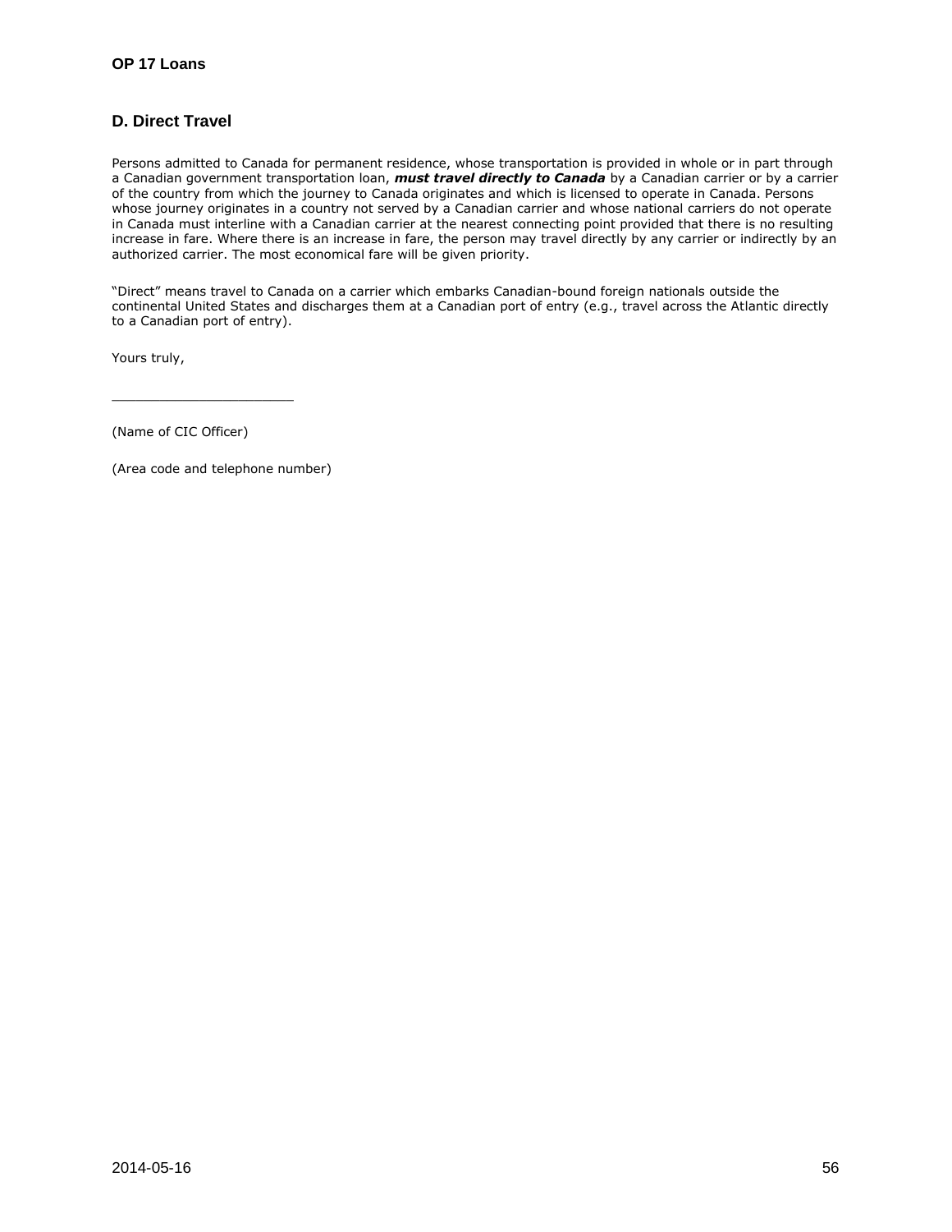## D. Direct Travel

Persons admitted to Canada for permanent residence, whose transportation is provided in whole or in part through a Canadian government transportation loan, ***must travel directly to Canada*** by a Canadian carrier or by a carrier of the country from which the journey to Canada originates and which is licensed to operate in Canada. Persons whose journey originates in a country not served by a Canadian carrier and whose national carriers do not operate in Canada must interline with a Canadian carrier at the nearest connecting point provided that there is no resulting increase in fare. Where there is an increase in fare, the person may travel directly by any carrier or indirectly by an authorized carrier. The most economical fare will be given priority.

"Direct" means travel to Canada on a carrier which embarks Canadian-bound foreign nationals outside the continental United States and discharges them at a Canadian port of entry (e.g., travel across the Atlantic directly to a Canadian port of entry).

Yours truly,

______________________

(Name of CIC Officer)

(Area code and telephone number)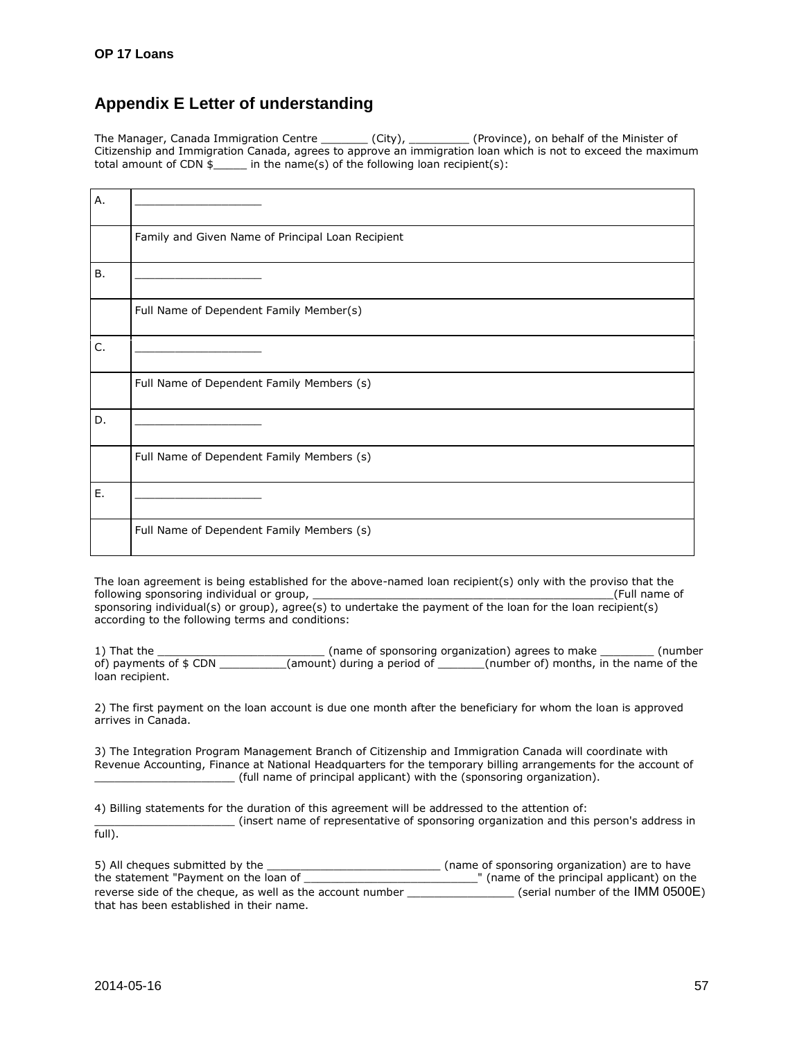# Appendix E Letter of understanding

The Manager, Canada Immigration Centre _______ (City), _________ (Province), on behalf of the Minister of Citizenship and Immigration Canada, agrees to approve an immigration loan which is not to exceed the maximum total amount of CDN $_____ in the name(s) of the following loan recipient(s):

| | |
|---|---|
| A. | ___________________ |
| | Family and Given Name of Principal Loan Recipient |
| B. | ___________________ |
| | Full Name of Dependent Family Member(s) |
| C. | ___________________ |
| | Full Name of Dependent Family Members (s) |
| D. | ___________________ |
| | Full Name of Dependent Family Members (s) |
| E. | ___________________ |
| | Full Name of Dependent Family Members (s) |

The loan agreement is being established for the above-named loan recipient(s) only with the proviso that the following sponsoring individual or group, _____________________________________________(Full name of sponsoring individual(s) or group), agree(s) to undertake the payment of the loan for the loan recipient(s) according to the following terms and conditions:

1) That the _________________________ (name of sponsoring organization) agrees to make ________ (number of) payments of $ CDN __________(amount) during a period of _______(number of) months, in the name of the loan recipient.

2) The first payment on the loan account is due one month after the beneficiary for whom the loan is approved arrives in Canada.

3) The Integration Program Management Branch of Citizenship and Immigration Canada will coordinate with Revenue Accounting, Finance at National Headquarters for the temporary billing arrangements for the account of _____________________ (full name of principal applicant) with the (sponsoring organization).

4) Billing statements for the duration of this agreement will be addressed to the attention of: _____________________ (insert name of representative of sponsoring organization and this person's address in full).

5) All cheques submitted by the __________________________ (name of sponsoring organization) are to have the statement "Payment on the loan of ___________________________" (name of the principal applicant) on the reverse side of the cheque, as well as the account number ________________ (serial number of the IMM 0500E) that has been established in their name.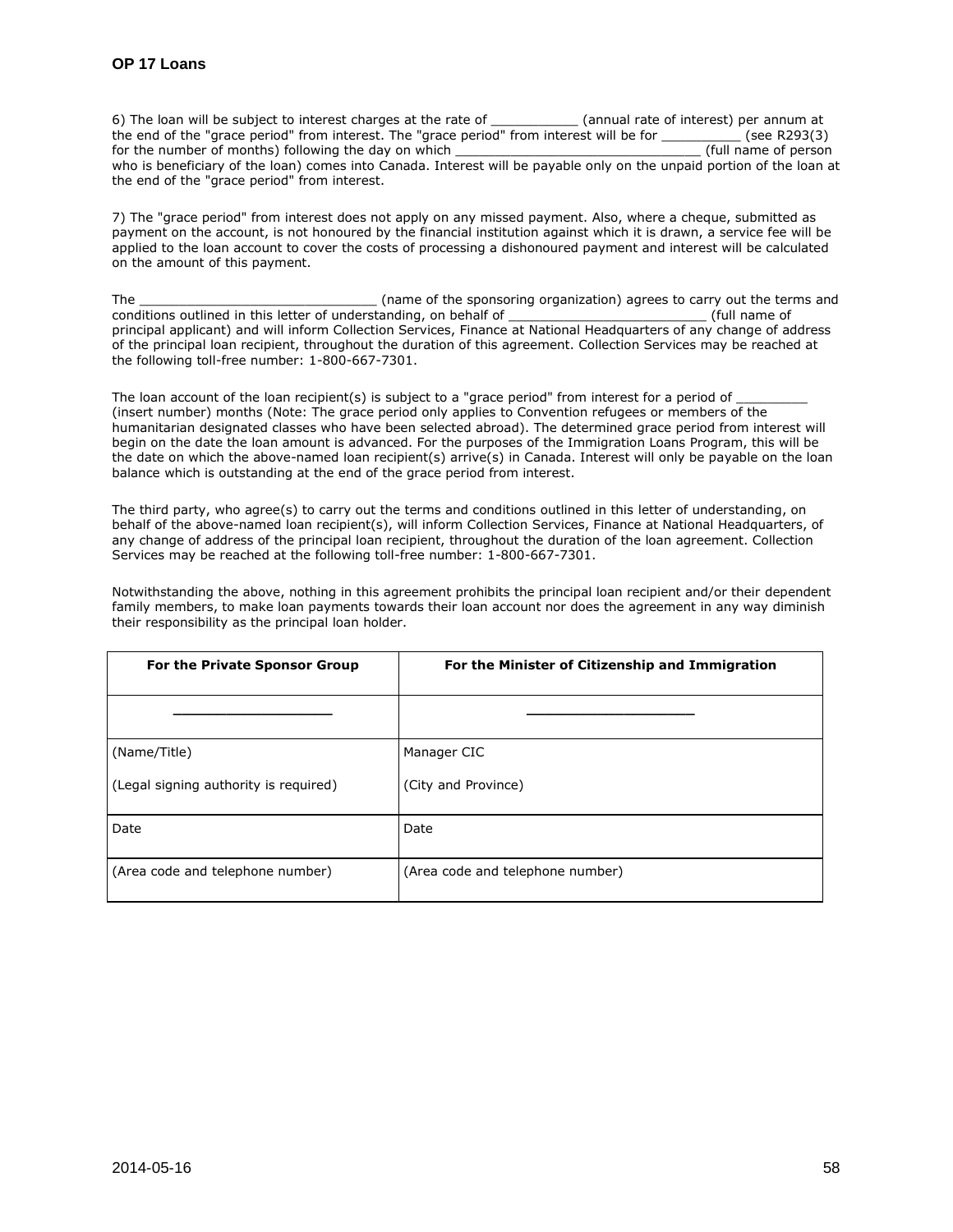6) The loan will be subject to interest charges at the rate of ___________ (annual rate of interest) per annum at the end of the "grace period" from interest. The "grace period" from interest will be for __________ (see R293(3) for the number of months) following the day on which _______________________________ (full name of person who is beneficiary of the loan) comes into Canada. Interest will be payable only on the unpaid portion of the loan at the end of the "grace period" from interest.

7) The "grace period" from interest does not apply on any missed payment. Also, where a cheque, submitted as payment on the account, is not honoured by the financial institution against which it is drawn, a service fee will be applied to the loan account to cover the costs of processing a dishonoured payment and interest will be calculated on the amount of this payment.

The ______________________________ (name of the sponsoring organization) agrees to carry out the terms and conditions outlined in this letter of understanding, on behalf of _________________________ (full name of principal applicant) and will inform Collection Services, Finance at National Headquarters of any change of address of the principal loan recipient, throughout the duration of this agreement. Collection Services may be reached at the following toll-free number: 1-800-667-7301.

The loan account of the loan recipient(s) is subject to a "grace period" from interest for a period of _________ (insert number) months (Note: The grace period only applies to Convention refugees or members of the humanitarian designated classes who have been selected abroad). The determined grace period from interest will begin on the date the loan amount is advanced. For the purposes of the Immigration Loans Program, this will be the date on which the above-named loan recipient(s) arrive(s) in Canada. Interest will only be payable on the loan balance which is outstanding at the end of the grace period from interest.

The third party, who agree(s) to carry out the terms and conditions outlined in this letter of understanding, on behalf of the above-named loan recipient(s), will inform Collection Services, Finance at National Headquarters, of any change of address of the principal loan recipient, throughout the duration of the loan agreement. Collection Services may be reached at the following toll-free number: 1-800-667-7301.

Notwithstanding the above, nothing in this agreement prohibits the principal loan recipient and/or their dependent family members, to make loan payments towards their loan account nor does the agreement in any way diminish their responsibility as the principal loan holder.

| For the Private Sponsor Group | For the Minister of Citizenship and Immigration |
|---|---|
| ___________________ | ____________________ |
| (Name/Title)<br><br>(Legal signing authority is required) | Manager CIC<br><br>(City and Province) |
| Date | Date |
| (Area code and telephone number) | (Area code and telephone number) |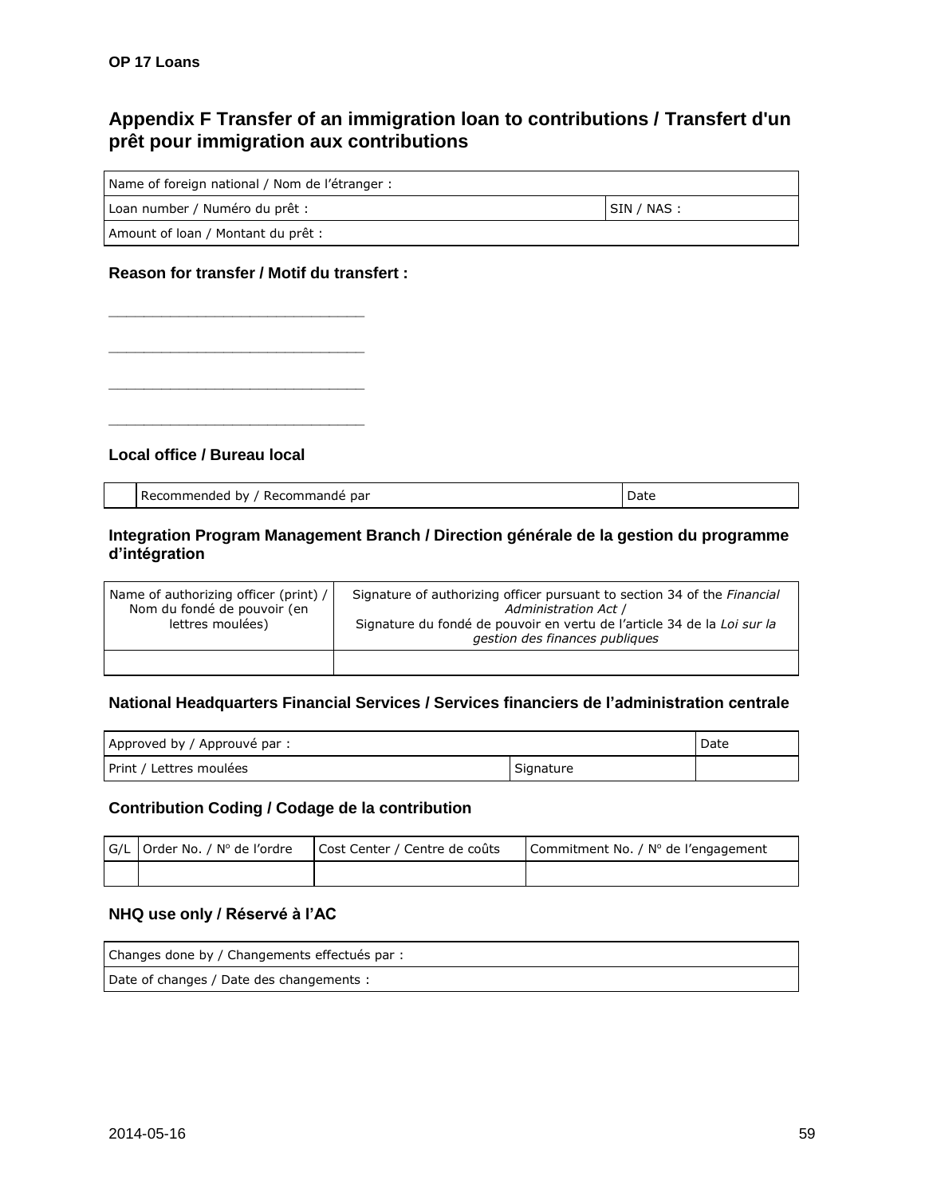## Appendix F Transfer of an immigration loan to contributions / Transfert d'un prêt pour immigration aux contributions

| | |
|---|---|
| Name of foreign national / Nom de l'étranger : | |
| Loan number / Numéro du prêt : | SIN / NAS : |
| Amount of loan / Montant du prêt : | |

**Reason for transfer / Motif du transfert :**

_______________________________

_______________________________

_______________________________

_______________________________

**Local office / Bureau local**

| | | |
|---|---|---|
| | Recommended by / Recommandé par | Date |

**Integration Program Management Branch / Direction générale de la gestion du programme d'intégration**

| Name of authorizing officer (print) / Nom du fondé de pouvoir (en lettres moulées) | Signature of authorizing officer pursuant to section 34 of the *Financial Administration Act* / Signature du fondé de pouvoir en vertu de l'article 34 de la *Loi sur la gestion des finances publiques* |
|---|---|
| | |

**National Headquarters Financial Services / Services financiers de l'administration centrale**

| | | |
|---|---|---|
| Approved by / Approuvé par : | | Date |
| Print / Lettres moulées | Signature | |

**Contribution Coding / Codage de la contribution**

| G/L | Order No. / N° de l'ordre | Cost Center / Centre de coûts | Commitment No. / N° de l'engagement |
|---|---|---|---|
| | | | |

**NHQ use only / Réservé à l'AC**

| |
|---|
| Changes done by / Changements effectués par : |
| Date of changes / Date des changements : |